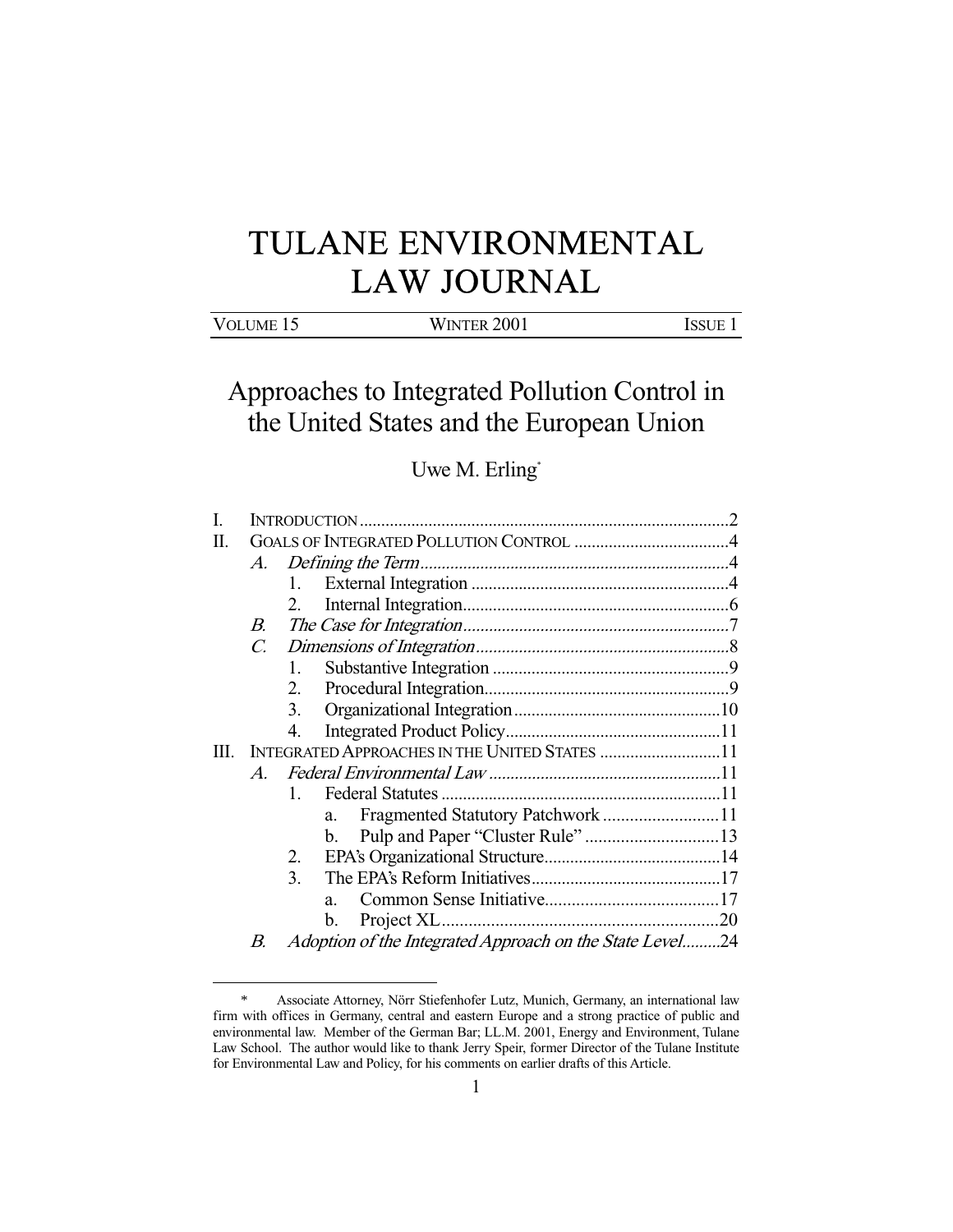# TULANE ENVIRONMENTAL LAW JOURNAL

VOLUME 15 WINTER 2001 ISSUE 1

## Approaches to Integrated Pollution Control in the United States and the European Union

Uwe M. Erling*

I. INTRODUCTION ..... 2
II. GOALS OF INTEGRATED POLLUTION CONTROL ..... 4
  A. *Defining the Term* ..... 4
    1. External Integration ..... 4
    2. Internal Integration ..... 6
  B. *The Case for Integration* ..... 7
  C. *Dimensions of Integration* ..... 8
    1. Substantive Integration ..... 9
    2. Procedural Integration ..... 9
    3. Organizational Integration ..... 10
    4. Integrated Product Policy ..... 11
III. INTEGRATED APPROACHES IN THE UNITED STATES ..... 11
  A. *Federal Environmental Law* ..... 11
    1. Federal Statutes ..... 11
      a. Fragmented Statutory Patchwork ..... 11
      b. Pulp and Paper "Cluster Rule" ..... 13
    2. EPA's Organizational Structure ..... 14
    3. The EPA's Reform Initiatives ..... 17
      a. Common Sense Initiative ..... 17
      b. Project XL ..... 20
  B. *Adoption of the Integrated Approach on the State Level* ..... 24

---

\* Associate Attorney, Nörr Stiefenhofer Lutz, Munich, Germany, an international law firm with offices in Germany, central and eastern Europe and a strong practice of public and environmental law. Member of the German Bar; LL.M. 2001, Energy and Environment, Tulane Law School. The author would like to thank Jerry Speir, former Director of the Tulane Institute for Environmental Law and Policy, for his comments on earlier drafts of this Article.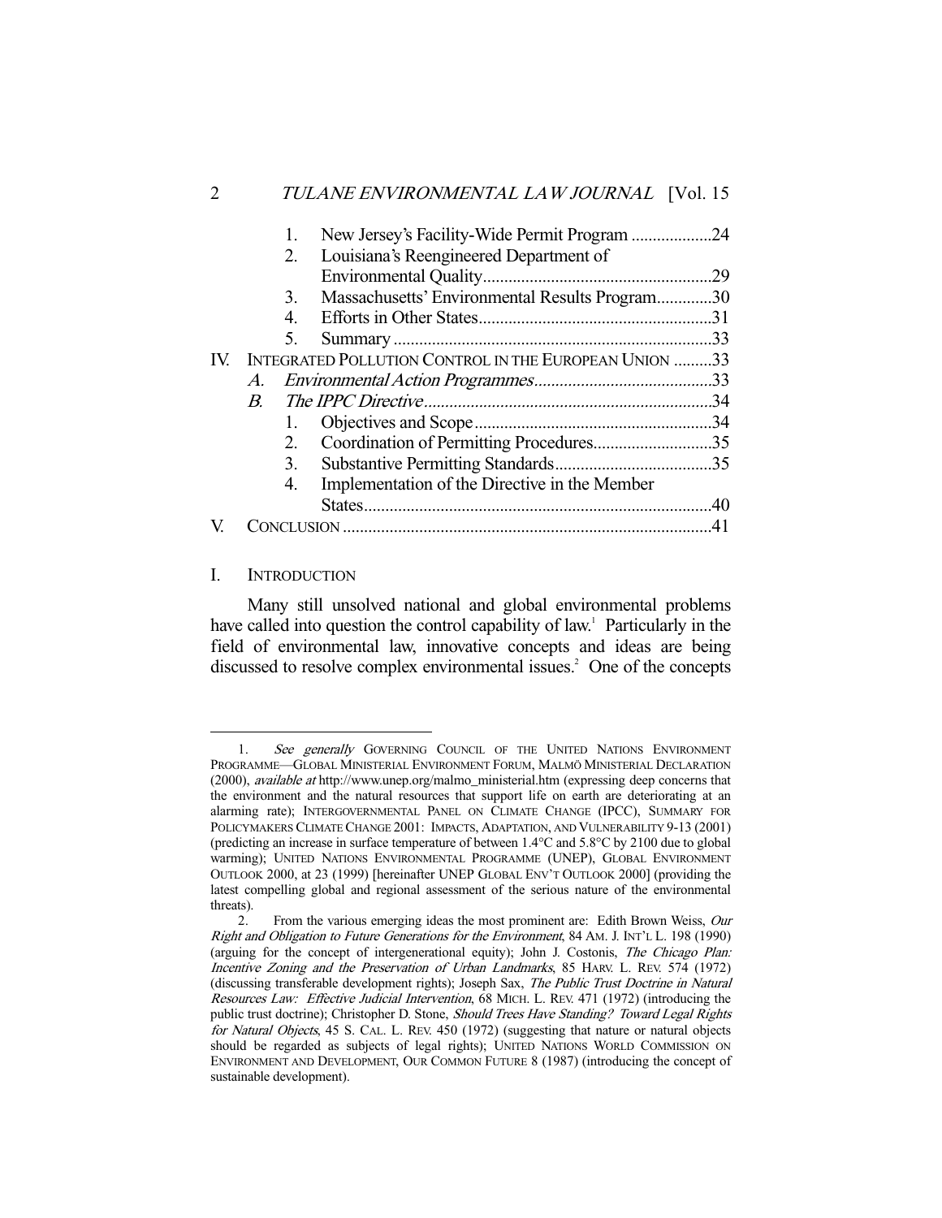1. New Jersey's Facility-Wide Permit Program ...................24
2. Louisiana's Reengineered Department of Environmental Quality......................................................29
3. Massachusetts' Environmental Results Program.............30
4. Efforts in Other States.......................................................31
5. Summary ...........................................................................33

IV. INTEGRATED POLLUTION CONTROL IN THE EUROPEAN UNION .........33
   A. *Environmental Action Programmes*..........................................33
   B. *The IPPC Directive*....................................................................34
      1. Objectives and Scope........................................................34
      2. Coordination of Permitting Procedures............................35
      3. Substantive Permitting Standards.....................................35
      4. Implementation of the Directive in the Member States..................................................................................40

V. CONCLUSION ......................................................................................41

## I. INTRODUCTION

Many still unsolved national and global environmental problems have called into question the control capability of law.[1] Particularly in the field of environmental law, innovative concepts and ideas are being discussed to resolve complex environmental issues.[2] One of the concepts

---

1. *See generally* GOVERNING COUNCIL OF THE UNITED NATIONS ENVIRONMENT PROGRAMME—GLOBAL MINISTERIAL ENVIRONMENT FORUM, MALMÖ MINISTERIAL DECLARATION (2000), *available at* http://www.unep.org/malmo_ministerial.htm (expressing deep concerns that the environment and the natural resources that support life on earth are deteriorating at an alarming rate); INTERGOVERNMENTAL PANEL ON CLIMATE CHANGE (IPCC), SUMMARY FOR POLICYMAKERS CLIMATE CHANGE 2001: IMPACTS, ADAPTATION, AND VULNERABILITY 9-13 (2001) (predicting an increase in surface temperature of between 1.4°C and 5.8°C by 2100 due to global warming); UNITED NATIONS ENVIRONMENTAL PROGRAMME (UNEP), GLOBAL ENVIRONMENT OUTLOOK 2000, at 23 (1999) [hereinafter UNEP GLOBAL ENV'T OUTLOOK 2000] (providing the latest compelling global and regional assessment of the serious nature of the environmental threats).

2. From the various emerging ideas the most prominent are: Edith Brown Weiss, *Our Right and Obligation to Future Generations for the Environment*, 84 AM. J. INT'L L. 198 (1990) (arguing for the concept of intergenerational equity); John J. Costonis, *The Chicago Plan: Incentive Zoning and the Preservation of Urban Landmarks*, 85 HARV. L. REV. 574 (1972) (discussing transferable development rights); Joseph Sax, *The Public Trust Doctrine in Natural Resources Law: Effective Judicial Intervention*, 68 MICH. L. REV. 471 (1972) (introducing the public trust doctrine); Christopher D. Stone, *Should Trees Have Standing? Toward Legal Rights for Natural Objects*, 45 S. CAL. L. REV. 450 (1972) (suggesting that nature or natural objects should be regarded as subjects of legal rights); UNITED NATIONS WORLD COMMISSION ON ENVIRONMENT AND DEVELOPMENT, OUR COMMON FUTURE 8 (1987) (introducing the concept of sustainable development).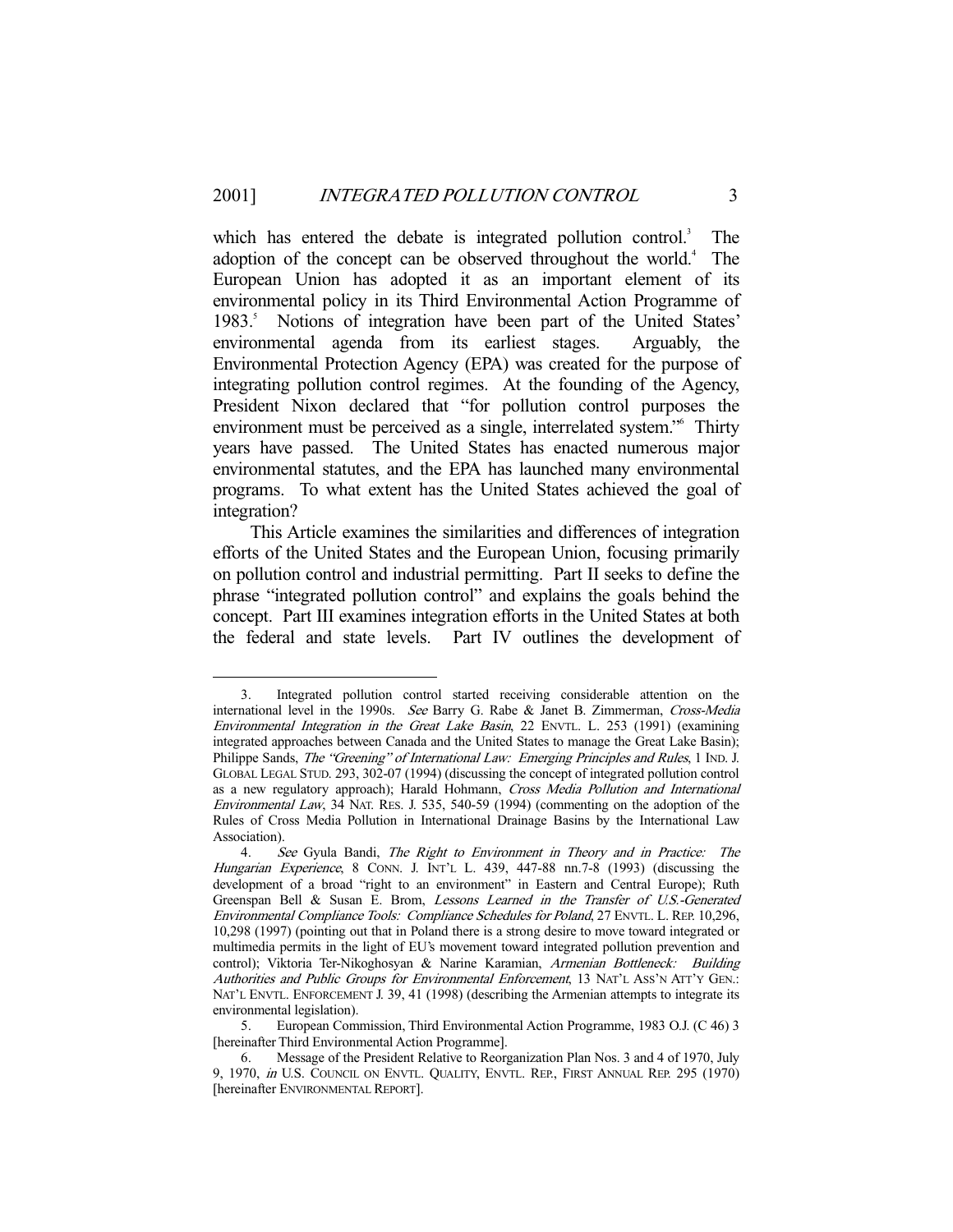which has entered the debate is integrated pollution control.[3] The adoption of the concept can be observed throughout the world.[4] The European Union has adopted it as an important element of its environmental policy in its Third Environmental Action Programme of 1983.[5] Notions of integration have been part of the United States' environmental agenda from its earliest stages. Arguably, the Environmental Protection Agency (EPA) was created for the purpose of integrating pollution control regimes. At the founding of the Agency, President Nixon declared that "for pollution control purposes the environment must be perceived as a single, interrelated system."[6] Thirty years have passed. The United States has enacted numerous major environmental statutes, and the EPA has launched many environmental programs. To what extent has the United States achieved the goal of integration?

This Article examines the similarities and differences of integration efforts of the United States and the European Union, focusing primarily on pollution control and industrial permitting. Part II seeks to define the phrase "integrated pollution control" and explains the goals behind the concept. Part III examines integration efforts in the United States at both the federal and state levels. Part IV outlines the development of

---

3. Integrated pollution control started receiving considerable attention on the international level in the 1990s. *See* Barry G. Rabe & Janet B. Zimmerman, *Cross-Media Environmental Integration in the Great Lake Basin*, 22 ENVTL. L. 253 (1991) (examining integrated approaches between Canada and the United States to manage the Great Lake Basin); Philippe Sands, *The "Greening" of International Law: Emerging Principles and Rules*, 1 IND. J. GLOBAL LEGAL STUD. 293, 302-07 (1994) (discussing the concept of integrated pollution control as a new regulatory approach); Harald Hohmann, *Cross Media Pollution and International Environmental Law*, 34 NAT. RES. J. 535, 540-59 (1994) (commenting on the adoption of the Rules of Cross Media Pollution in International Drainage Basins by the International Law Association).

4. *See* Gyula Bandi, *The Right to Environment in Theory and in Practice: The Hungarian Experience*, 8 CONN. J. INT'L L. 439, 447-88 nn.7-8 (1993) (discussing the development of a broad "right to an environment" in Eastern and Central Europe); Ruth Greenspan Bell & Susan E. Brom, *Lessons Learned in the Transfer of U.S.-Generated Environmental Compliance Tools: Compliance Schedules for Poland*, 27 ENVTL. L. REP. 10,296, 10,298 (1997) (pointing out that in Poland there is a strong desire to move toward integrated or multimedia permits in the light of EU's movement toward integrated pollution prevention and control); Viktoria Ter-Nikoghosyan & Narine Karamian, *Armenian Bottleneck: Building Authorities and Public Groups for Environmental Enforcement*, 13 NAT'L ASS'N ATT'Y GEN.: NAT'L ENVTL. ENFORCEMENT J. 39, 41 (1998) (describing the Armenian attempts to integrate its environmental legislation).

5. European Commission, Third Environmental Action Programme, 1983 O.J. (C 46) 3 [hereinafter Third Environmental Action Programme].

6. Message of the President Relative to Reorganization Plan Nos. 3 and 4 of 1970, July 9, 1970, *in* U.S. COUNCIL ON ENVTL. QUALITY, ENVTL. REP., FIRST ANNUAL REP. 295 (1970) [hereinafter ENVIRONMENTAL REPORT].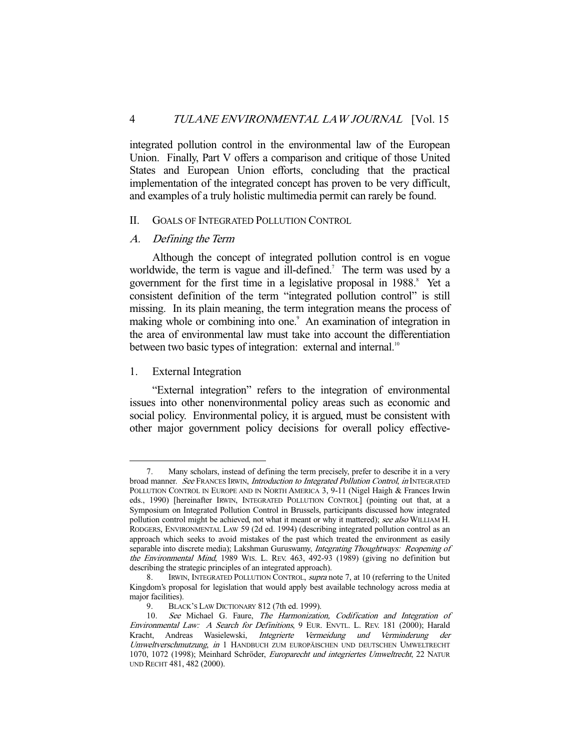integrated pollution control in the environmental law of the European Union. Finally, Part V offers a comparison and critique of those United States and European Union efforts, concluding that the practical implementation of the integrated concept has proven to be very difficult, and examples of a truly holistic multimedia permit can rarely be found.

## II. Goals of Integrated Pollution Control

### A. *Defining the Term*

Although the concept of integrated pollution control is en vogue worldwide, the term is vague and ill-defined.[7] The term was used by a government for the first time in a legislative proposal in 1988.[8] Yet a consistent definition of the term "integrated pollution control" is still missing. In its plain meaning, the term integration means the process of making whole or combining into one.[9] An examination of integration in the area of environmental law must take into account the differentiation between two basic types of integration: external and internal.[10]

#### 1. External Integration

"External integration" refers to the integration of environmental issues into other nonenvironmental policy areas such as economic and social policy. Environmental policy, it is argued, must be consistent with other major government policy decisions for overall policy effective-

---

7. Many scholars, instead of defining the term precisely, prefer to describe it in a very broad manner. *See* FRANCES IRWIN, *Introduction to Integrated Pollution Control*, *in* INTEGRATED POLLUTION CONTROL IN EUROPE AND IN NORTH AMERICA 3, 9-11 (Nigel Haigh & Frances Irwin eds., 1990) [hereinafter IRWIN, INTEGRATED POLLUTION CONTROL] (pointing out that, at a Symposium on Integrated Pollution Control in Brussels, participants discussed how integrated pollution control might be achieved, not what it meant or why it mattered); *see also* WILLIAM H. RODGERS, ENVIRONMENTAL LAW 59 (2d ed. 1994) (describing integrated pollution control as an approach which seeks to avoid mistakes of the past which treated the environment as easily separable into discrete media); Lakshman Guruswamy, *Integrating Thoughtways: Reopening of the Environmental Mind*, 1989 WIS. L. REV. 463, 492-93 (1989) (giving no definition but describing the strategic principles of an integrated approach).

8. IRWIN, INTEGRATED POLLUTION CONTROL, *supra* note 7, at 10 (referring to the United Kingdom's proposal for legislation that would apply best available technology across media at major facilities).

9. BLACK'S LAW DICTIONARY 812 (7th ed. 1999).

10. *See* Michael G. Faure, *The Harmonization, Codification and Integration of Environmental Law: A Search for Definitions*, 9 EUR. ENVTL. L. REV. 181 (2000); Harald Kracht, Andreas Wasielewski, *Integrierte Vermeidung und Verminderung der Umweltverschmutzung*, *in* 1 HANDBUCH ZUM EUROPÄISCHEN UND DEUTSCHEN UMWELTRECHT 1070, 1072 (1998); Meinhard Schröder, *Europarecht und integriertes Umweltrecht*, 22 NATUR UND RECHT 481, 482 (2000).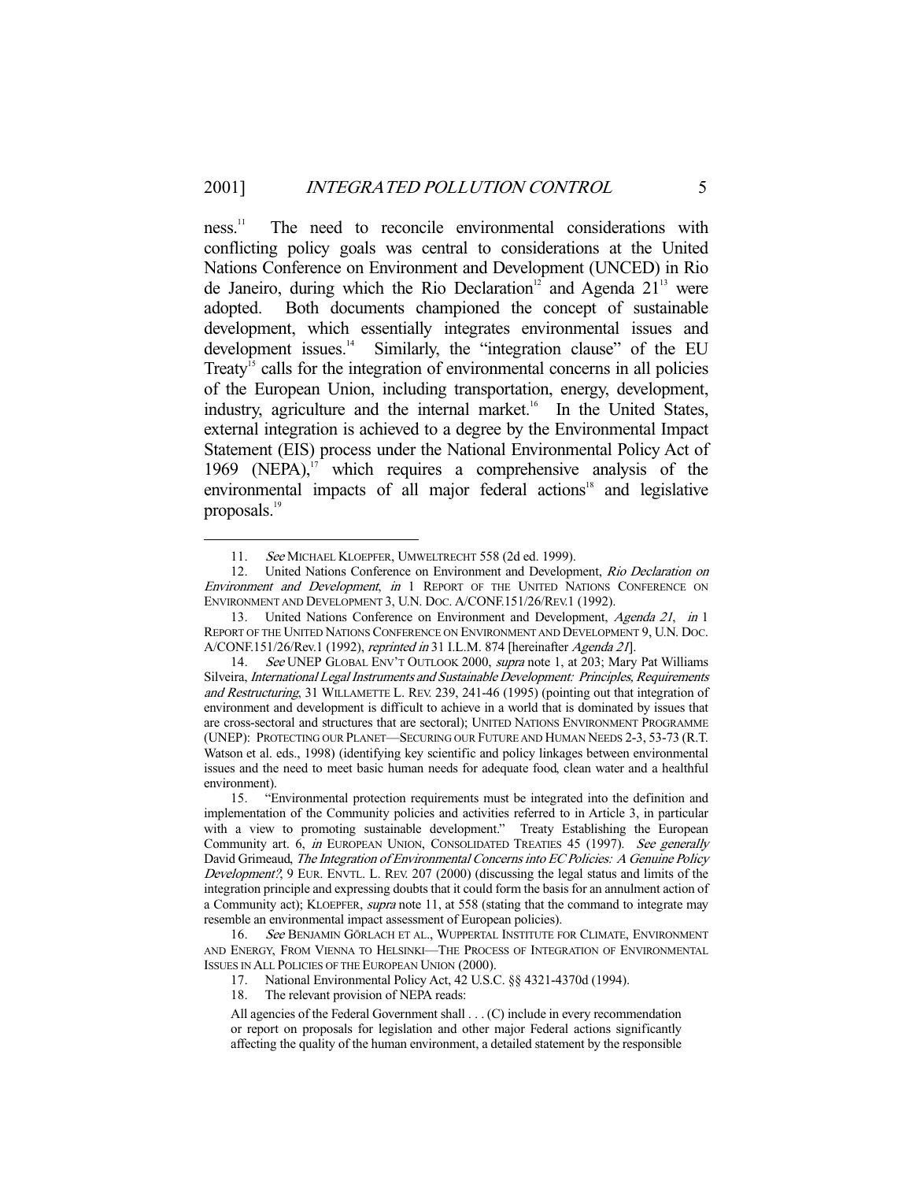ness.[11] The need to reconcile environmental considerations with conflicting policy goals was central to considerations at the United Nations Conference on Environment and Development (UNCED) in Rio de Janeiro, during which the Rio Declaration[12] and Agenda 21[13] were adopted. Both documents championed the concept of sustainable development, which essentially integrates environmental issues and development issues.[14] Similarly, the "integration clause" of the EU Treaty[15] calls for the integration of environmental concerns in all policies of the European Union, including transportation, energy, development, industry, agriculture and the internal market.[16] In the United States, external integration is achieved to a degree by the Environmental Impact Statement (EIS) process under the National Environmental Policy Act of 1969 (NEPA),[17] which requires a comprehensive analysis of the environmental impacts of all major federal actions[18] and legislative proposals.[19]

---

11. *See* MICHAEL KLOEPFER, UMWELTRECHT 558 (2d ed. 1999).

12. United Nations Conference on Environment and Development, *Rio Declaration on Environment and Development*, *in* 1 REPORT OF THE UNITED NATIONS CONFERENCE ON ENVIRONMENT AND DEVELOPMENT 3, U.N. DOC. A/CONF.151/26/REV.1 (1992).

13. United Nations Conference on Environment and Development, *Agenda 21*, *in* 1 REPORT OF THE UNITED NATIONS CONFERENCE ON ENVIRONMENT AND DEVELOPMENT 9, U.N. DOC. A/CONF.151/26/Rev.1 (1992), *reprinted in* 31 I.L.M. 874 [hereinafter *Agenda 21*].

14. *See* UNEP GLOBAL ENV'T OUTLOOK 2000, *supra* note 1, at 203; Mary Pat Williams Silveira, *International Legal Instruments and Sustainable Development: Principles, Requirements and Restructuring*, 31 WILLAMETTE L. REV. 239, 241-46 (1995) (pointing out that integration of environment and development is difficult to achieve in a world that is dominated by issues that are cross-sectoral and structures that are sectoral); UNITED NATIONS ENVIRONMENT PROGRAMME (UNEP): PROTECTING OUR PLANET—SECURING OUR FUTURE AND HUMAN NEEDS 2-3, 53-73 (R.T. Watson et al. eds., 1998) (identifying key scientific and policy linkages between environmental issues and the need to meet basic human needs for adequate food, clean water and a healthful environment).

15. "Environmental protection requirements must be integrated into the definition and implementation of the Community policies and activities referred to in Article 3, in particular with a view to promoting sustainable development." Treaty Establishing the European Community art. 6, *in* EUROPEAN UNION, CONSOLIDATED TREATIES 45 (1997). *See generally* David Grimeaud, *The Integration of Environmental Concerns into EC Policies: A Genuine Policy Development?*, 9 EUR. ENVTL. L. REV. 207 (2000) (discussing the legal status and limits of the integration principle and expressing doubts that it could form the basis for an annulment action of a Community act); KLOEPFER, *supra* note 11, at 558 (stating that the command to integrate may resemble an environmental impact assessment of European policies).

16. *See* BENJAMIN GÖRLACH ET AL., WUPPERTAL INSTITUTE FOR CLIMATE, ENVIRONMENT AND ENERGY, FROM VIENNA TO HELSINKI—THE PROCESS OF INTEGRATION OF ENVIRONMENTAL ISSUES IN ALL POLICIES OF THE EUROPEAN UNION (2000).

17. National Environmental Policy Act, 42 U.S.C. §§ 4321-4370d (1994).

18. The relevant provision of NEPA reads:

> All agencies of the Federal Government shall . . . (C) include in every recommendation or report on proposals for legislation and other major Federal actions significantly affecting the quality of the human environment, a detailed statement by the responsible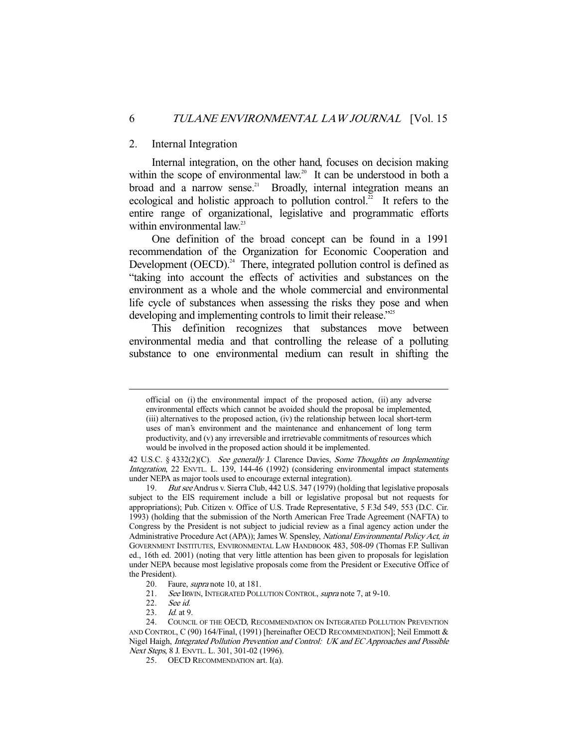### 2. Internal Integration

Internal integration, on the other hand, focuses on decision making within the scope of environmental law.[20] It can be understood in both a broad and a narrow sense.[21] Broadly, internal integration means an ecological and holistic approach to pollution control.[22] It refers to the entire range of organizational, legislative and programmatic efforts within environmental law.[23]

One definition of the broad concept can be found in a 1991 recommendation of the Organization for Economic Cooperation and Development (OECD).[24] There, integrated pollution control is defined as "taking into account the effects of activities and substances on the environment as a whole and the whole commercial and environmental life cycle of substances when assessing the risks they pose and when developing and implementing controls to limit their release."[25]

This definition recognizes that substances move between environmental media and that controlling the release of a polluting substance to one environmental medium can result in shifting the

---

> official on (i) the environmental impact of the proposed action, (ii) any adverse environmental effects which cannot be avoided should the proposal be implemented, (iii) alternatives to the proposed action, (iv) the relationship between local short-term uses of man's environment and the maintenance and enhancement of long term productivity, and (v) any irreversible and irretrievable commitments of resources which would be involved in the proposed action should it be implemented.

42 U.S.C. § 4332(2)(C). *See generally* J. Clarence Davies, *Some Thoughts on Implementing Integration*, 22 ENVTL. L. 139, 144-46 (1992) (considering environmental impact statements under NEPA as major tools used to encourage external integration).

19. *But see* Andrus v. Sierra Club, 442 U.S. 347 (1979) (holding that legislative proposals subject to the EIS requirement include a bill or legislative proposal but not requests for appropriations); Pub. Citizen v. Office of U.S. Trade Representative, 5 F.3d 549, 553 (D.C. Cir. 1993) (holding that the submission of the North American Free Trade Agreement (NAFTA) to Congress by the President is not subject to judicial review as a final agency action under the Administrative Procedure Act (APA)); James W. Spensley, *National Environmental Policy Act*, *in* GOVERNMENT INSTITUTES, ENVIRONMENTAL LAW HANDBOOK 483, 508-09 (Thomas F.P. Sullivan ed., 16th ed. 2001) (noting that very little attention has been given to proposals for legislation under NEPA because most legislative proposals come from the President or Executive Office of the President).

20. Faure, *supra* note 10, at 181.

21. *See* IRWIN, INTEGRATED POLLUTION CONTROL, *supra* note 7, at 9-10.

22. *See id.*

23. *Id.* at 9.

24. COUNCIL OF THE OECD, RECOMMENDATION ON INTEGRATED POLLUTION PREVENTION AND CONTROL, C (90) 164/Final, (1991) [hereinafter OECD RECOMMENDATION]; Neil Emmott & Nigel Haigh, *Integrated Pollution Prevention and Control: UK and EC Approaches and Possible Next Steps*, 8 J. ENVTL. L. 301, 301-02 (1996).

25. OECD RECOMMENDATION art. I(a).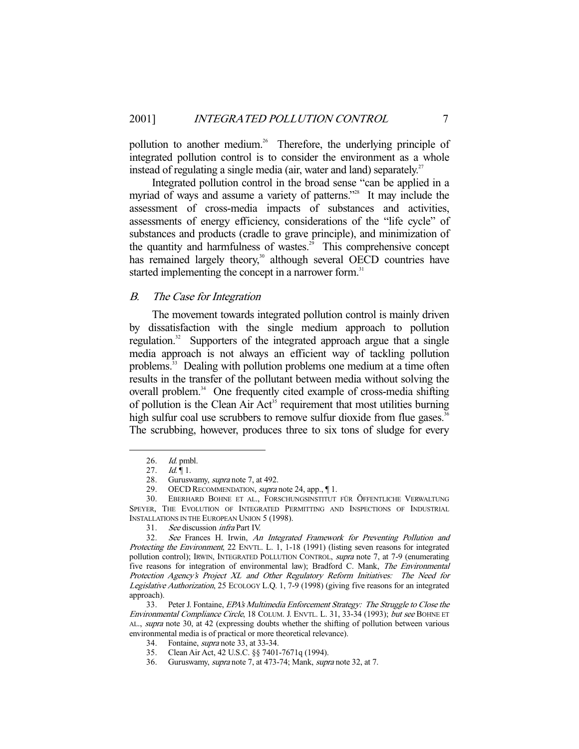pollution to another medium.[26] Therefore, the underlying principle of integrated pollution control is to consider the environment as a whole instead of regulating a single media (air, water and land) separately.[27]

Integrated pollution control in the broad sense "can be applied in a myriad of ways and assume a variety of patterns."[28] It may include the assessment of cross-media impacts of substances and activities, assessments of energy efficiency, considerations of the "life cycle" of substances and products (cradle to grave principle), and minimization of the quantity and harmfulness of wastes.[29] This comprehensive concept has remained largely theory,[30] although several OECD countries have started implementing the concept in a narrower form.[31]

### B. *The Case for Integration*

The movement towards integrated pollution control is mainly driven by dissatisfaction with the single medium approach to pollution regulation.[32] Supporters of the integrated approach argue that a single media approach is not always an efficient way of tackling pollution problems.[33] Dealing with pollution problems one medium at a time often results in the transfer of the pollutant between media without solving the overall problem.[34] One frequently cited example of cross-media shifting of pollution is the Clean Air Act[35] requirement that most utilities burning high sulfur coal use scrubbers to remove sulfur dioxide from flue gases.[36] The scrubbing, however, produces three to six tons of sludge for every

---

26. *Id.* pmbl.

27. *Id.* ¶ 1.

28. Guruswamy, *supra* note 7, at 492.

29. OECD RECOMMENDATION, *supra* note 24, app., ¶ 1.

30. EBERHARD BOHNE ET AL., FORSCHUNGSINSTITUT FÜR ÖFFENTLICHE VERWALTUNG SPEYER, THE EVOLUTION OF INTEGRATED PERMITTING AND INSPECTIONS OF INDUSTRIAL INSTALLATIONS IN THE EUROPEAN UNION 5 (1998).

31. *See* discussion *infra* Part IV.

32. *See* Frances H. Irwin, *An Integrated Framework for Preventing Pollution and Protecting the Environment*, 22 ENVTL. L. 1, 1-18 (1991) (listing seven reasons for integrated pollution control); IRWIN, INTEGRATED POLLUTION CONTROL, *supra* note 7, at 7-9 (enumerating five reasons for integration of environmental law); Bradford C. Mank, *The Environmental Protection Agency's Project XL and Other Regulatory Reform Initiatives: The Need for Legislative Authorization*, 25 ECOLOGY L.Q. 1, 7-9 (1998) (giving five reasons for an integrated approach).

33. Peter J. Fontaine, *EPA's Multimedia Enforcement Strategy: The Struggle to Close the Environmental Compliance Circle*, 18 COLUM. J. ENVTL. L. 31, 33-34 (1993); *but see* BOHNE ET AL., *supra* note 30, at 42 (expressing doubts whether the shifting of pollution between various environmental media is of practical or more theoretical relevance).

34. Fontaine, *supra* note 33, at 33-34.

35. Clean Air Act, 42 U.S.C. §§ 7401-7671q (1994).

36. Guruswamy, *supra* note 7, at 473-74; Mank, *supra* note 32, at 7.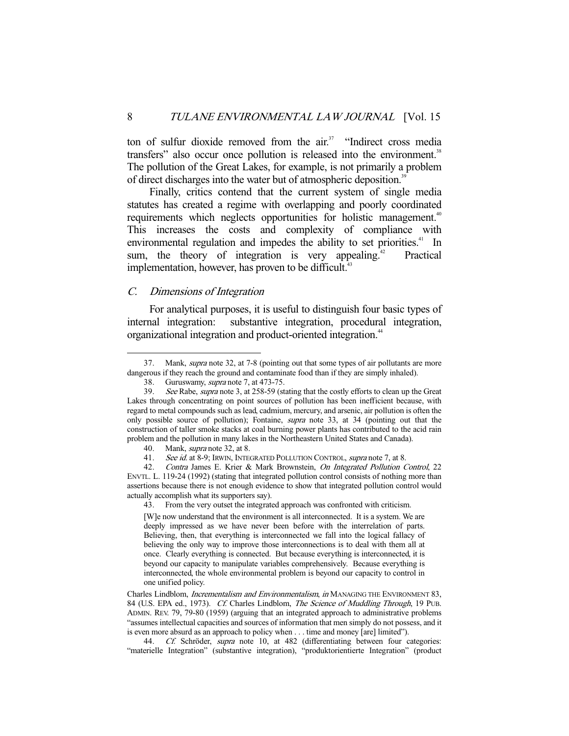ton of sulfur dioxide removed from the air.[37] "Indirect cross media transfers" also occur once pollution is released into the environment.[38] The pollution of the Great Lakes, for example, is not primarily a problem of direct discharges into the water but of atmospheric deposition.[39]

Finally, critics contend that the current system of single media statutes has created a regime with overlapping and poorly coordinated requirements which neglects opportunities for holistic management.[40] This increases the costs and complexity of compliance with environmental regulation and impedes the ability to set priorities.[41] In sum, the theory of integration is very appealing.[42] Practical implementation, however, has proven to be difficult.[43]

### *C. Dimensions of Integration*

For analytical purposes, it is useful to distinguish four basic types of internal integration: substantive integration, procedural integration, organizational integration and product-oriented integration.[44]

---

37. Mank, *supra* note 32, at 7-8 (pointing out that some types of air pollutants are more dangerous if they reach the ground and contaminate food than if they are simply inhaled).

38. Guruswamy, *supra* note 7, at 473-75.

39. *See* Rabe, *supra* note 3, at 258-59 (stating that the costly efforts to clean up the Great Lakes through concentrating on point sources of pollution has been inefficient because, with regard to metal compounds such as lead, cadmium, mercury, and arsenic, air pollution is often the only possible source of pollution); Fontaine, *supra* note 33, at 34 (pointing out that the construction of taller smoke stacks at coal burning power plants has contributed to the acid rain problem and the pollution in many lakes in the Northeastern United States and Canada).

40. Mank, *supra* note 32, at 8.

41. *See id.* at 8-9; IRWIN, INTEGRATED POLLUTION CONTROL, *supra* note 7, at 8.

42. *Contra* James E. Krier & Mark Brownstein, *On Integrated Pollution Control*, 22 ENVTL. L. 119-24 (1992) (stating that integrated pollution control consists of nothing more than assertions because there is not enough evidence to show that integrated pollution control would actually accomplish what its supporters say).

43. From the very outset the integrated approach was confronted with criticism.

> [W]e now understand that the environment is all interconnected. It is a system. We are deeply impressed as we have never been before with the interrelation of parts. Believing, then, that everything is interconnected we fall into the logical fallacy of believing the only way to improve those interconnections is to deal with them all at once. Clearly everything is connected. But because everything is interconnected, it is beyond our capacity to manipulate variables comprehensively. Because everything is interconnected, the whole environmental problem is beyond our capacity to control in one unified policy.

Charles Lindblom, *Incrementalism and Environmentalism*, *in* MANAGING THE ENVIRONMENT 83, 84 (U.S. EPA ed., 1973). *Cf.* Charles Lindblom, *The Science of Muddling Through*, 19 PUB. ADMIN. REV. 79, 79-80 (1959) (arguing that an integrated approach to administrative problems "assumes intellectual capacities and sources of information that men simply do not possess, and it is even more absurd as an approach to policy when . . . time and money [are] limited").

44. *Cf.* Schröder, *supra* note 10, at 482 (differentiating between four categories: "materielle Integration" (substantive integration), "produktorientierte Integration" (product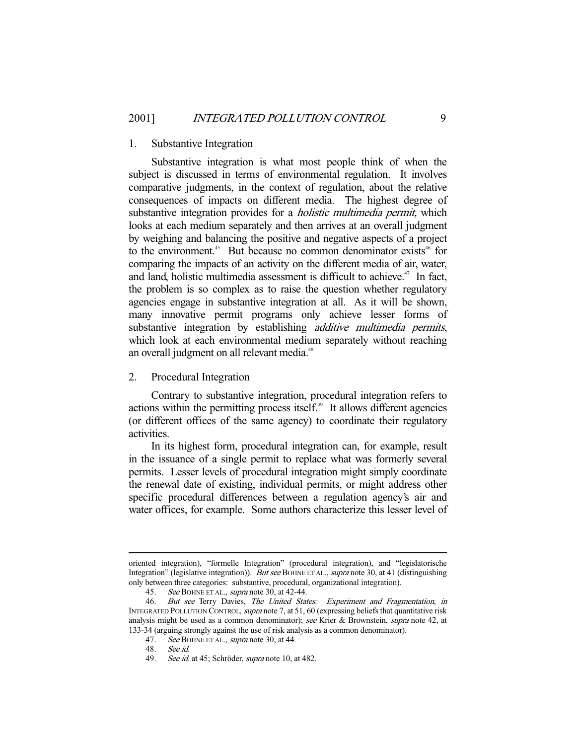### 1. Substantive Integration

Substantive integration is what most people think of when the subject is discussed in terms of environmental regulation. It involves comparative judgments, in the context of regulation, about the relative consequences of impacts on different media. The highest degree of substantive integration provides for a *holistic multimedia permit,* which looks at each medium separately and then arrives at an overall judgment by weighing and balancing the positive and negative aspects of a project to the environment.[45] But because no common denominator exists[46] for comparing the impacts of an activity on the different media of air, water, and land, holistic multimedia assessment is difficult to achieve.[47] In fact, the problem is so complex as to raise the question whether regulatory agencies engage in substantive integration at all. As it will be shown, many innovative permit programs only achieve lesser forms of substantive integration by establishing *additive multimedia permits*, which look at each environmental medium separately without reaching an overall judgment on all relevant media.[48]

### 2. Procedural Integration

Contrary to substantive integration, procedural integration refers to actions within the permitting process itself.[49] It allows different agencies (or different offices of the same agency) to coordinate their regulatory activities.

In its highest form, procedural integration can, for example, result in the issuance of a single permit to replace what was formerly several permits. Lesser levels of procedural integration might simply coordinate the renewal date of existing, individual permits, or might address other specific procedural differences between a regulation agency's air and water offices, for example. Some authors characterize this lesser level of

---

oriented integration), "formelle Integration" (procedural integration), and "legislatorische Integration" (legislative integration)). *But see* BOHNE ET AL., *supra* note 30, at 41 (distinguishing only between three categories: substantive, procedural, organizational integration).

45. *See* BOHNE ET AL., *supra* note 30, at 42-44.

46. *But see* Terry Davies, *The United States: Experiment and Fragmentation*, *in* INTEGRATED POLLUTION CONTROL, *supra* note 7, at 51, 60 (expressing beliefs that quantitative risk analysis might be used as a common denominator); *see* Krier & Brownstein, *supra* note 42, at 133-34 (arguing strongly against the use of risk analysis as a common denominator).

47. *See* BOHNE ET AL., *supra* note 30, at 44.

48. *See id.*

49. *See id.* at 45; Schröder, *supra* note 10, at 482.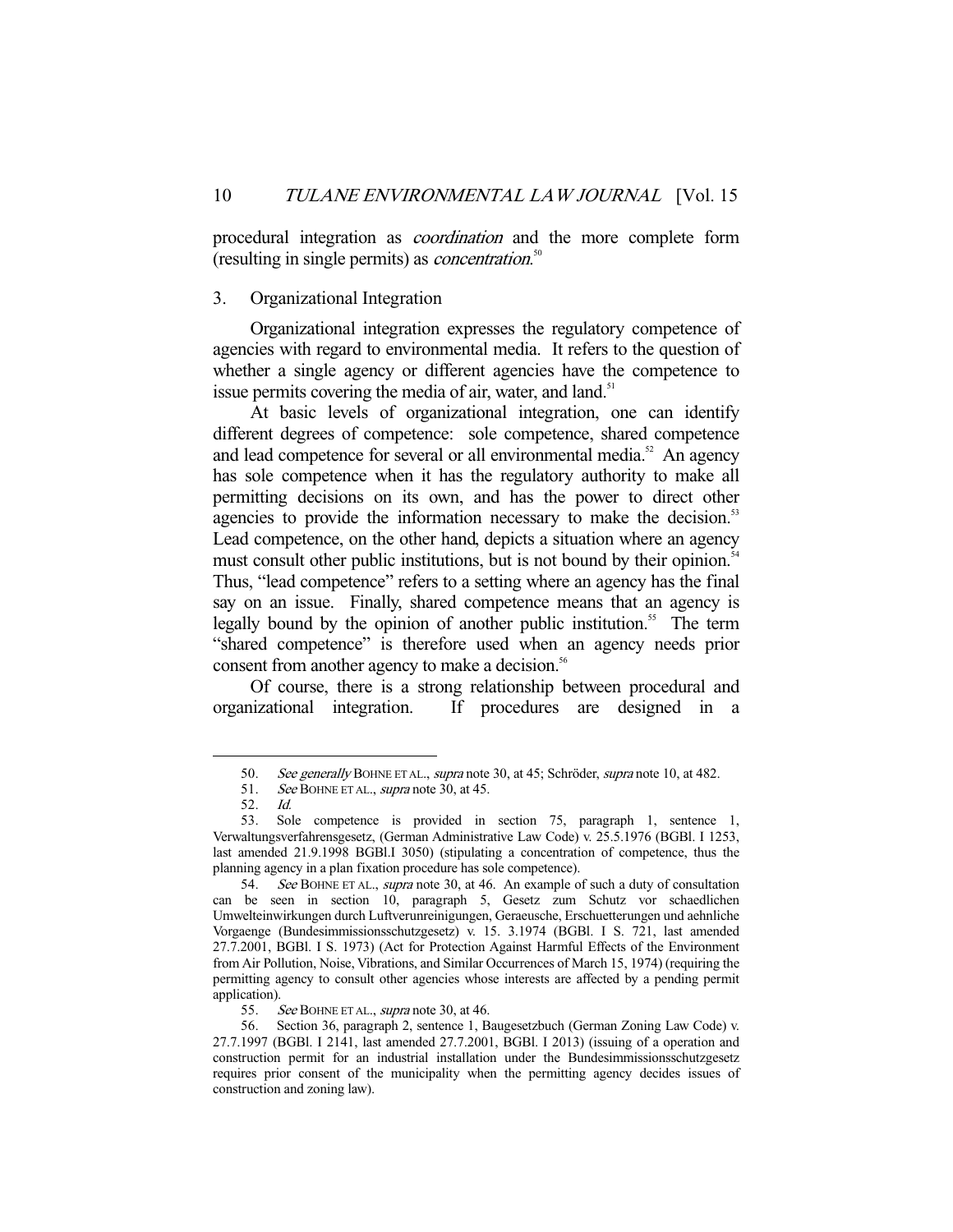procedural integration as *coordination* and the more complete form (resulting in single permits) as *concentration*.[50]

### 3. Organizational Integration

Organizational integration expresses the regulatory competence of agencies with regard to environmental media. It refers to the question of whether a single agency or different agencies have the competence to issue permits covering the media of air, water, and land.[51]

At basic levels of organizational integration, one can identify different degrees of competence: sole competence, shared competence and lead competence for several or all environmental media.[52] An agency has sole competence when it has the regulatory authority to make all permitting decisions on its own, and has the power to direct other agencies to provide the information necessary to make the decision.[53] Lead competence, on the other hand, depicts a situation where an agency must consult other public institutions, but is not bound by their opinion.[54] Thus, "lead competence" refers to a setting where an agency has the final say on an issue. Finally, shared competence means that an agency is legally bound by the opinion of another public institution.[55] The term "shared competence" is therefore used when an agency needs prior consent from another agency to make a decision.[56]

Of course, there is a strong relationship between procedural and organizational integration. If procedures are designed in a

---

50. *See generally* BOHNE ET AL., *supra* note 30, at 45; Schröder, *supra* note 10, at 482.

51. *See* BOHNE ET AL., *supra* note 30, at 45.

52. *Id.*

53. Sole competence is provided in section 75, paragraph 1, sentence 1, Verwaltungsverfahrensgesetz, (German Administrative Law Code) v. 25.5.1976 (BGBl. I 1253, last amended 21.9.1998 BGBl.I 3050) (stipulating a concentration of competence, thus the planning agency in a plan fixation procedure has sole competence).

54. *See* BOHNE ET AL., *supra* note 30, at 46. An example of such a duty of consultation can be seen in section 10, paragraph 5, Gesetz zum Schutz vor schaedlichen Umwelteinwirkungen durch Luftverunreinigungen, Geraeusche, Erschuetterungen und aehnliche Vorgaenge (Bundesimmissionsschutzgesetz) v. 15. 3.1974 (BGBl. I S. 721, last amended 27.7.2001, BGBl. I S. 1973) (Act for Protection Against Harmful Effects of the Environment from Air Pollution, Noise, Vibrations, and Similar Occurrences of March 15, 1974) (requiring the permitting agency to consult other agencies whose interests are affected by a pending permit application).

55. *See* BOHNE ET AL., *supra* note 30, at 46.

56. Section 36, paragraph 2, sentence 1, Baugesetzbuch (German Zoning Law Code) v. 27.7.1997 (BGBl. I 2141, last amended 27.7.2001, BGBl. I 2013) (issuing of a operation and construction permit for an industrial installation under the Bundesimmissionsschutzgesetz requires prior consent of the municipality when the permitting agency decides issues of construction and zoning law).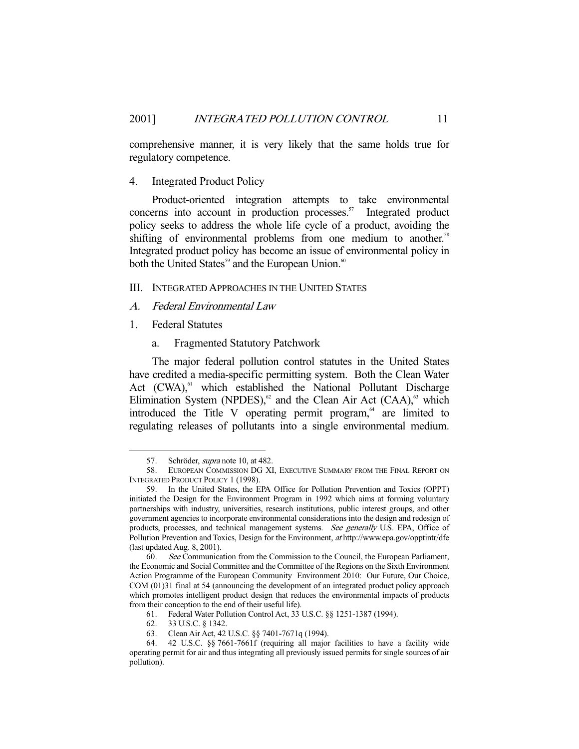comprehensive manner, it is very likely that the same holds true for regulatory competence.

### 4. Integrated Product Policy

Product-oriented integration attempts to take environmental concerns into account in production processes.[57] Integrated product policy seeks to address the whole life cycle of a product, avoiding the shifting of environmental problems from one medium to another.[58] Integrated product policy has become an issue of environmental policy in both the United States[59] and the European Union.[60]

## III. INTEGRATED APPROACHES IN THE UNITED STATES

### A. *Federal Environmental Law*

#### 1. Federal Statutes

##### a. Fragmented Statutory Patchwork

The major federal pollution control statutes in the United States have credited a media-specific permitting system. Both the Clean Water Act (CWA),[61] which established the National Pollutant Discharge Elimination System (NPDES),[62] and the Clean Air Act (CAA),[63] which introduced the Title V operating permit program,[64] are limited to regulating releases of pollutants into a single environmental medium.

---

57. Schröder, *supra* note 10, at 482.

58. EUROPEAN COMMISSION DG XI, EXECUTIVE SUMMARY FROM THE FINAL REPORT ON INTEGRATED PRODUCT POLICY 1 (1998).

59. In the United States, the EPA Office for Pollution Prevention and Toxics (OPPT) initiated the Design for the Environment Program in 1992 which aims at forming voluntary partnerships with industry, universities, research institutions, public interest groups, and other government agencies to incorporate environmental considerations into the design and redesign of products, processes, and technical management systems. *See generally* U.S. EPA, Office of Pollution Prevention and Toxics, Design for the Environment, *at* http://www.epa.gov/opptintr/dfe (last updated Aug. 8, 2001).

60. *See* Communication from the Commission to the Council, the European Parliament, the Economic and Social Committee and the Committee of the Regions on the Sixth Environment Action Programme of the European Community Environment 2010: Our Future, Our Choice, COM (01)31 final at 54 (announcing the development of an integrated product policy approach which promotes intelligent product design that reduces the environmental impacts of products from their conception to the end of their useful life).

61. Federal Water Pollution Control Act, 33 U.S.C. §§ 1251-1387 (1994).

62. 33 U.S.C. § 1342.

63. Clean Air Act, 42 U.S.C. §§ 7401-7671q (1994).

64. 42 U.S.C. §§ 7661-7661f (requiring all major facilities to have a facility wide operating permit for air and thus integrating all previously issued permits for single sources of air pollution).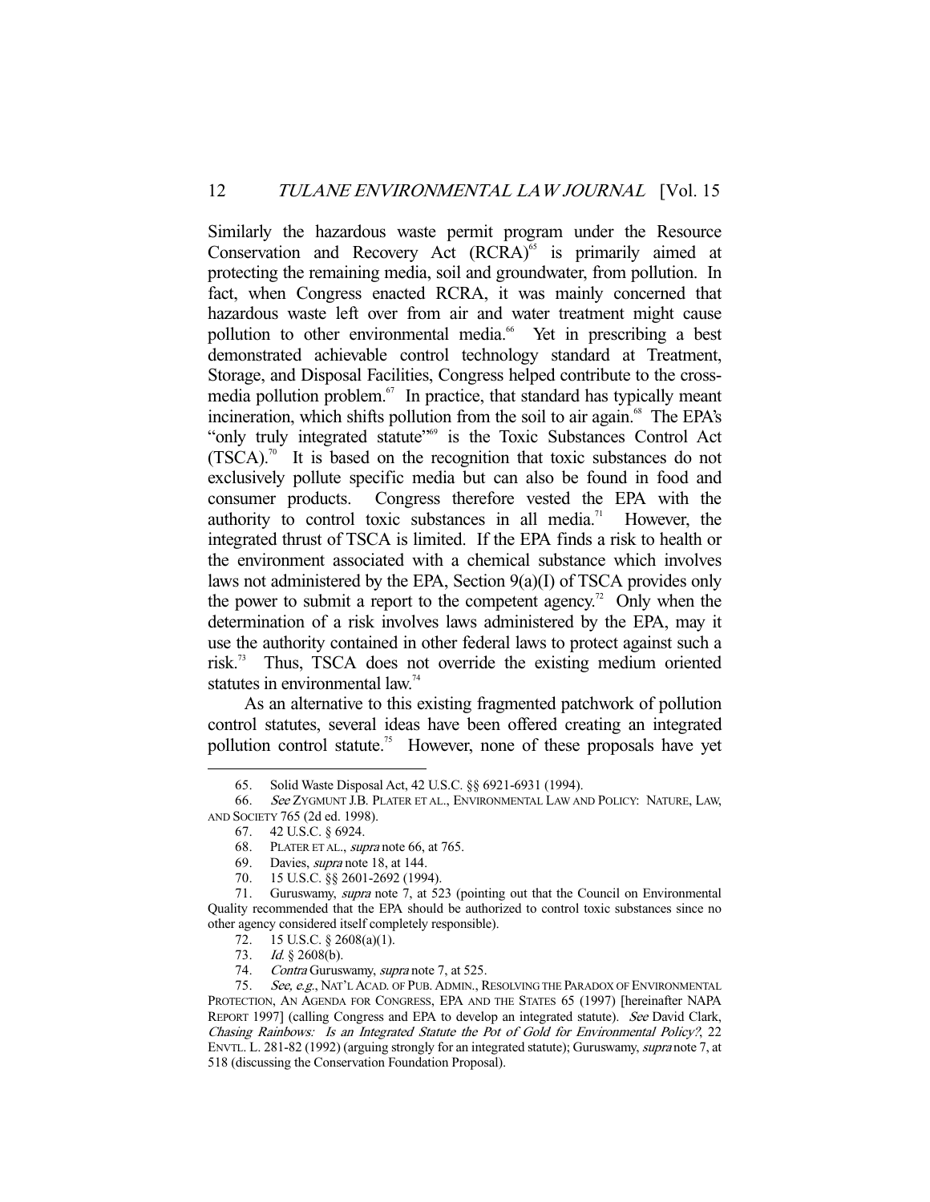Similarly the hazardous waste permit program under the Resource Conservation and Recovery Act (RCRA)[65] is primarily aimed at protecting the remaining media, soil and groundwater, from pollution. In fact, when Congress enacted RCRA, it was mainly concerned that hazardous waste left over from air and water treatment might cause pollution to other environmental media.[66] Yet in prescribing a best demonstrated achievable control technology standard at Treatment, Storage, and Disposal Facilities, Congress helped contribute to the cross-media pollution problem.[67] In practice, that standard has typically meant incineration, which shifts pollution from the soil to air again.[68] The EPA's "only truly integrated statute"[69] is the Toxic Substances Control Act (TSCA).[70] It is based on the recognition that toxic substances do not exclusively pollute specific media but can also be found in food and consumer products. Congress therefore vested the EPA with the authority to control toxic substances in all media.[71] However, the integrated thrust of TSCA is limited. If the EPA finds a risk to health or the environment associated with a chemical substance which involves laws not administered by the EPA, Section 9(a)(I) of TSCA provides only the power to submit a report to the competent agency.[72] Only when the determination of a risk involves laws administered by the EPA, may it use the authority contained in other federal laws to protect against such a risk.[73] Thus, TSCA does not override the existing medium oriented statutes in environmental law.[74]

As an alternative to this existing fragmented patchwork of pollution control statutes, several ideas have been offered creating an integrated pollution control statute.[75] However, none of these proposals have yet

---

65. Solid Waste Disposal Act, 42 U.S.C. §§ 6921-6931 (1994).

66. *See* ZYGMUNT J.B. PLATER ET AL., ENVIRONMENTAL LAW AND POLICY: NATURE, LAW, AND SOCIETY 765 (2d ed. 1998).

67. 42 U.S.C. § 6924.

68. PLATER ET AL., *supra* note 66, at 765.

69. Davies, *supra* note 18, at 144.

70. 15 U.S.C. §§ 2601-2692 (1994).

71. Guruswamy, *supra* note 7, at 523 (pointing out that the Council on Environmental Quality recommended that the EPA should be authorized to control toxic substances since no other agency considered itself completely responsible).

72. 15 U.S.C. § 2608(a)(1).

73. *Id.* § 2608(b).

74. *Contra* Guruswamy, *supra* note 7, at 525.

75. *See, e.g.*, NAT'L ACAD. OF PUB. ADMIN., RESOLVING THE PARADOX OF ENVIRONMENTAL PROTECTION, AN AGENDA FOR CONGRESS, EPA AND THE STATES 65 (1997) [hereinafter NAPA REPORT 1997] (calling Congress and EPA to develop an integrated statute). *See* David Clark, *Chasing Rainbows: Is an Integrated Statute the Pot of Gold for Environmental Policy?*, 22 ENVTL. L. 281-82 (1992) (arguing strongly for an integrated statute); Guruswamy, *supra* note 7, at 518 (discussing the Conservation Foundation Proposal).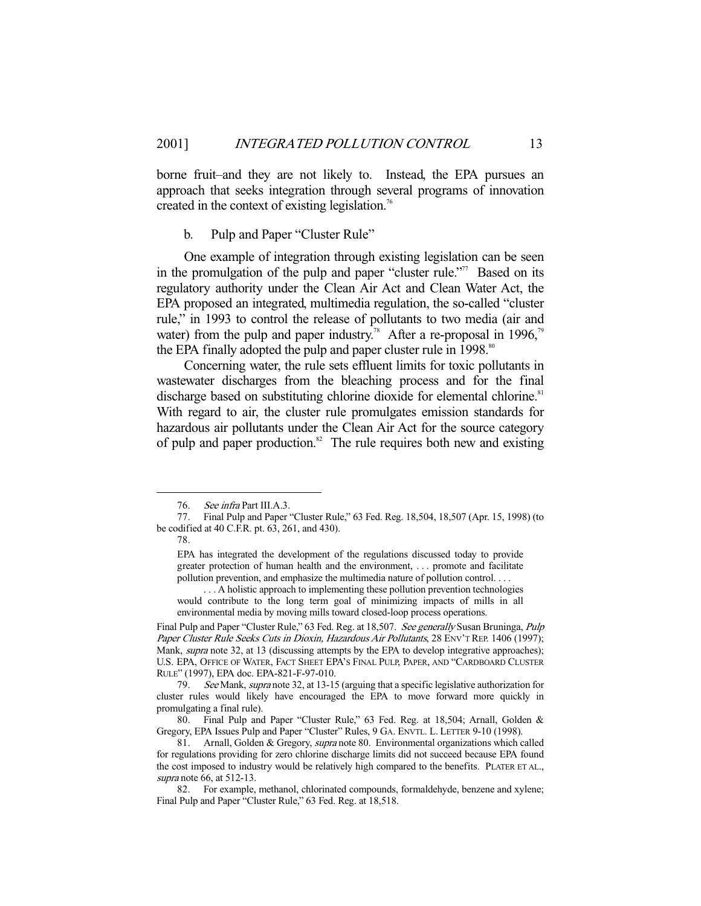borne fruit–and they are not likely to. Instead, the EPA pursues an approach that seeks integration through several programs of innovation created in the context of existing legislation.[76]

b. Pulp and Paper "Cluster Rule"

One example of integration through existing legislation can be seen in the promulgation of the pulp and paper "cluster rule."[77] Based on its regulatory authority under the Clean Air Act and Clean Water Act, the EPA proposed an integrated, multimedia regulation, the so-called "cluster rule," in 1993 to control the release of pollutants to two media (air and water) from the pulp and paper industry.[78] After a re-proposal in 1996,[79] the EPA finally adopted the pulp and paper cluster rule in 1998.[80]

Concerning water, the rule sets effluent limits for toxic pollutants in wastewater discharges from the bleaching process and for the final discharge based on substituting chlorine dioxide for elemental chlorine.[81] With regard to air, the cluster rule promulgates emission standards for hazardous air pollutants under the Clean Air Act for the source category of pulp and paper production.[82] The rule requires both new and existing

---

76. *See infra* Part III.A.3.

77. Final Pulp and Paper "Cluster Rule," 63 Fed. Reg. 18,504, 18,507 (Apr. 15, 1998) (to be codified at 40 C.F.R. pt. 63, 261, and 430).

78.

> EPA has integrated the development of the regulations discussed today to provide greater protection of human health and the environment, . . . promote and facilitate pollution prevention, and emphasize the multimedia nature of pollution control. . . .
>
> . . . A holistic approach to implementing these pollution prevention technologies would contribute to the long term goal of minimizing impacts of mills in all environmental media by moving mills toward closed-loop process operations.

Final Pulp and Paper "Cluster Rule," 63 Fed. Reg. at 18,507. *See generally* Susan Bruninga, *Pulp Paper Cluster Rule Seeks Cuts in Dioxin, Hazardous Air Pollutants*, 28 ENV'T REP. 1406 (1997); Mank, *supra* note 32, at 13 (discussing attempts by the EPA to develop integrative approaches); U.S. EPA, OFFICE OF WATER, FACT SHEET EPA'S FINAL PULP, PAPER, AND "CARDBOARD CLUSTER RULE" (1997), EPA doc. EPA-821-F-97-010.

79. *See* Mank, *supra* note 32, at 13-15 (arguing that a specific legislative authorization for cluster rules would likely have encouraged the EPA to move forward more quickly in promulgating a final rule).

80. Final Pulp and Paper "Cluster Rule," 63 Fed. Reg. at 18,504; Arnall, Golden & Gregory, EPA Issues Pulp and Paper "Cluster" Rules, 9 GA. ENVTL. L. LETTER 9-10 (1998).

81. Arnall, Golden & Gregory, *supra* note 80. Environmental organizations which called for regulations providing for zero chlorine discharge limits did not succeed because EPA found the cost imposed to industry would be relatively high compared to the benefits. PLATER ET AL., *supra* note 66, at 512-13.

82. For example, methanol, chlorinated compounds, formaldehyde, benzene and xylene; Final Pulp and Paper "Cluster Rule," 63 Fed. Reg. at 18,518.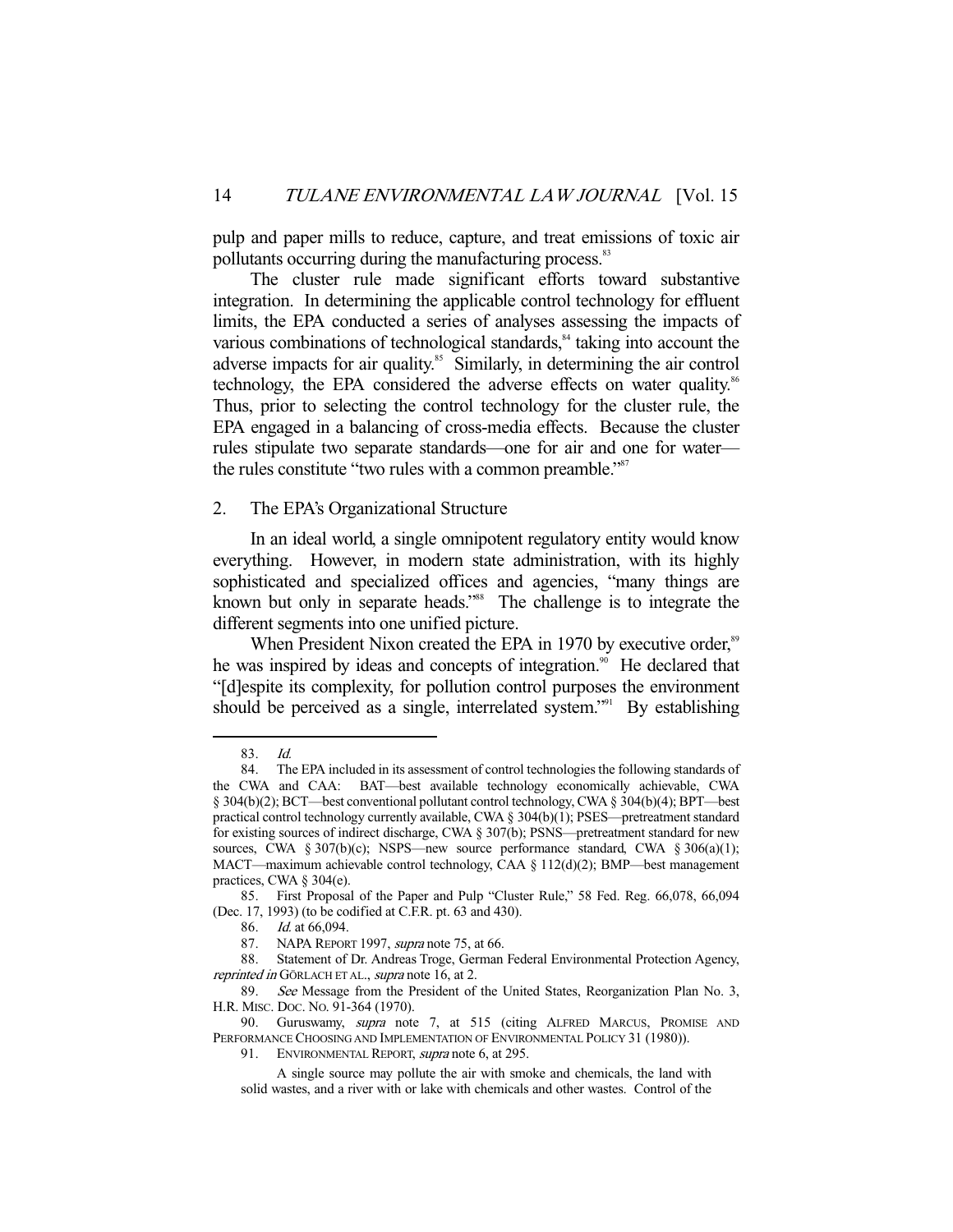pulp and paper mills to reduce, capture, and treat emissions of toxic air pollutants occurring during the manufacturing process.[83]

The cluster rule made significant efforts toward substantive integration. In determining the applicable control technology for effluent limits, the EPA conducted a series of analyses assessing the impacts of various combinations of technological standards,[84] taking into account the adverse impacts for air quality.[85] Similarly, in determining the air control technology, the EPA considered the adverse effects on water quality.[86] Thus, prior to selecting the control technology for the cluster rule, the EPA engaged in a balancing of cross-media effects. Because the cluster rules stipulate two separate standards—one for air and one for water—the rules constitute "two rules with a common preamble."[87]

## 2. The EPA's Organizational Structure

In an ideal world, a single omnipotent regulatory entity would know everything. However, in modern state administration, with its highly sophisticated and specialized offices and agencies, "many things are known but only in separate heads."[88] The challenge is to integrate the different segments into one unified picture.

When President Nixon created the EPA in 1970 by executive order,[89] he was inspired by ideas and concepts of integration.[90] He declared that "[d]espite its complexity, for pollution control purposes the environment should be perceived as a single, interrelated system."[91] By establishing

---

83. *Id.*

84. The EPA included in its assessment of control technologies the following standards of the CWA and CAA: BAT—best available technology economically achievable, CWA § 304(b)(2); BCT—best conventional pollutant control technology, CWA § 304(b)(4); BPT—best practical control technology currently available, CWA § 304(b)(1); PSES—pretreatment standard for existing sources of indirect discharge, CWA § 307(b); PSNS—pretreatment standard for new sources, CWA § 307(b)(c); NSPS—new source performance standard, CWA § 306(a)(1); MACT—maximum achievable control technology, CAA § 112(d)(2); BMP—best management practices, CWA § 304(e).

85. First Proposal of the Paper and Pulp "Cluster Rule," 58 Fed. Reg. 66,078, 66,094 (Dec. 17, 1993) (to be codified at C.F.R. pt. 63 and 430).

86. *Id.* at 66,094.

87. NAPA REPORT 1997, *supra* note 75, at 66.

88. Statement of Dr. Andreas Troge, German Federal Environmental Protection Agency, *reprinted in* GÖRLACH ET AL., *supra* note 16, at 2.

89. *See* Message from the President of the United States, Reorganization Plan No. 3, H.R. MISC. DOC. NO. 91-364 (1970).

90. Guruswamy, *supra* note 7, at 515 (citing ALFRED MARCUS, PROMISE AND PERFORMANCE CHOOSING AND IMPLEMENTATION OF ENVIRONMENTAL POLICY 31 (1980)).

91. ENVIRONMENTAL REPORT, *supra* note 6, at 295.

> A single source may pollute the air with smoke and chemicals, the land with solid wastes, and a river with or lake with chemicals and other wastes. Control of the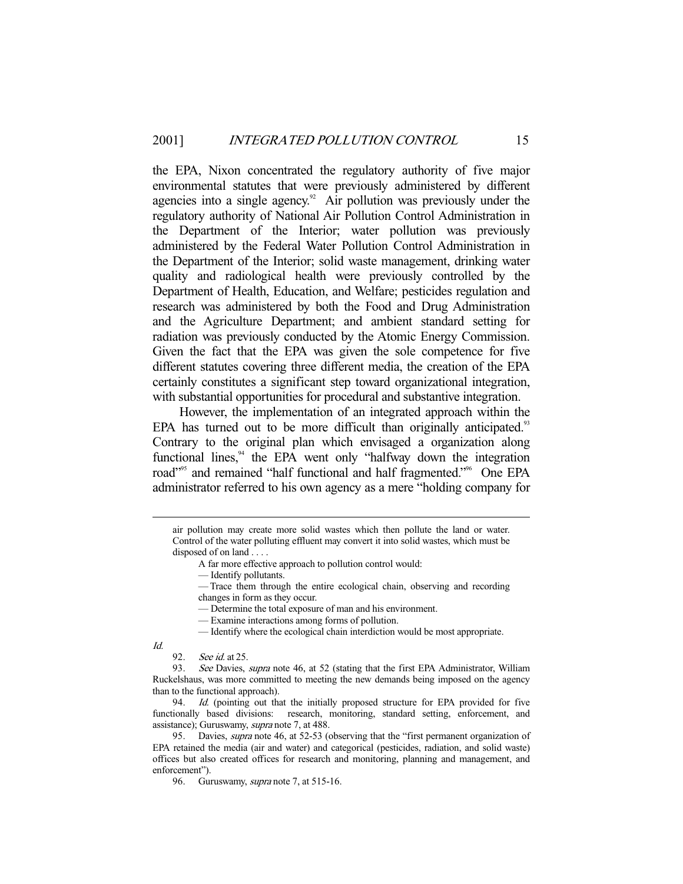the EPA, Nixon concentrated the regulatory authority of five major environmental statutes that were previously administered by different agencies into a single agency.[92] Air pollution was previously under the regulatory authority of National Air Pollution Control Administration in the Department of the Interior; water pollution was previously administered by the Federal Water Pollution Control Administration in the Department of the Interior; solid waste management, drinking water quality and radiological health were previously controlled by the Department of Health, Education, and Welfare; pesticides regulation and research was administered by both the Food and Drug Administration and the Agriculture Department; and ambient standard setting for radiation was previously conducted by the Atomic Energy Commission. Given the fact that the EPA was given the sole competence for five different statutes covering three different media, the creation of the EPA certainly constitutes a significant step toward organizational integration, with substantial opportunities for procedural and substantive integration.

However, the implementation of an integrated approach within the EPA has turned out to be more difficult than originally anticipated.[93] Contrary to the original plan which envisaged a organization along functional lines,[94] the EPA went only "halfway down the integration road"[95] and remained "half functional and half fragmented."[96] One EPA administrator referred to his own agency as a mere "holding company for

---

air pollution may create more solid wastes which then pollute the land or water. Control of the water polluting effluent may convert it into solid wastes, which must be disposed of on land . . . .

A far more effective approach to pollution control would:

— Identify pollutants.

— Trace them through the entire ecological chain, observing and recording changes in form as they occur.

— Determine the total exposure of man and his environment.

— Examine interactions among forms of pollution.

— Identify where the ecological chain interdiction would be most appropriate.

*Id.*

92. *See id.* at 25.

93. *See* Davies, *supra* note 46, at 52 (stating that the first EPA Administrator, William Ruckelshaus, was more committed to meeting the new demands being imposed on the agency than to the functional approach).

94. *Id.* (pointing out that the initially proposed structure for EPA provided for five functionally based divisions: research, monitoring, standard setting, enforcement, and assistance); Guruswamy, *supra* note 7, at 488.

95. Davies, *supra* note 46, at 52-53 (observing that the "first permanent organization of EPA retained the media (air and water) and categorical (pesticides, radiation, and solid waste) offices but also created offices for research and monitoring, planning and management, and enforcement").

96. Guruswamy, *supra* note 7, at 515-16.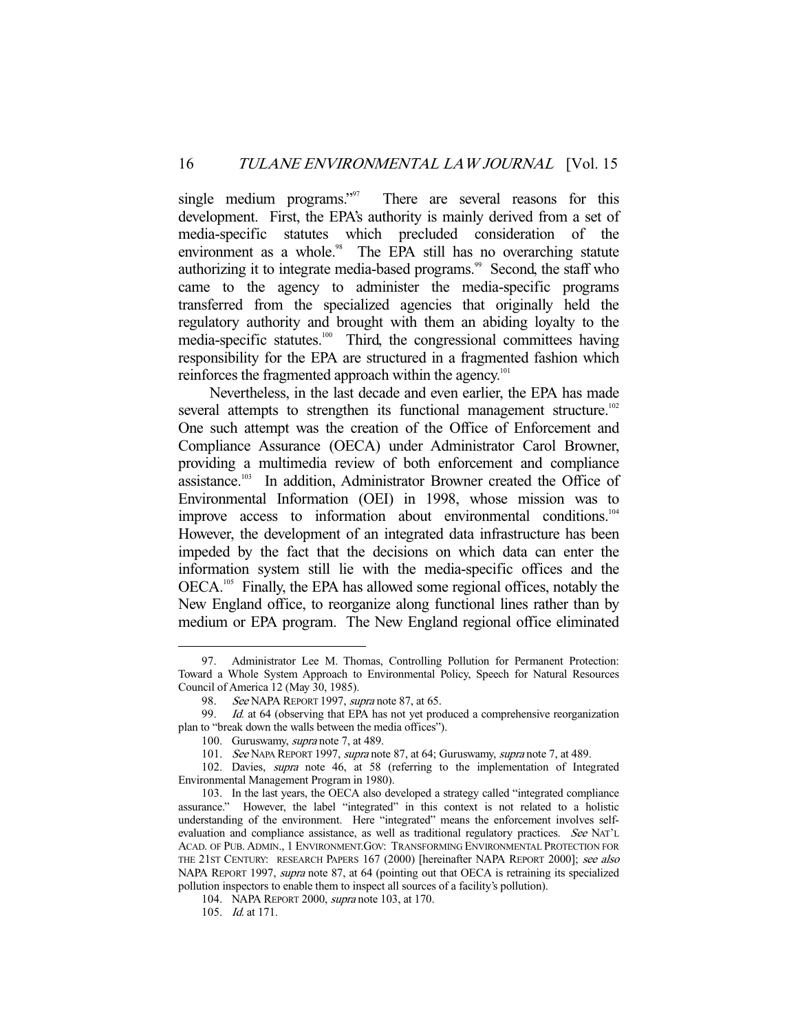single medium programs."[97] There are several reasons for this development. First, the EPA's authority is mainly derived from a set of media-specific statutes which precluded consideration of the environment as a whole.[98] The EPA still has no overarching statute authorizing it to integrate media-based programs.[99] Second, the staff who came to the agency to administer the media-specific programs transferred from the specialized agencies that originally held the regulatory authority and brought with them an abiding loyalty to the media-specific statutes.[100] Third, the congressional committees having responsibility for the EPA are structured in a fragmented fashion which reinforces the fragmented approach within the agency.[101]

Nevertheless, in the last decade and even earlier, the EPA has made several attempts to strengthen its functional management structure.[102] One such attempt was the creation of the Office of Enforcement and Compliance Assurance (OECA) under Administrator Carol Browner, providing a multimedia review of both enforcement and compliance assistance.[103] In addition, Administrator Browner created the Office of Environmental Information (OEI) in 1998, whose mission was to improve access to information about environmental conditions.[104] However, the development of an integrated data infrastructure has been impeded by the fact that the decisions on which data can enter the information system still lie with the media-specific offices and the OECA.[105] Finally, the EPA has allowed some regional offices, notably the New England office, to reorganize along functional lines rather than by medium or EPA program. The New England regional office eliminated

---

97. Administrator Lee M. Thomas, Controlling Pollution for Permanent Protection: Toward a Whole System Approach to Environmental Policy, Speech for Natural Resources Council of America 12 (May 30, 1985).

98. *See* NAPA REPORT 1997, *supra* note 87, at 65.

99. *Id.* at 64 (observing that EPA has not yet produced a comprehensive reorganization plan to "break down the walls between the media offices").

100. Guruswamy, *supra* note 7, at 489.

101. *See* NAPA REPORT 1997, *supra* note 87, at 64; Guruswamy, *supra* note 7, at 489.

102. Davies, *supra* note 46, at 58 (referring to the implementation of Integrated Environmental Management Program in 1980).

103. In the last years, the OECA also developed a strategy called "integrated compliance assurance." However, the label "integrated" in this context is not related to a holistic understanding of the environment. Here "integrated" means the enforcement involves self-evaluation and compliance assistance, as well as traditional regulatory practices. *See* NAT'L ACAD. OF PUB. ADMIN., 1 ENVIRONMENT.GOV: TRANSFORMING ENVIRONMENTAL PROTECTION FOR THE 21ST CENTURY: RESEARCH PAPERS 167 (2000) [hereinafter NAPA REPORT 2000]; *see also* NAPA REPORT 1997, *supra* note 87, at 64 (pointing out that OECA is retraining its specialized pollution inspectors to enable them to inspect all sources of a facility's pollution).

104. NAPA REPORT 2000, *supra* note 103, at 170.

105. *Id.* at 171.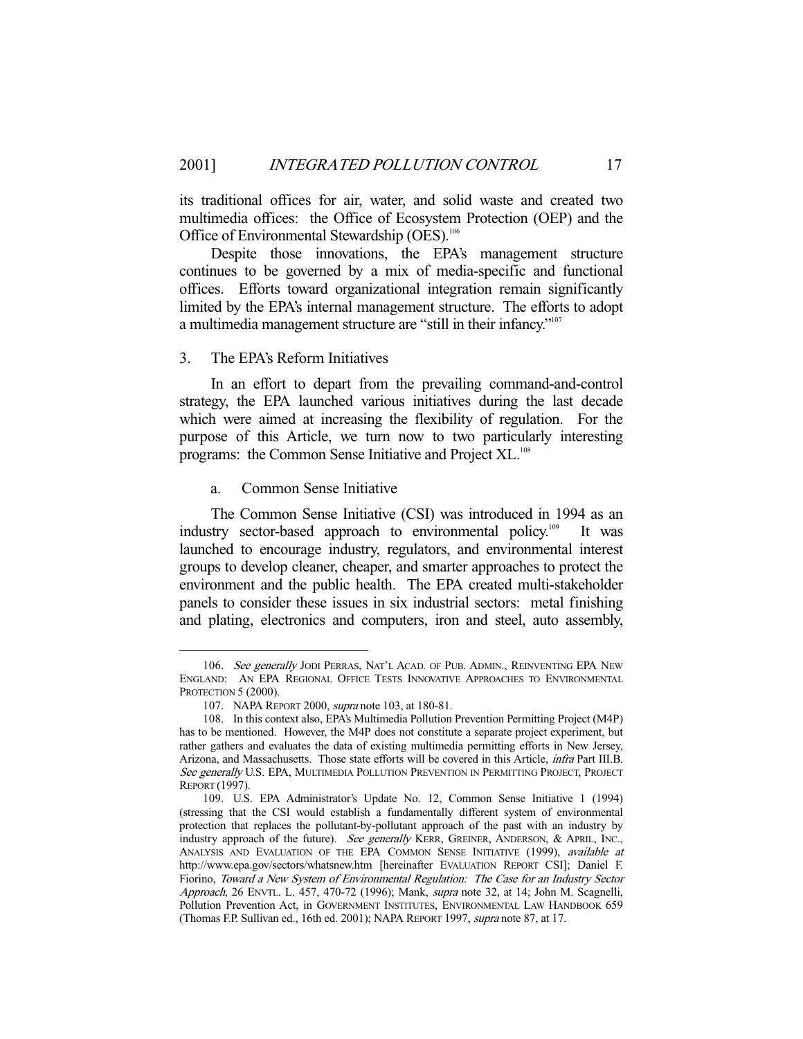its traditional offices for air, water, and solid waste and created two multimedia offices: the Office of Ecosystem Protection (OEP) and the Office of Environmental Stewardship (OES).[106]

Despite those innovations, the EPA's management structure continues to be governed by a mix of media-specific and functional offices. Efforts toward organizational integration remain significantly limited by the EPA's internal management structure. The efforts to adopt a multimedia management structure are "still in their infancy."[107]

### 3. The EPA's Reform Initiatives

In an effort to depart from the prevailing command-and-control strategy, the EPA launched various initiatives during the last decade which were aimed at increasing the flexibility of regulation. For the purpose of this Article, we turn now to two particularly interesting programs: the Common Sense Initiative and Project XL.[108]

#### a. Common Sense Initiative

The Common Sense Initiative (CSI) was introduced in 1994 as an industry sector-based approach to environmental policy.[109] It was launched to encourage industry, regulators, and environmental interest groups to develop cleaner, cheaper, and smarter approaches to protect the environment and the public health. The EPA created multi-stakeholder panels to consider these issues in six industrial sectors: metal finishing and plating, electronics and computers, iron and steel, auto assembly,

---

106. *See generally* JODI PERRAS, NAT'L ACAD. OF PUB. ADMIN., REINVENTING EPA NEW ENGLAND: AN EPA REGIONAL OFFICE TESTS INNOVATIVE APPROACHES TO ENVIRONMENTAL PROTECTION 5 (2000).

107. NAPA REPORT 2000, *supra* note 103, at 180-81.

108. In this context also, EPA's Multimedia Pollution Prevention Permitting Project (M4P) has to be mentioned. However, the M4P does not constitute a separate project experiment, but rather gathers and evaluates the data of existing multimedia permitting efforts in New Jersey, Arizona, and Massachusetts. Those state efforts will be covered in this Article, *infra* Part III.B. *See generally* U.S. EPA, MULTIMEDIA POLLUTION PREVENTION IN PERMITTING PROJECT, PROJECT REPORT (1997).

109. U.S. EPA Administrator's Update No. 12, Common Sense Initiative 1 (1994) (stressing that the CSI would establish a fundamentally different system of environmental protection that replaces the pollutant-by-pollutant approach of the past with an industry by industry approach of the future). *See generally* KERR, GREINER, ANDERSON, & APRIL, INC., ANALYSIS AND EVALUATION OF THE EPA COMMON SENSE INITIATIVE (1999), *available at* http://www.epa.gov/sectors/whatsnew.htm [hereinafter EVALUATION REPORT CSI]; Daniel F. Fiorino, *Toward a New System of Environmental Regulation: The Case for an Industry Sector Approach*, 26 ENVTL. L. 457, 470-72 (1996); Mank, *supra* note 32, at 14; John M. Scagnelli, Pollution Prevention Act, in GOVERNMENT INSTITUTES, ENVIRONMENTAL LAW HANDBOOK 659 (Thomas F.P. Sullivan ed., 16th ed. 2001); NAPA REPORT 1997, *supra* note 87, at 17.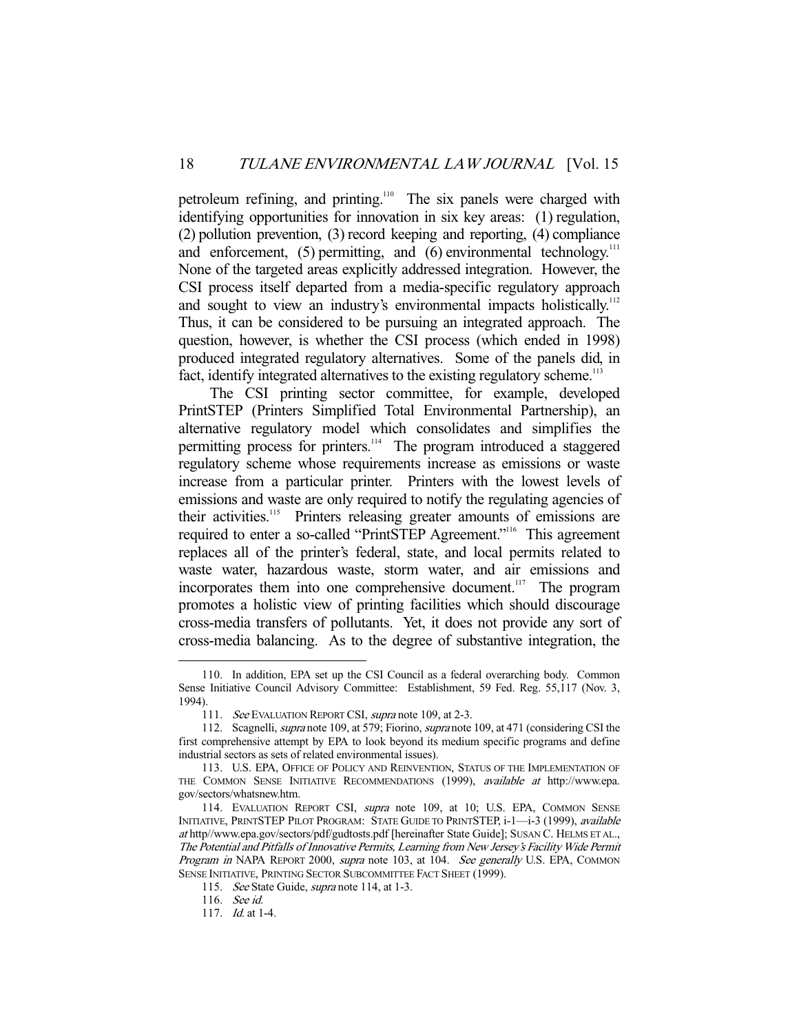petroleum refining, and printing.[110] The six panels were charged with identifying opportunities for innovation in six key areas: (1) regulation, (2) pollution prevention, (3) record keeping and reporting, (4) compliance and enforcement, (5) permitting, and (6) environmental technology.[111] None of the targeted areas explicitly addressed integration. However, the CSI process itself departed from a media-specific regulatory approach and sought to view an industry's environmental impacts holistically.[112] Thus, it can be considered to be pursuing an integrated approach. The question, however, is whether the CSI process (which ended in 1998) produced integrated regulatory alternatives. Some of the panels did, in fact, identify integrated alternatives to the existing regulatory scheme.[113]

The CSI printing sector committee, for example, developed PrintSTEP (Printers Simplified Total Environmental Partnership), an alternative regulatory model which consolidates and simplifies the permitting process for printers.[114] The program introduced a staggered regulatory scheme whose requirements increase as emissions or waste increase from a particular printer. Printers with the lowest levels of emissions and waste are only required to notify the regulating agencies of their activities.[115] Printers releasing greater amounts of emissions are required to enter a so-called "PrintSTEP Agreement."[116] This agreement replaces all of the printer's federal, state, and local permits related to waste water, hazardous waste, storm water, and air emissions and incorporates them into one comprehensive document.[117] The program promotes a holistic view of printing facilities which should discourage cross-media transfers of pollutants. Yet, it does not provide any sort of cross-media balancing. As to the degree of substantive integration, the

---

110. In addition, EPA set up the CSI Council as a federal overarching body. Common Sense Initiative Council Advisory Committee: Establishment, 59 Fed. Reg. 55,117 (Nov. 3, 1994).

111. *See* EVALUATION REPORT CSI, *supra* note 109, at 2-3.

112. Scagnelli, *supra* note 109, at 579; Fiorino, *supra* note 109, at 471 (considering CSI the first comprehensive attempt by EPA to look beyond its medium specific programs and define industrial sectors as sets of related environmental issues).

113. U.S. EPA, OFFICE OF POLICY AND REINVENTION, STATUS OF THE IMPLEMENTATION OF THE COMMON SENSE INITIATIVE RECOMMENDATIONS (1999), *available at* http://www.epa.gov/sectors/whatsnew.htm.

114. EVALUATION REPORT CSI, *supra* note 109, at 10; U.S. EPA, COMMON SENSE INITIATIVE, PRINTSTEP PILOT PROGRAM: STATE GUIDE TO PRINTSTEP, i-1—i-3 (1999), *available at* http//www.epa.gov/sectors/pdf/gudtosts.pdf [hereinafter State Guide]; SUSAN C. HELMS ET AL., *The Potential and Pitfalls of Innovative Permits, Learning from New Jersey's Facility Wide Permit Program in* NAPA REPORT 2000, *supra* note 103, at 104. *See generally* U.S. EPA, COMMON SENSE INITIATIVE, PRINTING SECTOR SUBCOMMITTEE FACT SHEET (1999).

115. *See* State Guide, *supra* note 114, at 1-3.

116. *See id.*

117. *Id.* at 1-4.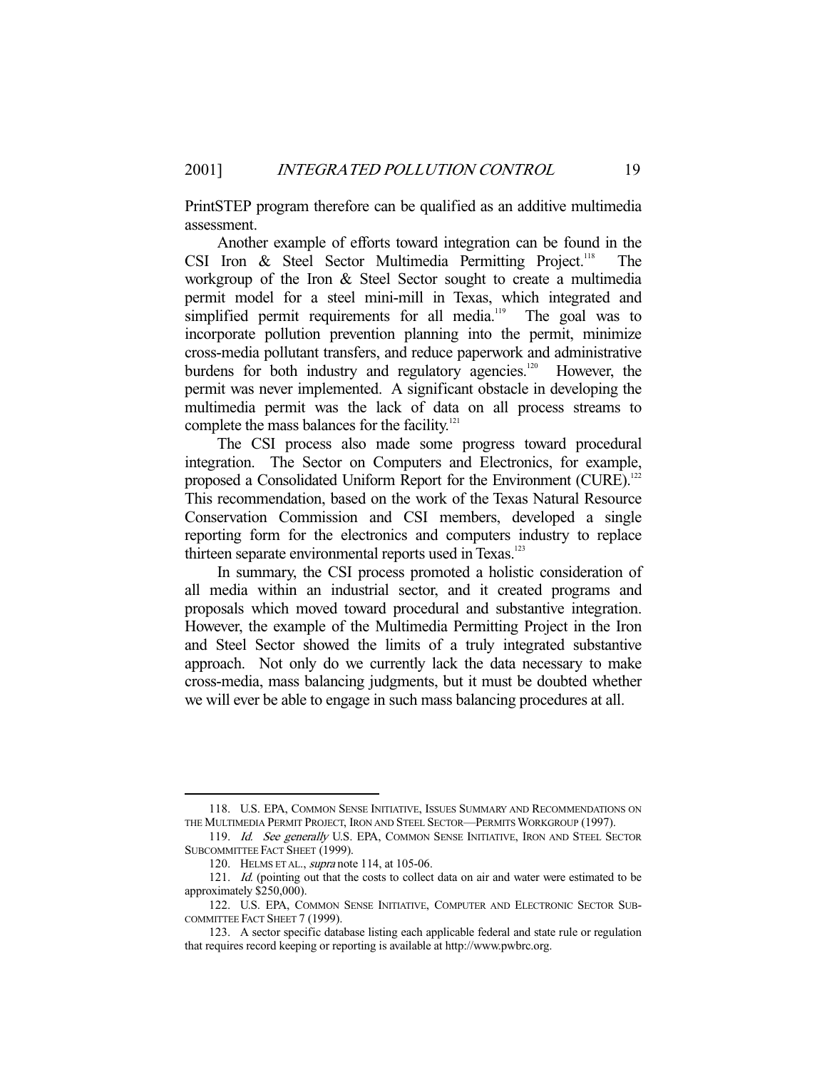PrintSTEP program therefore can be qualified as an additive multimedia assessment.

Another example of efforts toward integration can be found in the CSI Iron & Steel Sector Multimedia Permitting Project.[118] The workgroup of the Iron & Steel Sector sought to create a multimedia permit model for a steel mini-mill in Texas, which integrated and simplified permit requirements for all media.[119] The goal was to incorporate pollution prevention planning into the permit, minimize cross-media pollutant transfers, and reduce paperwork and administrative burdens for both industry and regulatory agencies.[120] However, the permit was never implemented. A significant obstacle in developing the multimedia permit was the lack of data on all process streams to complete the mass balances for the facility.[121]

The CSI process also made some progress toward procedural integration. The Sector on Computers and Electronics, for example, proposed a Consolidated Uniform Report for the Environment (CURE).[122] This recommendation, based on the work of the Texas Natural Resource Conservation Commission and CSI members, developed a single reporting form for the electronics and computers industry to replace thirteen separate environmental reports used in Texas.[123]

In summary, the CSI process promoted a holistic consideration of all media within an industrial sector, and it created programs and proposals which moved toward procedural and substantive integration. However, the example of the Multimedia Permitting Project in the Iron and Steel Sector showed the limits of a truly integrated substantive approach. Not only do we currently lack the data necessary to make cross-media, mass balancing judgments, but it must be doubted whether we will ever be able to engage in such mass balancing procedures at all.

---

118. U.S. EPA, COMMON SENSE INITIATIVE, ISSUES SUMMARY AND RECOMMENDATIONS ON THE MULTIMEDIA PERMIT PROJECT, IRON AND STEEL SECTOR—PERMITS WORKGROUP (1997).

119. *Id. See generally* U.S. EPA, COMMON SENSE INITIATIVE, IRON AND STEEL SECTOR SUBCOMMITTEE FACT SHEET (1999).

120. HELMS ET AL., *supra* note 114, at 105-06.

121. *Id.* (pointing out that the costs to collect data on air and water were estimated to be approximately $250,000).

122. U.S. EPA, COMMON SENSE INITIATIVE, COMPUTER AND ELECTRONIC SECTOR SUBCOMMITTEE FACT SHEET 7 (1999).

123. A sector specific database listing each applicable federal and state rule or regulation that requires record keeping or reporting is available at http://www.pwbrc.org.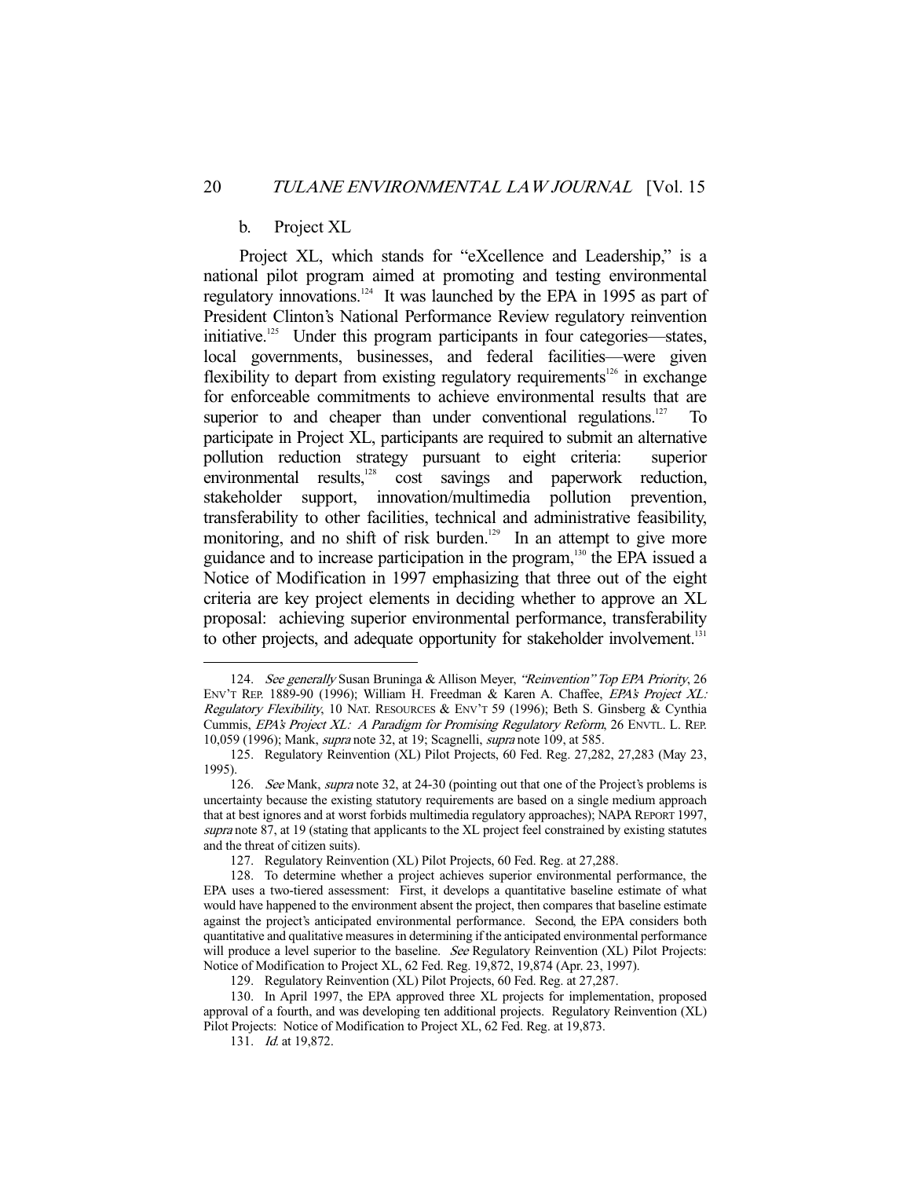b. Project XL

Project XL, which stands for "eXcellence and Leadership," is a national pilot program aimed at promoting and testing environmental regulatory innovations.[124] It was launched by the EPA in 1995 as part of President Clinton's National Performance Review regulatory reinvention initiative.[125] Under this program participants in four categories—states, local governments, businesses, and federal facilities—were given flexibility to depart from existing regulatory requirements[126] in exchange for enforceable commitments to achieve environmental results that are superior to and cheaper than under conventional regulations.[127] To participate in Project XL, participants are required to submit an alternative pollution reduction strategy pursuant to eight criteria: superior environmental results,[128] cost savings and paperwork reduction, stakeholder support, innovation/multimedia pollution prevention, transferability to other facilities, technical and administrative feasibility, monitoring, and no shift of risk burden.[129] In an attempt to give more guidance and to increase participation in the program,[130] the EPA issued a Notice of Modification in 1997 emphasizing that three out of the eight criteria are key project elements in deciding whether to approve an XL proposal: achieving superior environmental performance, transferability to other projects, and adequate opportunity for stakeholder involvement.[131]

---

124. *See generally* Susan Bruninga & Allison Meyer, *"Reinvention" Top EPA Priority*, 26 ENV'T REP. 1889-90 (1996); William H. Freedman & Karen A. Chaffee, *EPA's Project XL: Regulatory Flexibility*, 10 NAT. RESOURCES & ENV'T 59 (1996); Beth S. Ginsberg & Cynthia Cummis, *EPA's Project XL: A Paradigm for Promising Regulatory Reform*, 26 ENVTL. L. REP. 10,059 (1996); Mank, *supra* note 32, at 19; Scagnelli, *supra* note 109, at 585.

125. Regulatory Reinvention (XL) Pilot Projects, 60 Fed. Reg. 27,282, 27,283 (May 23, 1995).

126. *See* Mank, *supra* note 32, at 24-30 (pointing out that one of the Project's problems is uncertainty because the existing statutory requirements are based on a single medium approach that at best ignores and at worst forbids multimedia regulatory approaches); NAPA REPORT 1997, *supra* note 87, at 19 (stating that applicants to the XL project feel constrained by existing statutes and the threat of citizen suits).

127. Regulatory Reinvention (XL) Pilot Projects, 60 Fed. Reg. at 27,288.

128. To determine whether a project achieves superior environmental performance, the EPA uses a two-tiered assessment: First, it develops a quantitative baseline estimate of what would have happened to the environment absent the project, then compares that baseline estimate against the project's anticipated environmental performance. Second, the EPA considers both quantitative and qualitative measures in determining if the anticipated environmental performance will produce a level superior to the baseline. *See* Regulatory Reinvention (XL) Pilot Projects: Notice of Modification to Project XL, 62 Fed. Reg. 19,872, 19,874 (Apr. 23, 1997).

129. Regulatory Reinvention (XL) Pilot Projects, 60 Fed. Reg. at 27,287.

130. In April 1997, the EPA approved three XL projects for implementation, proposed approval of a fourth, and was developing ten additional projects. Regulatory Reinvention (XL) Pilot Projects: Notice of Modification to Project XL, 62 Fed. Reg. at 19,873.

131. *Id.* at 19,872.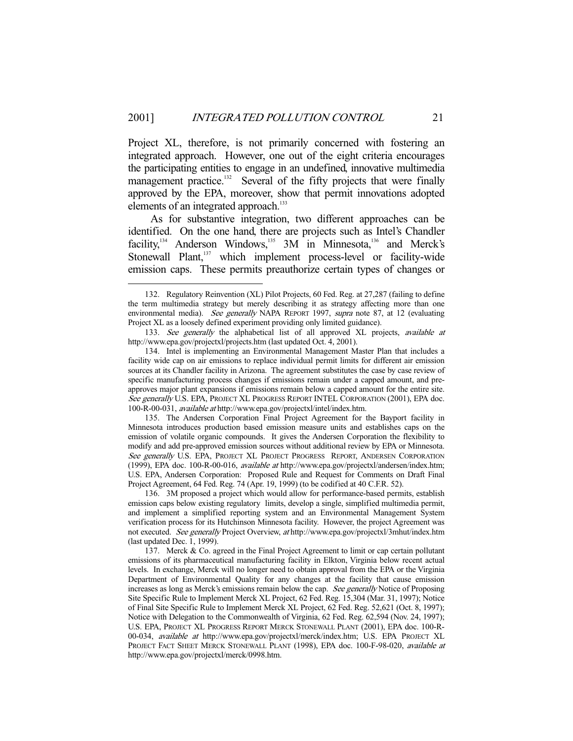Project XL, therefore, is not primarily concerned with fostering an integrated approach. However, one out of the eight criteria encourages the participating entities to engage in an undefined, innovative multimedia management practice.[132] Several of the fifty projects that were finally approved by the EPA, moreover, show that permit innovations adopted elements of an integrated approach.[133]

As for substantive integration, two different approaches can be identified. On the one hand, there are projects such as Intel's Chandler facility,[134] Anderson Windows,[135] 3M in Minnesota,[136] and Merck's Stonewall Plant,[137] which implement process-level or facility-wide emission caps. These permits preauthorize certain types of changes or

---

132. Regulatory Reinvention (XL) Pilot Projects, 60 Fed. Reg. at 27,287 (failing to define the term multimedia strategy but merely describing it as strategy affecting more than one environmental media). *See generally* NAPA REPORT 1997, *supra* note 87, at 12 (evaluating Project XL as a loosely defined experiment providing only limited guidance).

133. *See generally* the alphabetical list of all approved XL projects, *available at* http://www.epa.gov/projectxl/projects.htm (last updated Oct. 4, 2001).

134. Intel is implementing an Environmental Management Master Plan that includes a facility wide cap on air emissions to replace individual permit limits for different air emission sources at its Chandler facility in Arizona. The agreement substitutes the case by case review of specific manufacturing process changes if emissions remain under a capped amount, and pre-approves major plant expansions if emissions remain below a capped amount for the entire site. *See generally* U.S. EPA, PROJECT XL PROGRESS REPORT INTEL CORPORATION (2001), EPA doc. 100-R-00-031, *available at* http://www.epa.gov/projectxl/intel/index.htm.

135. The Andersen Corporation Final Project Agreement for the Bayport facility in Minnesota introduces production based emission measure units and establishes caps on the emission of volatile organic compounds. It gives the Andersen Corporation the flexibility to modify and add pre-approved emission sources without additional review by EPA or Minnesota. *See generally* U.S. EPA, PROJECT XL PROJECT PROGRESS REPORT, ANDERSEN CORPORATION (1999), EPA doc. 100-R-00-016, *available at* http://www.epa.gov/projectxl/andersen/index.htm; U.S. EPA, Andersen Corporation: Proposed Rule and Request for Comments on Draft Final Project Agreement, 64 Fed. Reg. 74 (Apr. 19, 1999) (to be codified at 40 C.F.R. 52).

136. 3M proposed a project which would allow for performance-based permits, establish emission caps below existing regulatory limits, develop a single, simplified multimedia permit, and implement a simplified reporting system and an Environmental Management System verification process for its Hutchinson Minnesota facility. However, the project Agreement was not executed. *See generally* Project Overview, *at* http://www.epa.gov/projectxl/3mhut/index.htm (last updated Dec. 1, 1999).

137. Merck & Co. agreed in the Final Project Agreement to limit or cap certain pollutant emissions of its pharmaceutical manufacturing facility in Elkton, Virginia below recent actual levels. In exchange, Merck will no longer need to obtain approval from the EPA or the Virginia Department of Environmental Quality for any changes at the facility that cause emission increases as long as Merck's emissions remain below the cap. *See generally* Notice of Proposing Site Specific Rule to Implement Merck XL Project, 62 Fed. Reg. 15,304 (Mar. 31, 1997); Notice of Final Site Specific Rule to Implement Merck XL Project, 62 Fed. Reg. 52,621 (Oct. 8, 1997); Notice with Delegation to the Commonwealth of Virginia, 62 Fed. Reg. 62,594 (Nov. 24, 1997); U.S. EPA, PROJECT XL PROGRESS REPORT MERCK STONEWALL PLANT (2001), EPA doc. 100-R-00-034, *available at* http://www.epa.gov/projectxl/merck/index.htm; U.S. EPA PROJECT XL PROJECT FACT SHEET MERCK STONEWALL PLANT (1998), EPA doc. 100-F-98-020, *available at* http://www.epa.gov/projectxl/merck/0998.htm.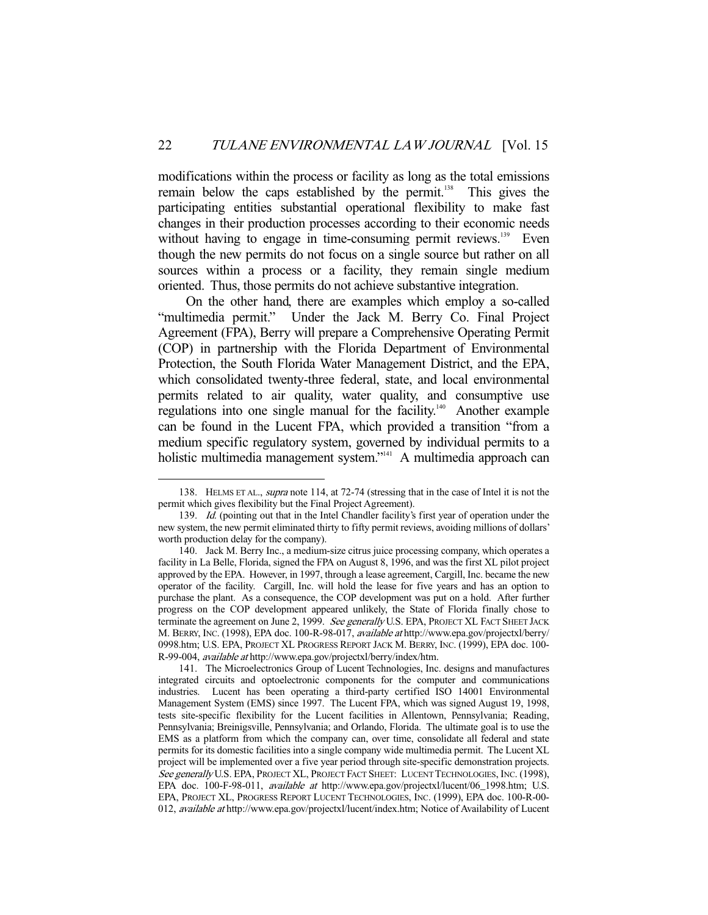modifications within the process or facility as long as the total emissions remain below the caps established by the permit.[138] This gives the participating entities substantial operational flexibility to make fast changes in their production processes according to their economic needs without having to engage in time-consuming permit reviews.[139] Even though the new permits do not focus on a single source but rather on all sources within a process or a facility, they remain single medium oriented. Thus, those permits do not achieve substantive integration.

On the other hand, there are examples which employ a so-called "multimedia permit." Under the Jack M. Berry Co. Final Project Agreement (FPA), Berry will prepare a Comprehensive Operating Permit (COP) in partnership with the Florida Department of Environmental Protection, the South Florida Water Management District, and the EPA, which consolidated twenty-three federal, state, and local environmental permits related to air quality, water quality, and consumptive use regulations into one single manual for the facility.[140] Another example can be found in the Lucent FPA, which provided a transition "from a medium specific regulatory system, governed by individual permits to a holistic multimedia management system."[141] A multimedia approach can

---

138. HELMS ET AL., *supra* note 114, at 72-74 (stressing that in the case of Intel it is not the permit which gives flexibility but the Final Project Agreement).

139. *Id.* (pointing out that in the Intel Chandler facility's first year of operation under the new system, the new permit eliminated thirty to fifty permit reviews, avoiding millions of dollars' worth production delay for the company).

140. Jack M. Berry Inc., a medium-size citrus juice processing company, which operates a facility in La Belle, Florida, signed the FPA on August 8, 1996, and was the first XL pilot project approved by the EPA. However, in 1997, through a lease agreement, Cargill, Inc. became the new operator of the facility. Cargill, Inc. will hold the lease for five years and has an option to purchase the plant. As a consequence, the COP development was put on a hold. After further progress on the COP development appeared unlikely, the State of Florida finally chose to terminate the agreement on June 2, 1999. *See generally* U.S. EPA, PROJECT XL FACT SHEET JACK M. BERRY, INC. (1998), EPA doc. 100-R-98-017, *available at* http://www.epa.gov/projectxl/berry/0998.htm; U.S. EPA, PROJECT XL PROGRESS REPORT JACK M. BERRY, INC. (1999), EPA doc. 100-R-99-004, *available at* http://www.epa.gov/projectxl/berry/index/htm.

141. The Microelectronics Group of Lucent Technologies, Inc. designs and manufactures integrated circuits and optoelectronic components for the computer and communications industries. Lucent has been operating a third-party certified ISO 14001 Environmental Management System (EMS) since 1997. The Lucent FPA, which was signed August 19, 1998, tests site-specific flexibility for the Lucent facilities in Allentown, Pennsylvania; Reading, Pennsylvania; Breinigsville, Pennsylvania; and Orlando, Florida. The ultimate goal is to use the EMS as a platform from which the company can, over time, consolidate all federal and state permits for its domestic facilities into a single company wide multimedia permit. The Lucent XL project will be implemented over a five year period through site-specific demonstration projects. *See generally* U.S. EPA, PROJECT XL, PROJECT FACT SHEET: LUCENT TECHNOLOGIES, INC. (1998), EPA doc. 100-F-98-011, *available at* http://www.epa.gov/projectxl/lucent/06_1998.htm; U.S. EPA, PROJECT XL, PROGRESS REPORT LUCENT TECHNOLOGIES, INC. (1999), EPA doc. 100-R-00-012, *available at* http://www.epa.gov/projectxl/lucent/index.htm; Notice of Availability of Lucent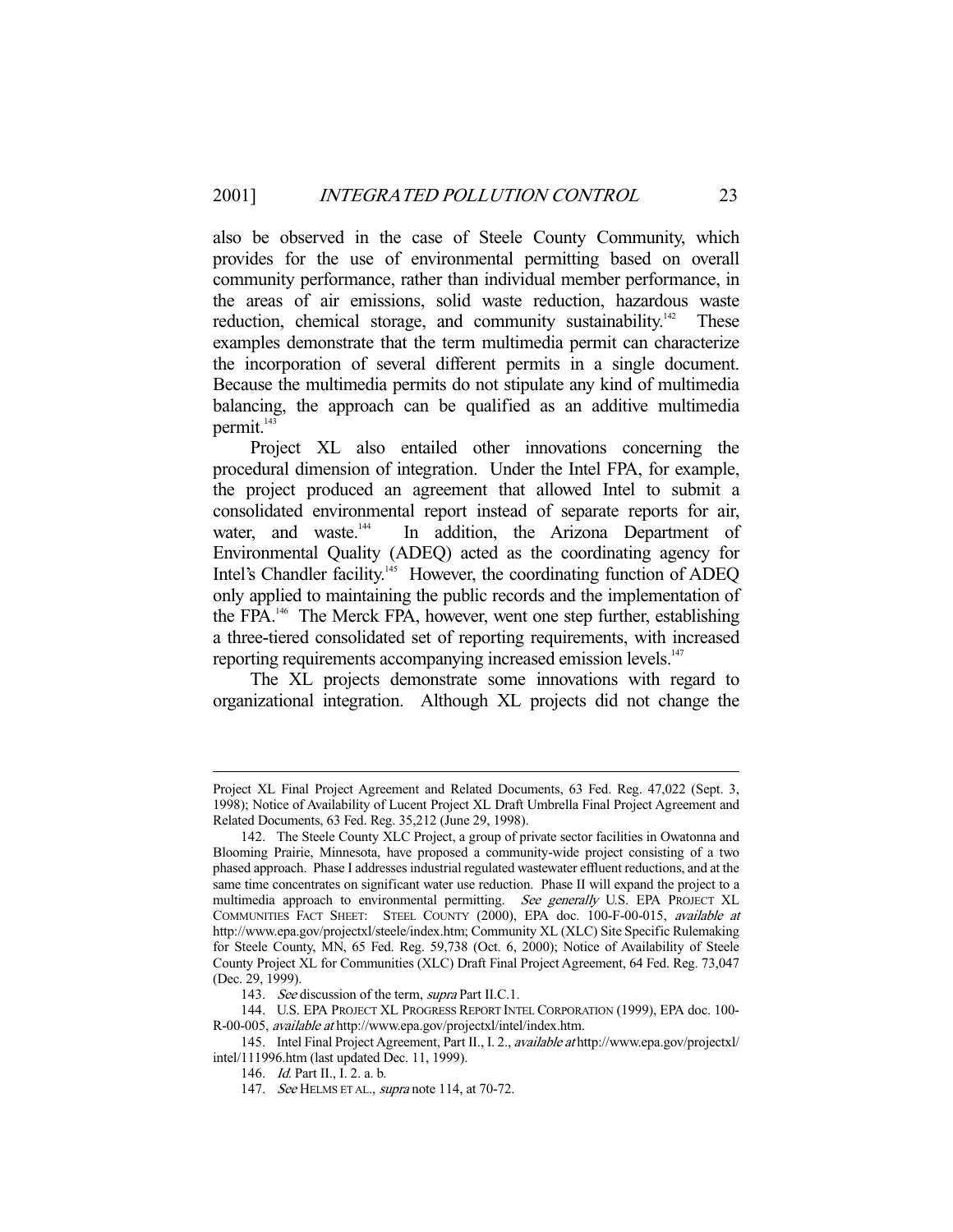also be observed in the case of Steele County Community, which provides for the use of environmental permitting based on overall community performance, rather than individual member performance, in the areas of air emissions, solid waste reduction, hazardous waste reduction, chemical storage, and community sustainability.[142] These examples demonstrate that the term multimedia permit can characterize the incorporation of several different permits in a single document. Because the multimedia permits do not stipulate any kind of multimedia balancing, the approach can be qualified as an additive multimedia permit.[143]

Project XL also entailed other innovations concerning the procedural dimension of integration. Under the Intel FPA, for example, the project produced an agreement that allowed Intel to submit a consolidated environmental report instead of separate reports for air, water, and waste.[144] In addition, the Arizona Department of Environmental Quality (ADEQ) acted as the coordinating agency for Intel's Chandler facility.[145] However, the coordinating function of ADEQ only applied to maintaining the public records and the implementation of the FPA.[146] The Merck FPA, however, went one step further, establishing a three-tiered consolidated set of reporting requirements, with increased reporting requirements accompanying increased emission levels.[147]

The XL projects demonstrate some innovations with regard to organizational integration. Although XL projects did not change the

---

Project XL Final Project Agreement and Related Documents, 63 Fed. Reg. 47,022 (Sept. 3, 1998); Notice of Availability of Lucent Project XL Draft Umbrella Final Project Agreement and Related Documents, 63 Fed. Reg. 35,212 (June 29, 1998).

142. The Steele County XLC Project, a group of private sector facilities in Owatonna and Blooming Prairie, Minnesota, have proposed a community-wide project consisting of a two phased approach. Phase I addresses industrial regulated wastewater effluent reductions, and at the same time concentrates on significant water use reduction. Phase II will expand the project to a multimedia approach to environmental permitting. *See generally* U.S. EPA PROJECT XL COMMUNITIES FACT SHEET: STEELE COUNTY (2000), EPA doc. 100-F-00-015, *available at* http://www.epa.gov/projectxl/steele/index.htm; Community XL (XLC) Site Specific Rulemaking for Steele County, MN, 65 Fed. Reg. 59,738 (Oct. 6, 2000); Notice of Availability of Steele County Project XL for Communities (XLC) Draft Final Project Agreement, 64 Fed. Reg. 73,047 (Dec. 29, 1999).

143. *See* discussion of the term, *supra* Part II.C.1.

144. U.S. EPA PROJECT XL PROGRESS REPORT INTEL CORPORATION (1999), EPA doc. 100-R-00-005, *available at* http://www.epa.gov/projectxl/intel/index.htm.

145. Intel Final Project Agreement, Part II., I. 2., *available at* http://www.epa.gov/projectxl/intel/111996.htm (last updated Dec. 11, 1999).

146. *Id.* Part II., I. 2. a. b.

147. *See* HELMS ET AL., *supra* note 114, at 70-72.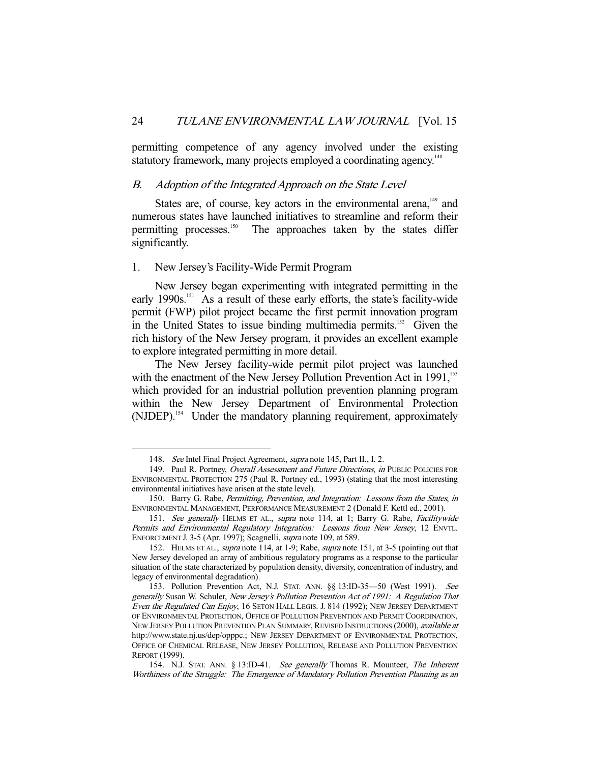permitting competence of any agency involved under the existing statutory framework, many projects employed a coordinating agency.[148]

### *B. Adoption of the Integrated Approach on the State Level*

States are, of course, key actors in the environmental arena,[149] and numerous states have launched initiatives to streamline and reform their permitting processes.[150] The approaches taken by the states differ significantly.

#### 1. New Jersey's Facility-Wide Permit Program

New Jersey began experimenting with integrated permitting in the early 1990s.[151] As a result of these early efforts, the state's facility-wide permit (FWP) pilot project became the first permit innovation program in the United States to issue binding multimedia permits.[152] Given the rich history of the New Jersey program, it provides an excellent example to explore integrated permitting in more detail.

The New Jersey facility-wide permit pilot project was launched with the enactment of the New Jersey Pollution Prevention Act in 1991,[153] which provided for an industrial pollution prevention planning program within the New Jersey Department of Environmental Protection (NJDEP).[154] Under the mandatory planning requirement, approximately

---

148. *See* Intel Final Project Agreement, *supra* note 145, Part II., I. 2.

149. Paul R. Portney, *Overall Assessment and Future Directions*, *in* PUBLIC POLICIES FOR ENVIRONMENTAL PROTECTION 275 (Paul R. Portney ed., 1993) (stating that the most interesting environmental initiatives have arisen at the state level).

150. Barry G. Rabe, *Permitting, Prevention, and Integration: Lessons from the States*, *in* ENVIRONMENTAL MANAGEMENT, PERFORMANCE MEASUREMENT 2 (Donald F. Kettl ed., 2001).

151. *See generally* HELMS ET AL., *supra* note 114, at 1; Barry G. Rabe, *Facilitywide Permits and Environmental Regulatory Integration: Lessons from New Jersey*, 12 ENVTL. ENFORCEMENT J. 3-5 (Apr. 1997); Scagnelli, *supra* note 109, at 589.

152. HELMS ET AL., *supra* note 114, at 1-9; Rabe, *supra* note 151, at 3-5 (pointing out that New Jersey developed an array of ambitious regulatory programs as a response to the particular situation of the state characterized by population density, diversity, concentration of industry, and legacy of environmental degradation).

153. Pollution Prevention Act, N.J. STAT. ANN. §§ 13:ID-35—50 (West 1991). *See generally* Susan W. Schuler, *New Jersey's Pollution Prevention Act of 1991: A Regulation That Even the Regulated Can Enjoy*, 16 SETON HALL LEGIS. J. 814 (1992); NEW JERSEY DEPARTMENT OF ENVIRONMENTAL PROTECTION, OFFICE OF POLLUTION PREVENTION AND PERMIT COORDINATION, NEW JERSEY POLLUTION PREVENTION PLAN SUMMARY, REVISED INSTRUCTIONS (2000), *available at* http://www.state.nj.us/dep/opppc.; NEW JERSEY DEPARTMENT OF ENVIRONMENTAL PROTECTION, OFFICE OF CHEMICAL RELEASE, NEW JERSEY POLLUTION, RELEASE AND POLLUTION PREVENTION REPORT (1999).

154. N.J. STAT. ANN. § 13:ID-41. *See generally* Thomas R. Mounteer, *The Inherent Worthiness of the Struggle: The Emergence of Mandatory Pollution Prevention Planning as an*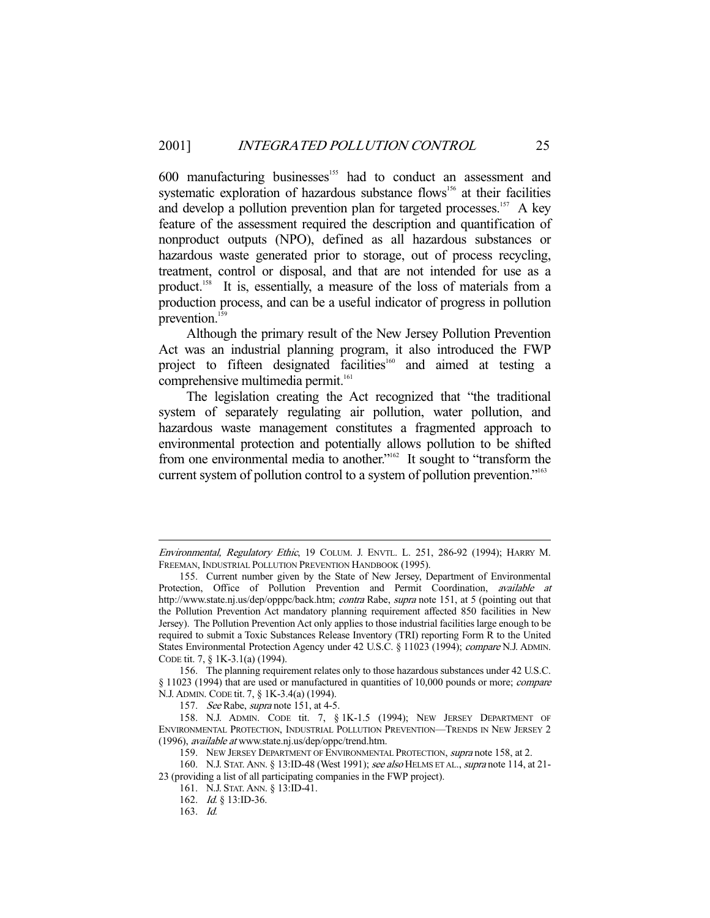600 manufacturing businesses[155] had to conduct an assessment and systematic exploration of hazardous substance flows[156] at their facilities and develop a pollution prevention plan for targeted processes.[157] A key feature of the assessment required the description and quantification of nonproduct outputs (NPO), defined as all hazardous substances or hazardous waste generated prior to storage, out of process recycling, treatment, control or disposal, and that are not intended for use as a product.[158] It is, essentially, a measure of the loss of materials from a production process, and can be a useful indicator of progress in pollution prevention.[159]

Although the primary result of the New Jersey Pollution Prevention Act was an industrial planning program, it also introduced the FWP project to fifteen designated facilities[160] and aimed at testing a comprehensive multimedia permit.[161]

The legislation creating the Act recognized that "the traditional system of separately regulating air pollution, water pollution, and hazardous waste management constitutes a fragmented approach to environmental protection and potentially allows pollution to be shifted from one environmental media to another."[162] It sought to "transform the current system of pollution control to a system of pollution prevention."[163]

---

*Environmental, Regulatory Ethic*, 19 COLUM. J. ENVTL. L. 251, 286-92 (1994); HARRY M. FREEMAN, INDUSTRIAL POLLUTION PREVENTION HANDBOOK (1995).

155. Current number given by the State of New Jersey, Department of Environmental Protection, Office of Pollution Prevention and Permit Coordination, *available at* http://www.state.nj.us/dep/opppc/back.htm; *contra* Rabe, *supra* note 151, at 5 (pointing out that the Pollution Prevention Act mandatory planning requirement affected 850 facilities in New Jersey). The Pollution Prevention Act only applies to those industrial facilities large enough to be required to submit a Toxic Substances Release Inventory (TRI) reporting Form R to the United States Environmental Protection Agency under 42 U.S.C. § 11023 (1994); *compare* N.J. ADMIN. CODE tit. 7, § 1K-3.1(a) (1994).

156. The planning requirement relates only to those hazardous substances under 42 U.S.C. § 11023 (1994) that are used or manufactured in quantities of 10,000 pounds or more; *compare* N.J. ADMIN. CODE tit. 7, § 1K-3.4(a) (1994).

157. *See* Rabe, *supra* note 151, at 4-5.

158. N.J. ADMIN. CODE tit. 7, § 1K-1.5 (1994); NEW JERSEY DEPARTMENT OF ENVIRONMENTAL PROTECTION, INDUSTRIAL POLLUTION PREVENTION—TRENDS IN NEW JERSEY 2 (1996), *available at* www.state.nj.us/dep/oppc/trend.htm.

159. NEW JERSEY DEPARTMENT OF ENVIRONMENTAL PROTECTION, *supra* note 158, at 2.

160. N.J. STAT. ANN. § 13:ID-48 (West 1991); *see also* HELMS ET AL., *supra* note 114, at 21-23 (providing a list of all participating companies in the FWP project).

161. N.J. STAT. ANN. § 13:ID-41.

162. *Id.* § 13:ID-36.

163. *Id.*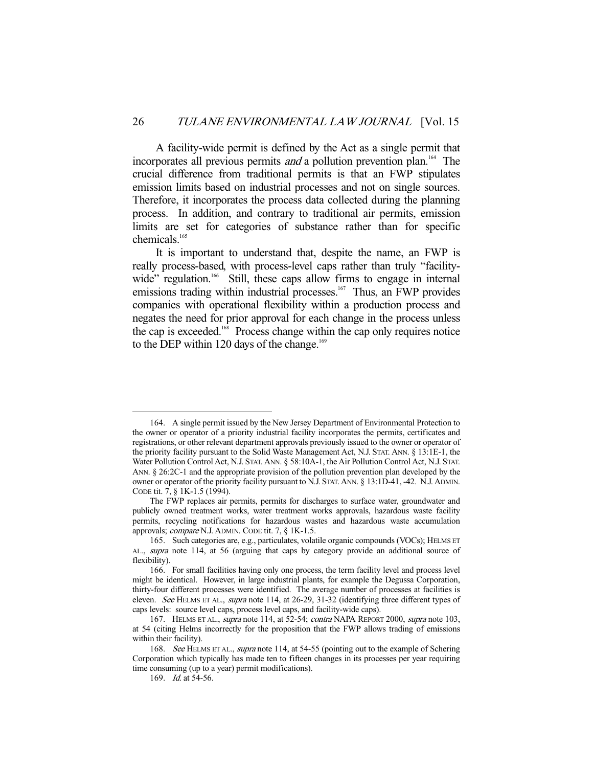A facility-wide permit is defined by the Act as a single permit that incorporates all previous permits *and* a pollution prevention plan.[164] The crucial difference from traditional permits is that an FWP stipulates emission limits based on industrial processes and not on single sources. Therefore, it incorporates the process data collected during the planning process. In addition, and contrary to traditional air permits, emission limits are set for categories of substance rather than for specific chemicals.[165]

It is important to understand that, despite the name, an FWP is really process-based, with process-level caps rather than truly "facility-wide" regulation.[166] Still, these caps allow firms to engage in internal emissions trading within industrial processes.[167] Thus, an FWP provides companies with operational flexibility within a production process and negates the need for prior approval for each change in the process unless the cap is exceeded.[168] Process change within the cap only requires notice to the DEP within 120 days of the change.[169]

---

164. A single permit issued by the New Jersey Department of Environmental Protection to the owner or operator of a priority industrial facility incorporates the permits, certificates and registrations, or other relevant department approvals previously issued to the owner or operator of the priority facility pursuant to the Solid Waste Management Act, N.J. STAT. ANN. § 13:1E-1, the Water Pollution Control Act, N.J. STAT. ANN. § 58:10A-1, the Air Pollution Control Act, N.J. STAT. ANN. § 26:2C-1 and the appropriate provision of the pollution prevention plan developed by the owner or operator of the priority facility pursuant to N.J. STAT. ANN. § 13:1D-41, -42. N.J. ADMIN. CODE tit. 7, § 1K-1.5 (1994).

The FWP replaces air permits, permits for discharges to surface water, groundwater and publicly owned treatment works, water treatment works approvals, hazardous waste facility permits, recycling notifications for hazardous wastes and hazardous waste accumulation approvals; *compare* N.J. ADMIN. CODE tit. 7, § 1K-1.5.

165. Such categories are, e.g., particulates, volatile organic compounds (VOCs); HELMS ET AL., *supra* note 114, at 56 (arguing that caps by category provide an additional source of flexibility).

166. For small facilities having only one process, the term facility level and process level might be identical. However, in large industrial plants, for example the Degussa Corporation, thirty-four different processes were identified. The average number of processes at facilities is eleven. *See* HELMS ET AL., *supra* note 114, at 26-29, 31-32 (identifying three different types of caps levels: source level caps, process level caps, and facility-wide caps).

167. HELMS ET AL., *supra* note 114, at 52-54; *contra* NAPA REPORT 2000, *supra* note 103, at 54 (citing Helms incorrectly for the proposition that the FWP allows trading of emissions within their facility).

168. *See* HELMS ET AL., *supra* note 114, at 54-55 (pointing out to the example of Schering Corporation which typically has made ten to fifteen changes in its processes per year requiring time consuming (up to a year) permit modifications).

169. *Id.* at 54-56.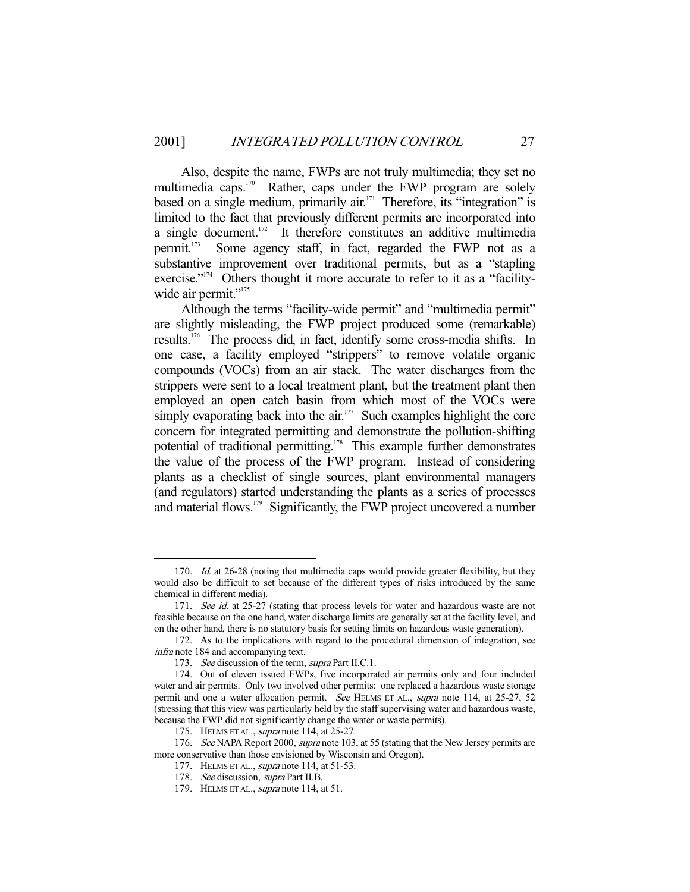Also, despite the name, FWPs are not truly multimedia; they set no multimedia caps.[170] Rather, caps under the FWP program are solely based on a single medium, primarily air.[171] Therefore, its "integration" is limited to the fact that previously different permits are incorporated into a single document.[172] It therefore constitutes an additive multimedia permit.[173] Some agency staff, in fact, regarded the FWP not as a substantive improvement over traditional permits, but as a "stapling exercise."[174] Others thought it more accurate to refer to it as a "facility-wide air permit."[175]

Although the terms "facility-wide permit" and "multimedia permit" are slightly misleading, the FWP project produced some (remarkable) results.[176] The process did, in fact, identify some cross-media shifts. In one case, a facility employed "strippers" to remove volatile organic compounds (VOCs) from an air stack. The water discharges from the strippers were sent to a local treatment plant, but the treatment plant then employed an open catch basin from which most of the VOCs were simply evaporating back into the air.[177] Such examples highlight the core concern for integrated permitting and demonstrate the pollution-shifting potential of traditional permitting.[178] This example further demonstrates the value of the process of the FWP program. Instead of considering plants as a checklist of single sources, plant environmental managers (and regulators) started understanding the plants as a series of processes and material flows.[179] Significantly, the FWP project uncovered a number

---

170. *Id.* at 26-28 (noting that multimedia caps would provide greater flexibility, but they would also be difficult to set because of the different types of risks introduced by the same chemical in different media).

171. *See id.* at 25-27 (stating that process levels for water and hazardous waste are not feasible because on the one hand, water discharge limits are generally set at the facility level, and on the other hand, there is no statutory basis for setting limits on hazardous waste generation).

172. As to the implications with regard to the procedural dimension of integration, see *infra* note 184 and accompanying text.

173. *See* discussion of the term, *supra* Part II.C.1.

174. Out of eleven issued FWPs, five incorporated air permits only and four included water and air permits. Only two involved other permits: one replaced a hazardous waste storage permit and one a water allocation permit. *See* HELMS ET AL., *supra* note 114, at 25-27, 52 (stressing that this view was particularly held by the staff supervising water and hazardous waste, because the FWP did not significantly change the water or waste permits).

175. HELMS ET AL., *supra* note 114, at 25-27.

176. *See* NAPA Report 2000, *supra* note 103, at 55 (stating that the New Jersey permits are more conservative than those envisioned by Wisconsin and Oregon).

177. HELMS ET AL., *supra* note 114, at 51-53.

178. *See* discussion, *supra* Part II.B.

179. HELMS ET AL., *supra* note 114, at 51.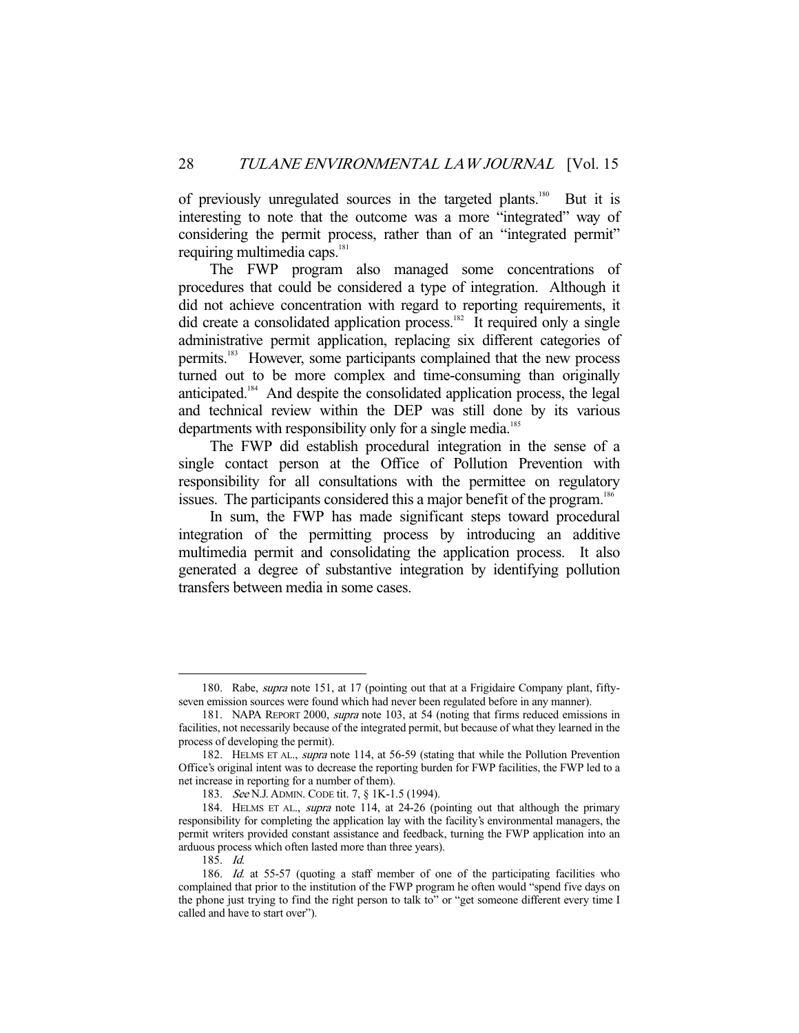of previously unregulated sources in the targeted plants.[180] But it is interesting to note that the outcome was a more "integrated" way of considering the permit process, rather than of an "integrated permit" requiring multimedia caps.[181]

The FWP program also managed some concentrations of procedures that could be considered a type of integration. Although it did not achieve concentration with regard to reporting requirements, it did create a consolidated application process.[182] It required only a single administrative permit application, replacing six different categories of permits.[183] However, some participants complained that the new process turned out to be more complex and time-consuming than originally anticipated.[184] And despite the consolidated application process, the legal and technical review within the DEP was still done by its various departments with responsibility only for a single media.[185]

The FWP did establish procedural integration in the sense of a single contact person at the Office of Pollution Prevention with responsibility for all consultations with the permittee on regulatory issues. The participants considered this a major benefit of the program.[186]

In sum, the FWP has made significant steps toward procedural integration of the permitting process by introducing an additive multimedia permit and consolidating the application process. It also generated a degree of substantive integration by identifying pollution transfers between media in some cases.

---

180. Rabe, *supra* note 151, at 17 (pointing out that at a Frigidaire Company plant, fifty-seven emission sources were found which had never been regulated before in any manner).

181. NAPA REPORT 2000, *supra* note 103, at 54 (noting that firms reduced emissions in facilities, not necessarily because of the integrated permit, but because of what they learned in the process of developing the permit).

182. HELMS ET AL., *supra* note 114, at 56-59 (stating that while the Pollution Prevention Office's original intent was to decrease the reporting burden for FWP facilities, the FWP led to a net increase in reporting for a number of them).

183. *See* N.J. ADMIN. CODE tit. 7, § 1K-1.5 (1994).

184. HELMS ET AL., *supra* note 114, at 24-26 (pointing out that although the primary responsibility for completing the application lay with the facility's environmental managers, the permit writers provided constant assistance and feedback, turning the FWP application into an arduous process which often lasted more than three years).

185. *Id.*

186. *Id.* at 55-57 (quoting a staff member of one of the participating facilities who complained that prior to the institution of the FWP program he often would "spend five days on the phone just trying to find the right person to talk to" or "get someone different every time I called and have to start over").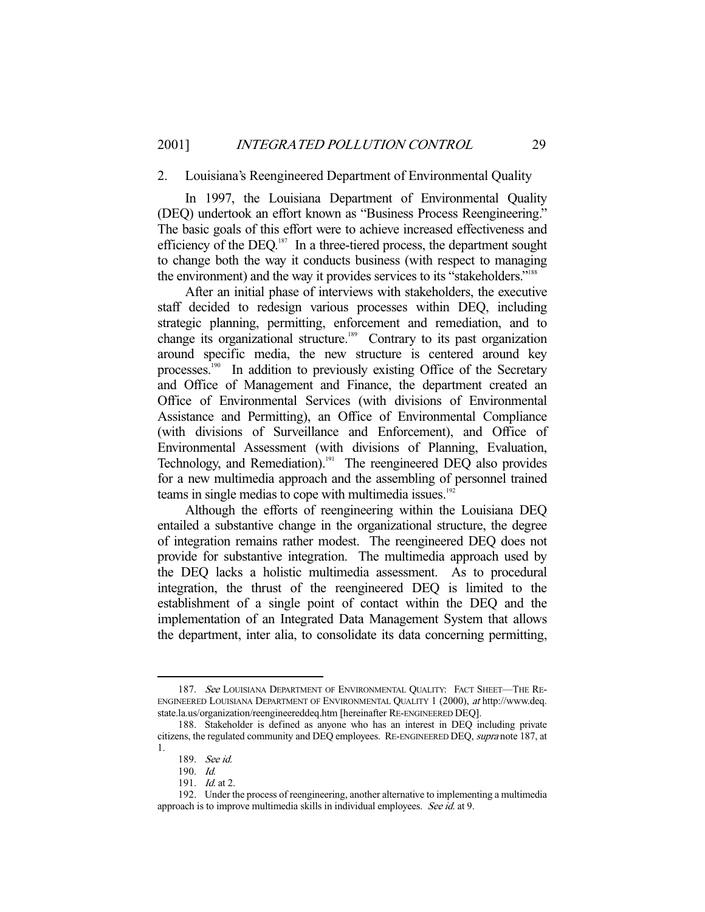### 2. Louisiana's Reengineered Department of Environmental Quality

In 1997, the Louisiana Department of Environmental Quality (DEQ) undertook an effort known as "Business Process Reengineering." The basic goals of this effort were to achieve increased effectiveness and efficiency of the DEQ.[187] In a three-tiered process, the department sought to change both the way it conducts business (with respect to managing the environment) and the way it provides services to its "stakeholders."[188]

After an initial phase of interviews with stakeholders, the executive staff decided to redesign various processes within DEQ, including strategic planning, permitting, enforcement and remediation, and to change its organizational structure.[189] Contrary to its past organization around specific media, the new structure is centered around key processes.[190] In addition to previously existing Office of the Secretary and Office of Management and Finance, the department created an Office of Environmental Services (with divisions of Environmental Assistance and Permitting), an Office of Environmental Compliance (with divisions of Surveillance and Enforcement), and Office of Environmental Assessment (with divisions of Planning, Evaluation, Technology, and Remediation).[191] The reengineered DEQ also provides for a new multimedia approach and the assembling of personnel trained teams in single medias to cope with multimedia issues.[192]

Although the efforts of reengineering within the Louisiana DEQ entailed a substantive change in the organizational structure, the degree of integration remains rather modest. The reengineered DEQ does not provide for substantive integration. The multimedia approach used by the DEQ lacks a holistic multimedia assessment. As to procedural integration, the thrust of the reengineered DEQ is limited to the establishment of a single point of contact within the DEQ and the implementation of an Integrated Data Management System that allows the department, inter alia, to consolidate its data concerning permitting,

---

187. *See* LOUISIANA DEPARTMENT OF ENVIRONMENTAL QUALITY: FACT SHEET—THE RE-ENGINEERED LOUISIANA DEPARTMENT OF ENVIRONMENTAL QUALITY 1 (2000), *at* http://www.deq.state.la.us/organization/reengineereddeq.htm [hereinafter RE-ENGINEERED DEQ].

188. Stakeholder is defined as anyone who has an interest in DEQ including private citizens, the regulated community and DEQ employees. RE-ENGINEERED DEQ, *supra* note 187, at 1.

189. *See id.*

190. *Id.*

191. *Id.* at 2.

192. Under the process of reengineering, another alternative to implementing a multimedia approach is to improve multimedia skills in individual employees. *See id.* at 9.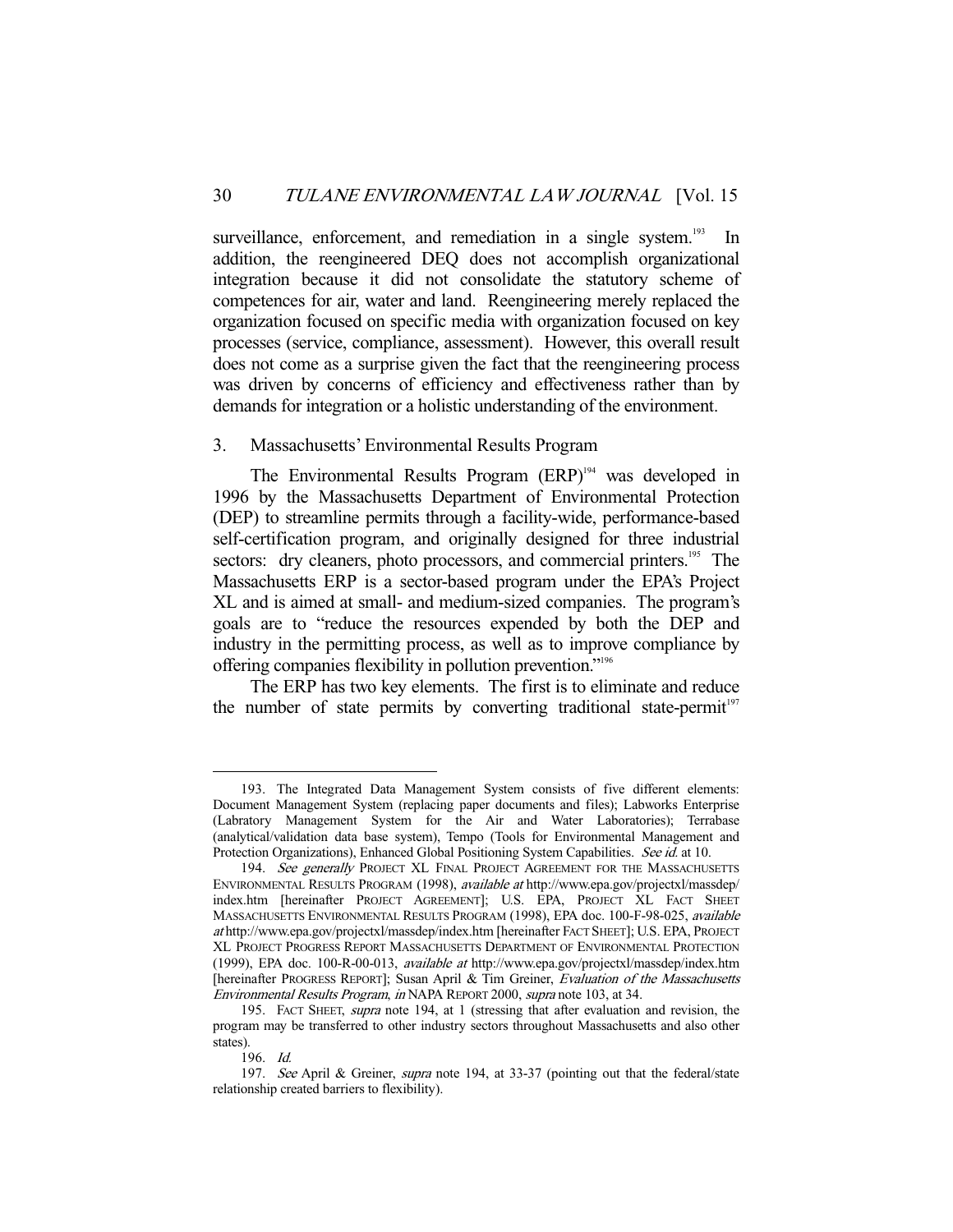surveillance, enforcement, and remediation in a single system.[193] In addition, the reengineered DEQ does not accomplish organizational integration because it did not consolidate the statutory scheme of competences for air, water and land. Reengineering merely replaced the organization focused on specific media with organization focused on key processes (service, compliance, assessment). However, this overall result does not come as a surprise given the fact that the reengineering process was driven by concerns of efficiency and effectiveness rather than by demands for integration or a holistic understanding of the environment.

### 3. Massachusetts' Environmental Results Program

The Environmental Results Program (ERP)[194] was developed in 1996 by the Massachusetts Department of Environmental Protection (DEP) to streamline permits through a facility-wide, performance-based self-certification program, and originally designed for three industrial sectors: dry cleaners, photo processors, and commercial printers.[195] The Massachusetts ERP is a sector-based program under the EPA's Project XL and is aimed at small- and medium-sized companies. The program's goals are to "reduce the resources expended by both the DEP and industry in the permitting process, as well as to improve compliance by offering companies flexibility in pollution prevention."[196]

The ERP has two key elements. The first is to eliminate and reduce the number of state permits by converting traditional state-permit[197]

---

193. The Integrated Data Management System consists of five different elements: Document Management System (replacing paper documents and files); Labworks Enterprise (Labratory Management System for the Air and Water Laboratories); Terrabase (analytical/validation data base system), Tempo (Tools for Environmental Management and Protection Organizations), Enhanced Global Positioning System Capabilities. *See id.* at 10.

194. *See generally* PROJECT XL FINAL PROJECT AGREEMENT FOR THE MASSACHUSETTS ENVIRONMENTAL RESULTS PROGRAM (1998), *available at* http://www.epa.gov/projectxl/massdep/index.htm [hereinafter PROJECT AGREEMENT]; U.S. EPA, PROJECT XL FACT SHEET MASSACHUSETTS ENVIRONMENTAL RESULTS PROGRAM (1998), EPA doc. 100-F-98-025, *available at* http://www.epa.gov/projectxl/massdep/index.htm [hereinafter FACT SHEET]; U.S. EPA, PROJECT XL PROJECT PROGRESS REPORT MASSACHUSETTS DEPARTMENT OF ENVIRONMENTAL PROTECTION (1999), EPA doc. 100-R-00-013, *available at* http://www.epa.gov/projectxl/massdep/index.htm [hereinafter PROGRESS REPORT]; Susan April & Tim Greiner, *Evaluation of the Massachusetts Environmental Results Program*, *in* NAPA REPORT 2000, *supra* note 103, at 34.

195. FACT SHEET, *supra* note 194, at 1 (stressing that after evaluation and revision, the program may be transferred to other industry sectors throughout Massachusetts and also other states).

196. *Id.*

197. *See* April & Greiner, *supra* note 194, at 33-37 (pointing out that the federal/state relationship created barriers to flexibility).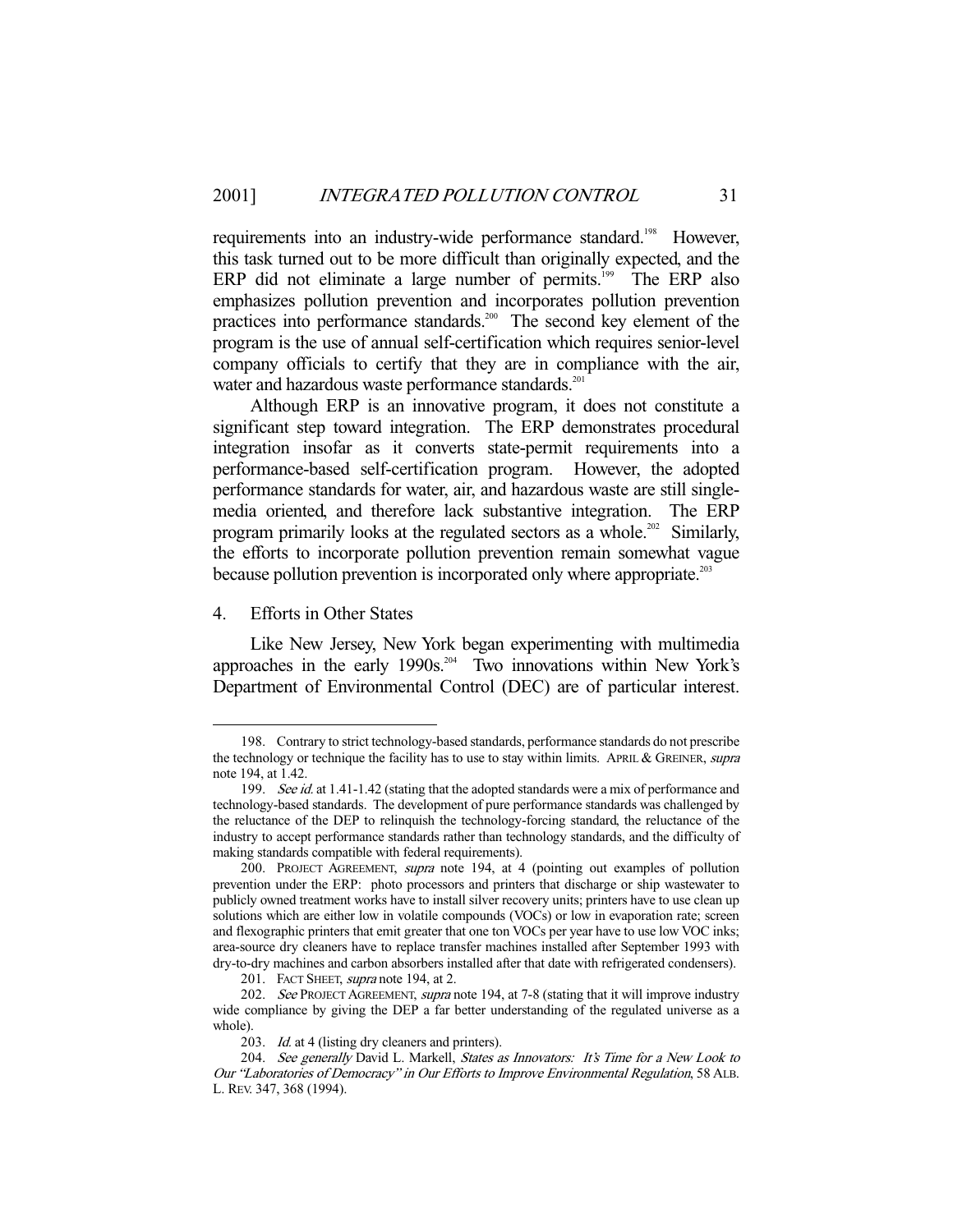requirements into an industry-wide performance standard.[198] However, this task turned out to be more difficult than originally expected, and the ERP did not eliminate a large number of permits.[199] The ERP also emphasizes pollution prevention and incorporates pollution prevention practices into performance standards.[200] The second key element of the program is the use of annual self-certification which requires senior-level company officials to certify that they are in compliance with the air, water and hazardous waste performance standards.[201]

Although ERP is an innovative program, it does not constitute a significant step toward integration. The ERP demonstrates procedural integration insofar as it converts state-permit requirements into a performance-based self-certification program. However, the adopted performance standards for water, air, and hazardous waste are still single-media oriented, and therefore lack substantive integration. The ERP program primarily looks at the regulated sectors as a whole.[202] Similarly, the efforts to incorporate pollution prevention remain somewhat vague because pollution prevention is incorporated only where appropriate.[203]

### 4. Efforts in Other States

Like New Jersey, New York began experimenting with multimedia approaches in the early 1990s.[204] Two innovations within New York's Department of Environmental Control (DEC) are of particular interest.

---

198. Contrary to strict technology-based standards, performance standards do not prescribe the technology or technique the facility has to use to stay within limits. APRIL & GREINER, *supra* note 194, at 1.42.

199. *See id.* at 1.41-1.42 (stating that the adopted standards were a mix of performance and technology-based standards. The development of pure performance standards was challenged by the reluctance of the DEP to relinquish the technology-forcing standard, the reluctance of the industry to accept performance standards rather than technology standards, and the difficulty of making standards compatible with federal requirements).

200. PROJECT AGREEMENT, *supra* note 194, at 4 (pointing out examples of pollution prevention under the ERP: photo processors and printers that discharge or ship wastewater to publicly owned treatment works have to install silver recovery units; printers have to use clean up solutions which are either low in volatile compounds (VOCs) or low in evaporation rate; screen and flexographic printers that emit greater that one ton VOCs per year have to use low VOC inks; area-source dry cleaners have to replace transfer machines installed after September 1993 with dry-to-dry machines and carbon absorbers installed after that date with refrigerated condensers).

201. FACT SHEET, *supra* note 194, at 2.

202. *See* PROJECT AGREEMENT, *supra* note 194, at 7-8 (stating that it will improve industry wide compliance by giving the DEP a far better understanding of the regulated universe as a whole).

203. *Id.* at 4 (listing dry cleaners and printers).

204. *See generally* David L. Markell, *States as Innovators: It's Time for a New Look to Our "Laboratories of Democracy" in Our Efforts to Improve Environmental Regulation*, 58 ALB. L. REV. 347, 368 (1994).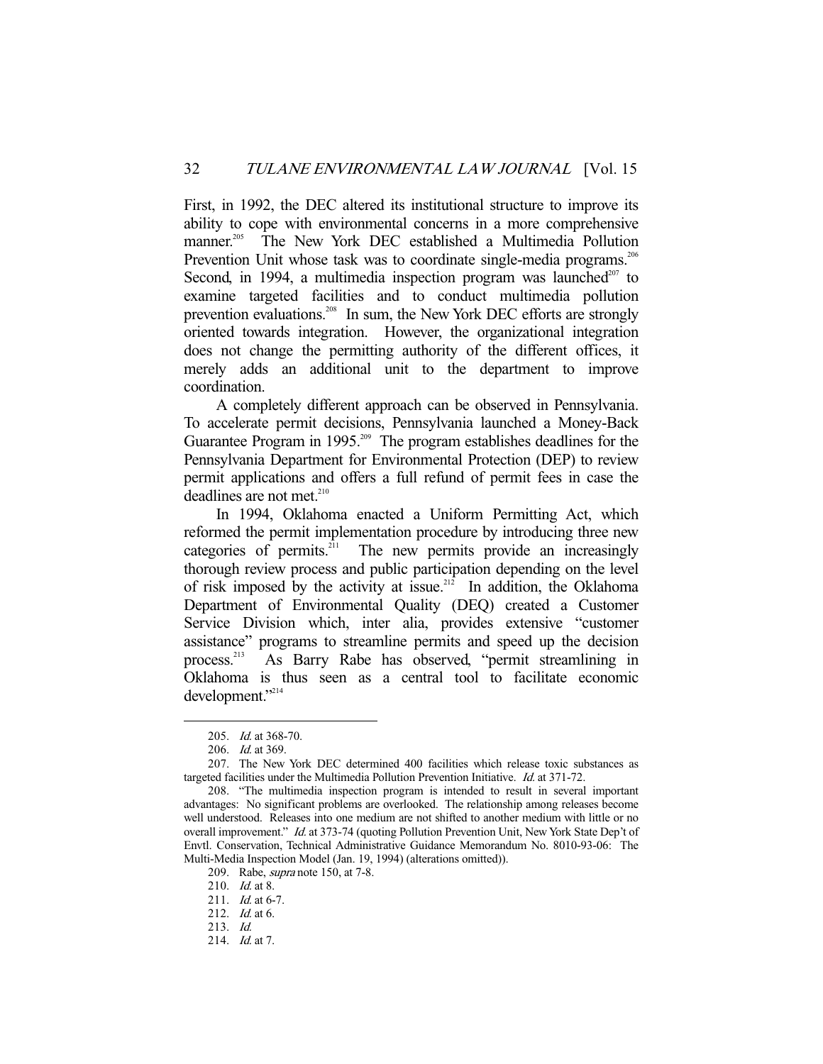First, in 1992, the DEC altered its institutional structure to improve its ability to cope with environmental concerns in a more comprehensive manner.[205] The New York DEC established a Multimedia Pollution Prevention Unit whose task was to coordinate single-media programs.[206] Second, in 1994, a multimedia inspection program was launched[207] to examine targeted facilities and to conduct multimedia pollution prevention evaluations.[208] In sum, the New York DEC efforts are strongly oriented towards integration. However, the organizational integration does not change the permitting authority of the different offices, it merely adds an additional unit to the department to improve coordination.

A completely different approach can be observed in Pennsylvania. To accelerate permit decisions, Pennsylvania launched a Money-Back Guarantee Program in 1995.[209] The program establishes deadlines for the Pennsylvania Department for Environmental Protection (DEP) to review permit applications and offers a full refund of permit fees in case the deadlines are not met.[210]

In 1994, Oklahoma enacted a Uniform Permitting Act, which reformed the permit implementation procedure by introducing three new categories of permits.[211] The new permits provide an increasingly thorough review process and public participation depending on the level of risk imposed by the activity at issue.[212] In addition, the Oklahoma Department of Environmental Quality (DEQ) created a Customer Service Division which, inter alia, provides extensive "customer assistance" programs to streamline permits and speed up the decision process.[213] As Barry Rabe has observed, "permit streamlining in Oklahoma is thus seen as a central tool to facilitate economic development."[214]

---

205. *Id.* at 368-70.

206. *Id.* at 369.

207. The New York DEC determined 400 facilities which release toxic substances as targeted facilities under the Multimedia Pollution Prevention Initiative. *Id.* at 371-72.

208. "The multimedia inspection program is intended to result in several important advantages: No significant problems are overlooked. The relationship among releases become well understood. Releases into one medium are not shifted to another medium with little or no overall improvement." *Id.* at 373-74 (quoting Pollution Prevention Unit, New York State Dep't of Envtl. Conservation, Technical Administrative Guidance Memorandum No. 8010-93-06: The Multi-Media Inspection Model (Jan. 19, 1994) (alterations omitted)).

209. Rabe, *supra* note 150, at 7-8.

210. *Id.* at 8.

211. *Id.* at 6-7.

212. *Id.* at 6.

213. *Id.*

214. *Id.* at 7.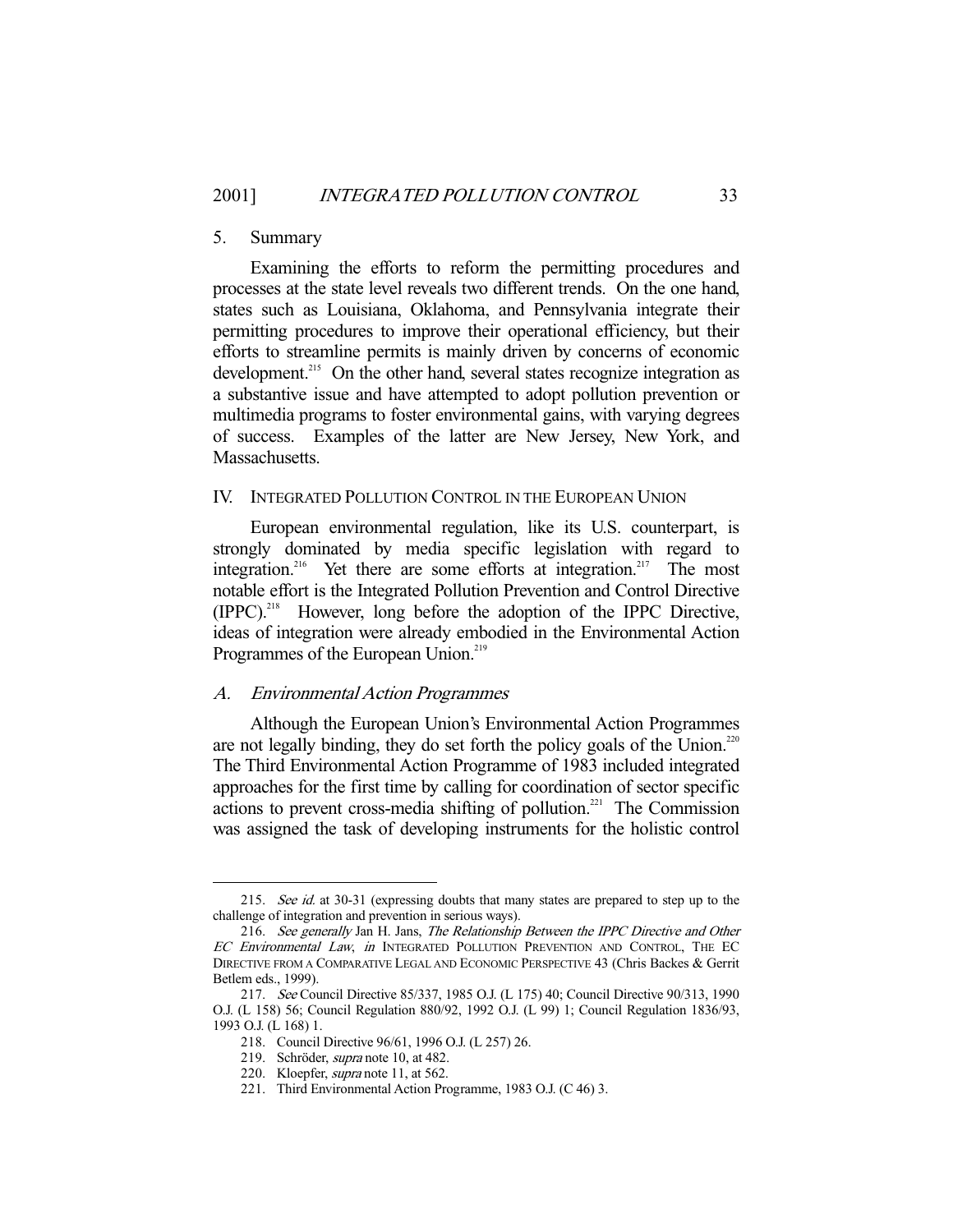### 5. Summary

Examining the efforts to reform the permitting procedures and processes at the state level reveals two different trends. On the one hand, states such as Louisiana, Oklahoma, and Pennsylvania integrate their permitting procedures to improve their operational efficiency, but their efforts to streamline permits is mainly driven by concerns of economic development.[215] On the other hand, several states recognize integration as a substantive issue and have attempted to adopt pollution prevention or multimedia programs to foster environmental gains, with varying degrees of success. Examples of the latter are New Jersey, New York, and Massachusetts.

## IV. INTEGRATED POLLUTION CONTROL IN THE EUROPEAN UNION

European environmental regulation, like its U.S. counterpart, is strongly dominated by media specific legislation with regard to integration.[216] Yet there are some efforts at integration.[217] The most notable effort is the Integrated Pollution Prevention and Control Directive (IPPC).[218] However, long before the adoption of the IPPC Directive, ideas of integration were already embodied in the Environmental Action Programmes of the European Union.[219]

### A. *Environmental Action Programmes*

Although the European Union's Environmental Action Programmes are not legally binding, they do set forth the policy goals of the Union.[220] The Third Environmental Action Programme of 1983 included integrated approaches for the first time by calling for coordination of sector specific actions to prevent cross-media shifting of pollution.[221] The Commission was assigned the task of developing instruments for the holistic control

---

215. *See id.* at 30-31 (expressing doubts that many states are prepared to step up to the challenge of integration and prevention in serious ways).

216. *See generally* Jan H. Jans, *The Relationship Between the IPPC Directive and Other EC Environmental Law*, *in* INTEGRATED POLLUTION PREVENTION AND CONTROL, THE EC DIRECTIVE FROM A COMPARATIVE LEGAL AND ECONOMIC PERSPECTIVE 43 (Chris Backes & Gerrit Betlem eds., 1999).

217. *See* Council Directive 85/337, 1985 O.J. (L 175) 40; Council Directive 90/313, 1990 O.J. (L 158) 56; Council Regulation 880/92, 1992 O.J. (L 99) 1; Council Regulation 1836/93, 1993 O.J. (L 168) 1.

218. Council Directive 96/61, 1996 O.J. (L 257) 26.

219. Schröder, *supra* note 10, at 482.

220. Kloepfer, *supra* note 11, at 562.

221. Third Environmental Action Programme, 1983 O.J. (C 46) 3.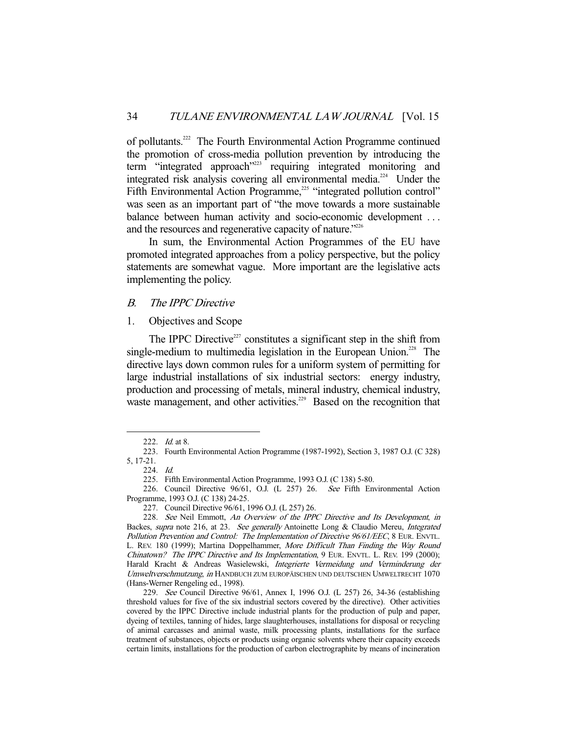of pollutants.[222] The Fourth Environmental Action Programme continued the promotion of cross-media pollution prevention by introducing the term "integrated approach"[223] requiring integrated monitoring and integrated risk analysis covering all environmental media.[224] Under the Fifth Environmental Action Programme,[225] "integrated pollution control" was seen as an important part of "the move towards a more sustainable balance between human activity and socio-economic development . . . and the resources and regenerative capacity of nature."[226]

In sum, the Environmental Action Programmes of the EU have promoted integrated approaches from a policy perspective, but the policy statements are somewhat vague. More important are the legislative acts implementing the policy.

### *B. The IPPC Directive*

#### 1. Objectives and Scope

The IPPC Directive[227] constitutes a significant step in the shift from single-medium to multimedia legislation in the European Union.[228] The directive lays down common rules for a uniform system of permitting for large industrial installations of six industrial sectors: energy industry, production and processing of metals, mineral industry, chemical industry, waste management, and other activities.[229] Based on the recognition that

---

222. *Id.* at 8.

223. Fourth Environmental Action Programme (1987-1992), Section 3, 1987 O.J. (C 328) 5, 17-21.

224. *Id.*

225. Fifth Environmental Action Programme, 1993 O.J. (C 138) 5-80.

226. Council Directive 96/61, O.J. (L 257) 26. *See* Fifth Environmental Action Programme, 1993 O.J. (C 138) 24-25.

227. Council Directive 96/61, 1996 O.J. (L 257) 26.

228. *See* Neil Emmott, *An Overview of the IPPC Directive and Its Development*, *in* Backes, *supra* note 216, at 23. *See generally* Antoinette Long & Claudio Mereu, *Integrated Pollution Prevention and Control: The Implementation of Directive 96/61/EEC*, 8 EUR. ENVTL. L. REV. 180 (1999); Martina Doppelhammer, *More Difficult Than Finding the Way Round Chinatown? The IPPC Directive and Its Implementation*, 9 EUR. ENVTL. L. REV. 199 (2000); Harald Kracht & Andreas Wasielewski, *Integrierte Vermeidung und Verminderung der Umweltverschmutzung*, *in* HANDBUCH ZUM EUROPÄISCHEN UND DEUTSCHEN UMWELTRECHT 1070 (Hans-Werner Rengeling ed., 1998).

229. *See* Council Directive 96/61, Annex I, 1996 O.J. (L 257) 26, 34-36 (establishing threshold values for five of the six industrial sectors covered by the directive). Other activities covered by the IPPC Directive include industrial plants for the production of pulp and paper, dyeing of textiles, tanning of hides, large slaughterhouses, installations for disposal or recycling of animal carcasses and animal waste, milk processing plants, installations for the surface treatment of substances, objects or products using organic solvents where their capacity exceeds certain limits, installations for the production of carbon electrographite by means of incineration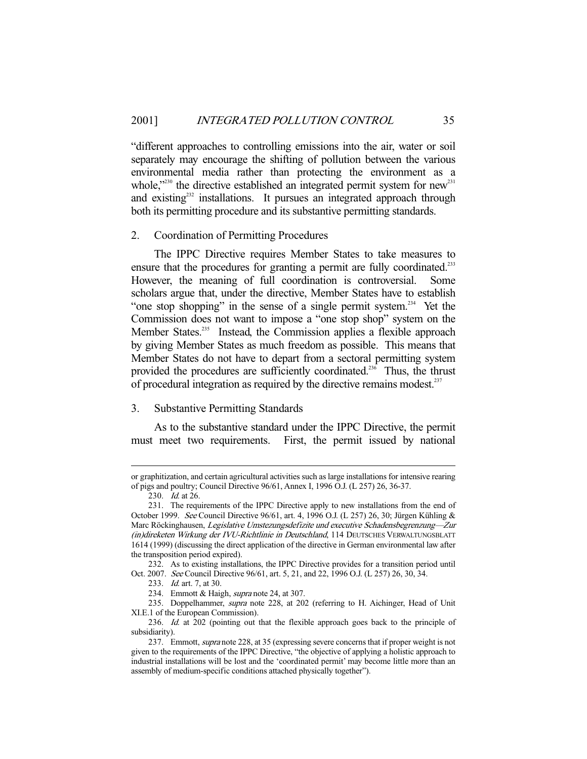"different approaches to controlling emissions into the air, water or soil separately may encourage the shifting of pollution between the various environmental media rather than protecting the environment as a whole,"[230] the directive established an integrated permit system for new[231] and existing[232] installations. It pursues an integrated approach through both its permitting procedure and its substantive permitting standards.

### 2. Coordination of Permitting Procedures

The IPPC Directive requires Member States to take measures to ensure that the procedures for granting a permit are fully coordinated.[233] However, the meaning of full coordination is controversial. Some scholars argue that, under the directive, Member States have to establish "one stop shopping" in the sense of a single permit system.[234] Yet the Commission does not want to impose a "one stop shop" system on the Member States.[235] Instead, the Commission applies a flexible approach by giving Member States as much freedom as possible. This means that Member States do not have to depart from a sectoral permitting system provided the procedures are sufficiently coordinated.[236] Thus, the thrust of procedural integration as required by the directive remains modest.[237]

### 3. Substantive Permitting Standards

As to the substantive standard under the IPPC Directive, the permit must meet two requirements. First, the permit issued by national

---

or graphitization, and certain agricultural activities such as large installations for intensive rearing of pigs and poultry; Council Directive 96/61, Annex I, 1996 O.J. (L 257) 26, 36-37.

230. *Id.* at 26.

231. The requirements of the IPPC Directive apply to new installations from the end of October 1999. *See* Council Directive 96/61, art. 4, 1996 O.J. (L 257) 26, 30; Jürgen Kühling & Marc Röckinghausen, *Legislative Umstezungsdefizite und executive Schadensbegrenzung—Zur (in)direketen Wirkung der IVU-Richtlinie in Deutschland*, 114 DEUTSCHES VERWALTUNGSBLATT 1614 (1999) (discussing the direct application of the directive in German environmental law after the transposition period expired).

232. As to existing installations, the IPPC Directive provides for a transition period until Oct. 2007. *See* Council Directive 96/61, art. 5, 21, and 22, 1996 O.J. (L 257) 26, 30, 34.

233. *Id.* art. 7, at 30.

234. Emmott & Haigh, *supra* note 24, at 307.

235. Doppelhammer, *supra* note 228, at 202 (referring to H. Aichinger, Head of Unit XI.E.1 of the European Commission).

236. *Id.* at 202 (pointing out that the flexible approach goes back to the principle of subsidiarity).

237. Emmott, *supra* note 228, at 35 (expressing severe concerns that if proper weight is not given to the requirements of the IPPC Directive, "the objective of applying a holistic approach to industrial installations will be lost and the 'coordinated permit' may become little more than an assembly of medium-specific conditions attached physically together").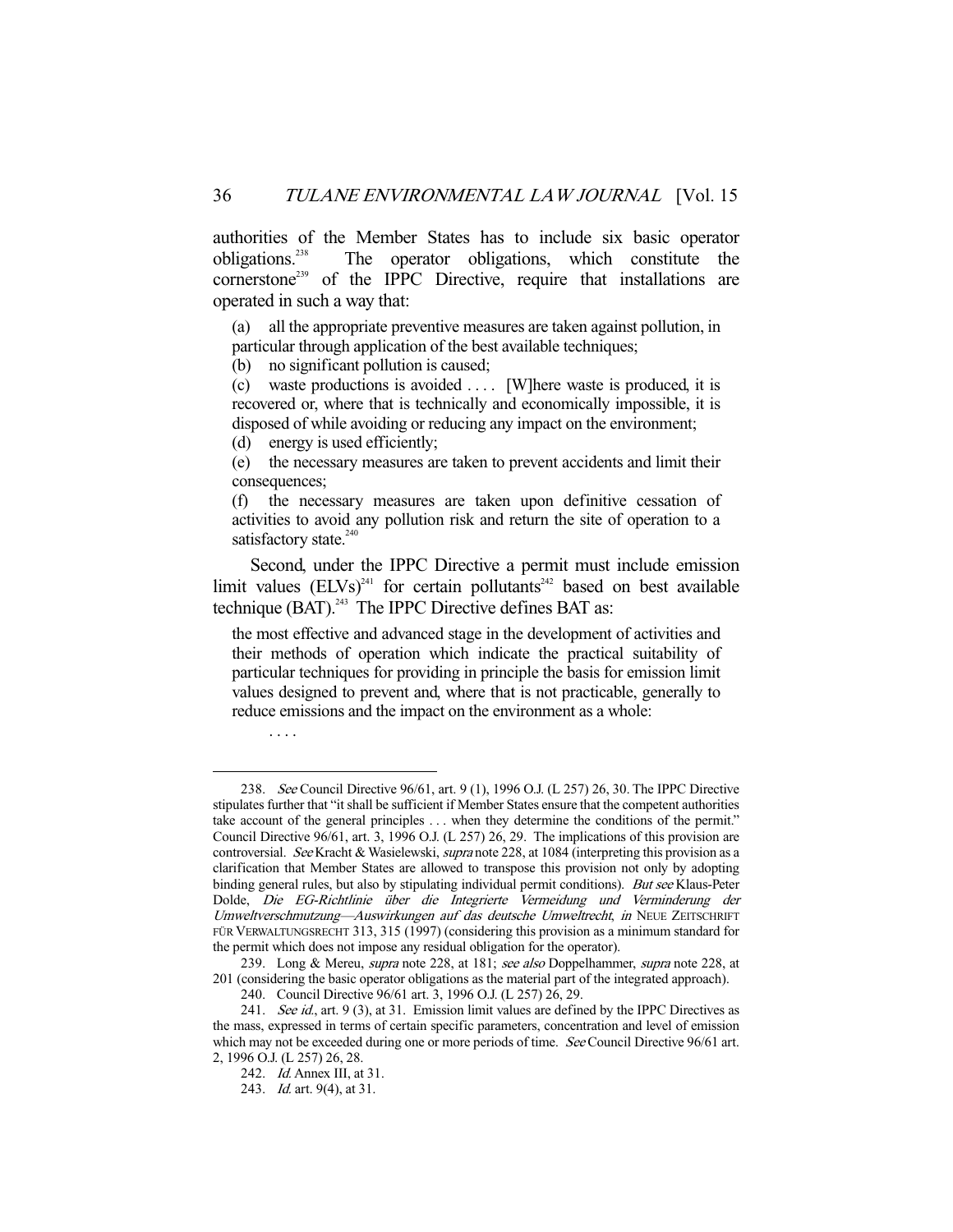authorities of the Member States has to include six basic operator obligations.[238] The operator obligations, which constitute the cornerstone[239] of the IPPC Directive, require that installations are operated in such a way that:

> (a) all the appropriate preventive measures are taken against pollution, in particular through application of the best available techniques;
> (b) no significant pollution is caused;
> (c) waste productions is avoided . . . . [W]here waste is produced, it is recovered or, where that is technically and economically impossible, it is disposed of while avoiding or reducing any impact on the environment;
> (d) energy is used efficiently;
> (e) the necessary measures are taken to prevent accidents and limit their consequences;
> (f) the necessary measures are taken upon definitive cessation of activities to avoid any pollution risk and return the site of operation to a satisfactory state.[240]

Second, under the IPPC Directive a permit must include emission limit values (ELVs)[241] for certain pollutants[242] based on best available technique (BAT).[243] The IPPC Directive defines BAT as:

> the most effective and advanced stage in the development of activities and their methods of operation which indicate the practical suitability of particular techniques for providing in principle the basis for emission limit values designed to prevent and, where that is not practicable, generally to reduce emissions and the impact on the environment as a whole:
>
> . . . .

---

238. *See* Council Directive 96/61, art. 9 (1), 1996 O.J. (L 257) 26, 30. The IPPC Directive stipulates further that "it shall be sufficient if Member States ensure that the competent authorities take account of the general principles . . . when they determine the conditions of the permit." Council Directive 96/61, art. 3, 1996 O.J. (L 257) 26, 29. The implications of this provision are controversial. *See* Kracht & Wasielewski, *supra* note 228, at 1084 (interpreting this provision as a clarification that Member States are allowed to transpose this provision not only by adopting binding general rules, but also by stipulating individual permit conditions). *But see* Klaus-Peter Dolde, *Die EG-Richtlinie über die Integrierte Vermeidung und Verminderung der Umweltverschmutzung—Auswirkungen auf das deutsche Umweltrecht*, *in* NEUE ZEITSCHRIFT FÜR VERWALTUNGSRECHT 313, 315 (1997) (considering this provision as a minimum standard for the permit which does not impose any residual obligation for the operator).

239. Long & Mereu, *supra* note 228, at 181; *see also* Doppelhammer, *supra* note 228, at 201 (considering the basic operator obligations as the material part of the integrated approach).

240. Council Directive 96/61 art. 3, 1996 O.J. (L 257) 26, 29.

241. *See id.*, art. 9 (3), at 31. Emission limit values are defined by the IPPC Directives as the mass, expressed in terms of certain specific parameters, concentration and level of emission which may not be exceeded during one or more periods of time. *See* Council Directive 96/61 art. 2, 1996 O.J. (L 257) 26, 28.

242. *Id.* Annex III, at 31.

243. *Id.* art. 9(4), at 31.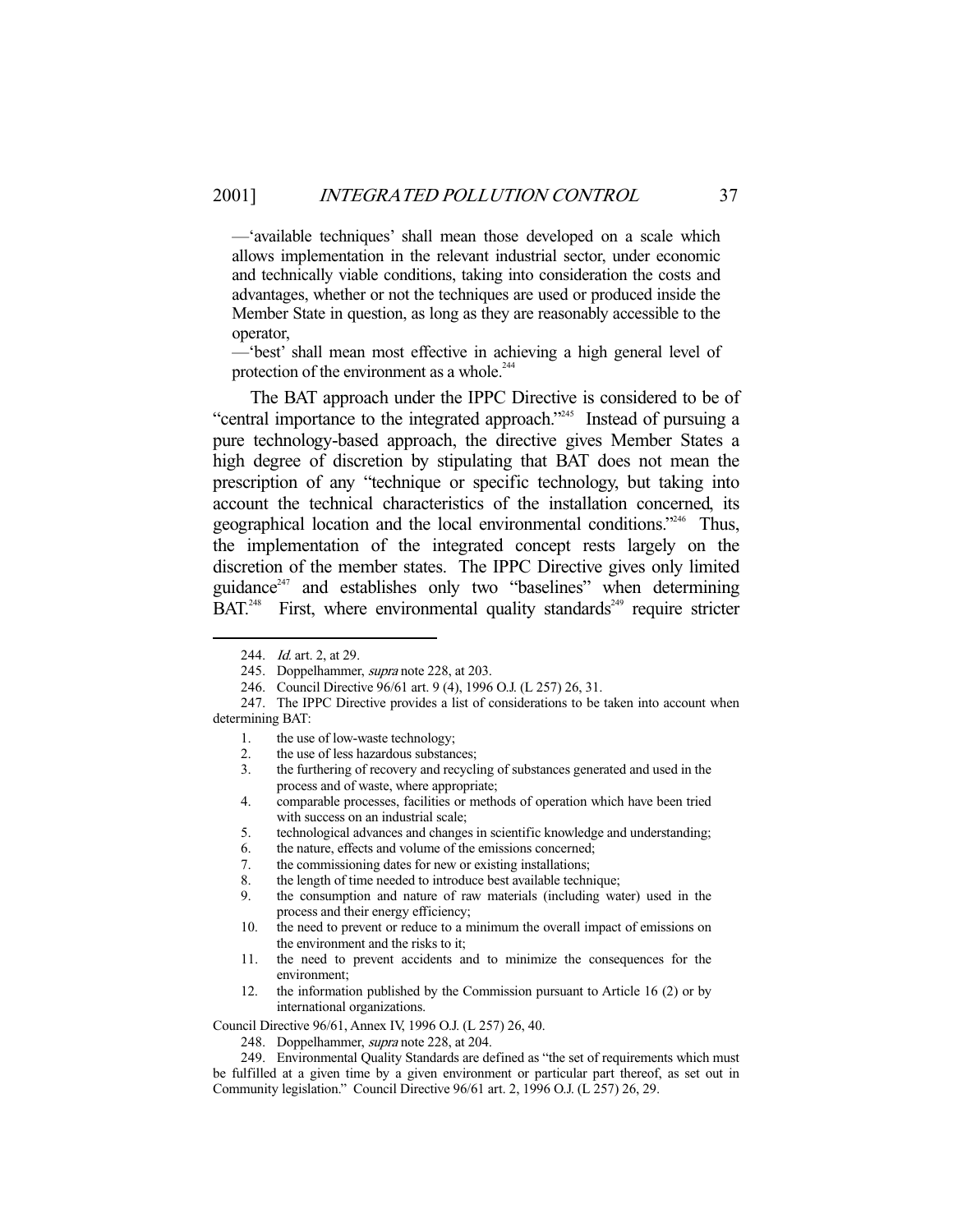—'available techniques' shall mean those developed on a scale which allows implementation in the relevant industrial sector, under economic and technically viable conditions, taking into consideration the costs and advantages, whether or not the techniques are used or produced inside the Member State in question, as long as they are reasonably accessible to the operator,

—'best' shall mean most effective in achieving a high general level of protection of the environment as a whole.[244]

The BAT approach under the IPPC Directive is considered to be of "central importance to the integrated approach."[245] Instead of pursuing a pure technology-based approach, the directive gives Member States a high degree of discretion by stipulating that BAT does not mean the prescription of any "technique or specific technology, but taking into account the technical characteristics of the installation concerned, its geographical location and the local environmental conditions."[246] Thus, the implementation of the integrated concept rests largely on the discretion of the member states. The IPPC Directive gives only limited guidance[247] and establishes only two "baselines" when determining BAT.[248] First, where environmental quality standards[249] require stricter

---

244. *Id.* art. 2, at 29.

245. Doppelhammer, *supra* note 228, at 203.

246. Council Directive 96/61 art. 9 (4), 1996 O.J. (L 257) 26, 31.

247. The IPPC Directive provides a list of considerations to be taken into account when determining BAT:

1. the use of low-waste technology;
2. the use of less hazardous substances;
3. the furthering of recovery and recycling of substances generated and used in the process and of waste, where appropriate;
4. comparable processes, facilities or methods of operation which have been tried with success on an industrial scale;
5. technological advances and changes in scientific knowledge and understanding;
6. the nature, effects and volume of the emissions concerned;
7. the commissioning dates for new or existing installations;
8. the length of time needed to introduce best available technique;
9. the consumption and nature of raw materials (including water) used in the process and their energy efficiency;
10. the need to prevent or reduce to a minimum the overall impact of emissions on the environment and the risks to it;
11. the need to prevent accidents and to minimize the consequences for the environment;
12. the information published by the Commission pursuant to Article 16 (2) or by international organizations.

Council Directive 96/61, Annex IV, 1996 O.J. (L 257) 26, 40.

248. Doppelhammer, *supra* note 228, at 204.

249. Environmental Quality Standards are defined as "the set of requirements which must be fulfilled at a given time by a given environment or particular part thereof, as set out in Community legislation." Council Directive 96/61 art. 2, 1996 O.J. (L 257) 26, 29.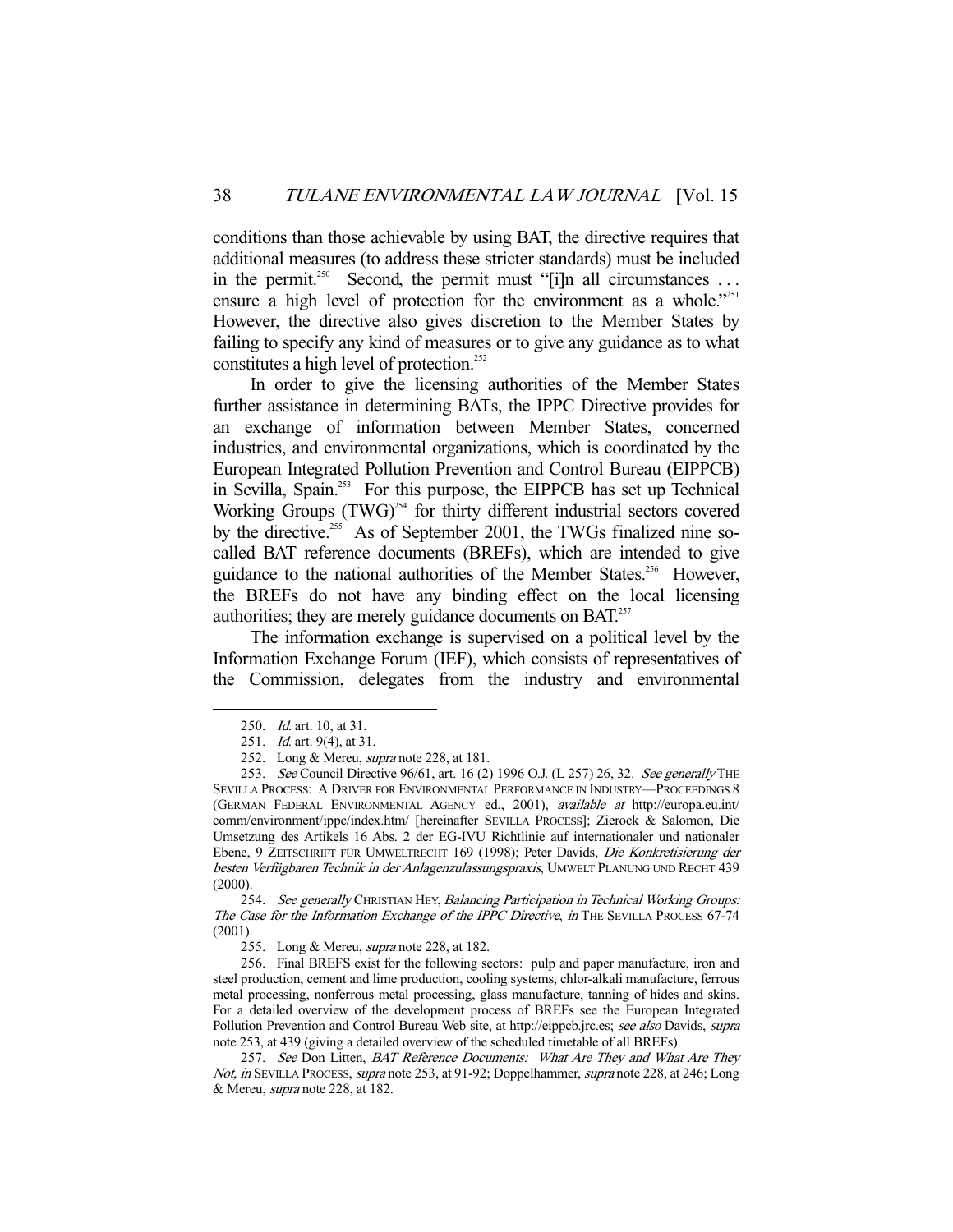conditions than those achievable by using BAT, the directive requires that additional measures (to address these stricter standards) must be included in the permit.[250] Second, the permit must "[i]n all circumstances . . . ensure a high level of protection for the environment as a whole."[251] However, the directive also gives discretion to the Member States by failing to specify any kind of measures or to give any guidance as to what constitutes a high level of protection.[252]

In order to give the licensing authorities of the Member States further assistance in determining BATs, the IPPC Directive provides for an exchange of information between Member States, concerned industries, and environmental organizations, which is coordinated by the European Integrated Pollution Prevention and Control Bureau (EIPPCB) in Sevilla, Spain.[253] For this purpose, the EIPPCB has set up Technical Working Groups (TWG)[254] for thirty different industrial sectors covered by the directive.[255] As of September 2001, the TWGs finalized nine so-called BAT reference documents (BREFs), which are intended to give guidance to the national authorities of the Member States.[256] However, the BREFs do not have any binding effect on the local licensing authorities; they are merely guidance documents on BAT.[257]

The information exchange is supervised on a political level by the Information Exchange Forum (IEF), which consists of representatives of the Commission, delegates from the industry and environmental

---

250. *Id.* art. 10, at 31.

251. *Id.* art. 9(4), at 31.

252. Long & Mereu, *supra* note 228, at 181.

253. *See* Council Directive 96/61, art. 16 (2) 1996 O.J. (L 257) 26, 32. *See generally* THE SEVILLA PROCESS: A DRIVER FOR ENVIRONMENTAL PERFORMANCE IN INDUSTRY—PROCEEDINGS 8 (GERMAN FEDERAL ENVIRONMENTAL AGENCY ed., 2001), *available at* http://europa.eu.int/comm/environment/ippc/index.htm/ [hereinafter SEVILLA PROCESS]; Zierock & Salomon, Die Umsetzung des Artikels 16 Abs. 2 der EG-IVU Richtlinie auf internationaler und nationaler Ebene, 9 ZEITSCHRIFT FÜR UMWELTRECHT 169 (1998); Peter Davids, *Die Konkretisierung der besten Verfügbaren Technik in der Anlagenzulassungspraxis*, UMWELT PLANUNG UND RECHT 439 (2000).

254. *See generally* CHRISTIAN HEY, *Balancing Participation in Technical Working Groups: The Case for the Information Exchange of the IPPC Directive*, *in* THE SEVILLA PROCESS 67-74 (2001).

255. Long & Mereu, *supra* note 228, at 182.

256. Final BREFS exist for the following sectors: pulp and paper manufacture, iron and steel production, cement and lime production, cooling systems, chlor-alkali manufacture, ferrous metal processing, nonferrous metal processing, glass manufacture, tanning of hides and skins. For a detailed overview of the development process of BREFs see the European Integrated Pollution Prevention and Control Bureau Web site, at http://eippcb.jrc.es; *see also* Davids, *supra* note 253, at 439 (giving a detailed overview of the scheduled timetable of all BREFs).

257. *See* Don Litten, *BAT Reference Documents: What Are They and What Are They Not, in* SEVILLA PROCESS, *supra* note 253, at 91-92; Doppelhammer, *supra* note 228, at 246; Long & Mereu, *supra* note 228, at 182.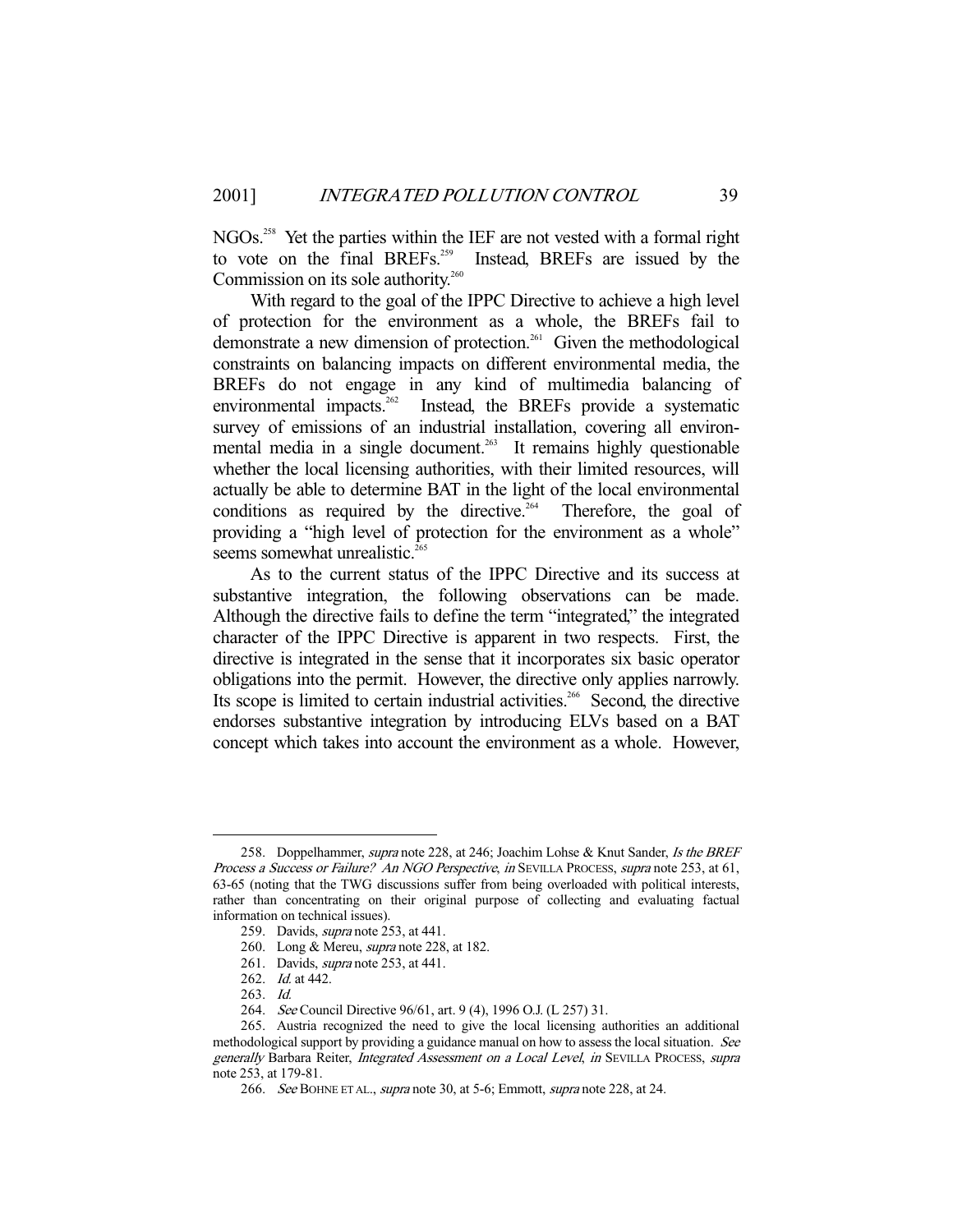NGOs.[258] Yet the parties within the IEF are not vested with a formal right to vote on the final BREFs.[259] Instead, BREFs are issued by the Commission on its sole authority.[260]

With regard to the goal of the IPPC Directive to achieve a high level of protection for the environment as a whole, the BREFs fail to demonstrate a new dimension of protection.[261] Given the methodological constraints on balancing impacts on different environmental media, the BREFs do not engage in any kind of multimedia balancing of environmental impacts.[262] Instead, the BREFs provide a systematic survey of emissions of an industrial installation, covering all environmental media in a single document.[263] It remains highly questionable whether the local licensing authorities, with their limited resources, will actually be able to determine BAT in the light of the local environmental conditions as required by the directive.[264] Therefore, the goal of providing a "high level of protection for the environment as a whole" seems somewhat unrealistic.[265]

As to the current status of the IPPC Directive and its success at substantive integration, the following observations can be made. Although the directive fails to define the term "integrated," the integrated character of the IPPC Directive is apparent in two respects. First, the directive is integrated in the sense that it incorporates six basic operator obligations into the permit. However, the directive only applies narrowly. Its scope is limited to certain industrial activities.[266] Second, the directive endorses substantive integration by introducing ELVs based on a BAT concept which takes into account the environment as a whole. However,

---

258. Doppelhammer, *supra* note 228, at 246; Joachim Lohse & Knut Sander, *Is the BREF Process a Success or Failure? An NGO Perspective*, *in* SEVILLA PROCESS, *supra* note 253, at 61, 63-65 (noting that the TWG discussions suffer from being overloaded with political interests, rather than concentrating on their original purpose of collecting and evaluating factual information on technical issues).

259. Davids, *supra* note 253, at 441.

260. Long & Mereu, *supra* note 228, at 182.

261. Davids, *supra* note 253, at 441.

262. *Id.* at 442.

263. *Id.*

264. *See* Council Directive 96/61, art. 9 (4), 1996 O.J. (L 257) 31.

265. Austria recognized the need to give the local licensing authorities an additional methodological support by providing a guidance manual on how to assess the local situation. *See generally* Barbara Reiter, *Integrated Assessment on a Local Level*, *in* SEVILLA PROCESS, *supra* note 253, at 179-81.

266. *See* BOHNE ET AL., *supra* note 30, at 5-6; Emmott, *supra* note 228, at 24.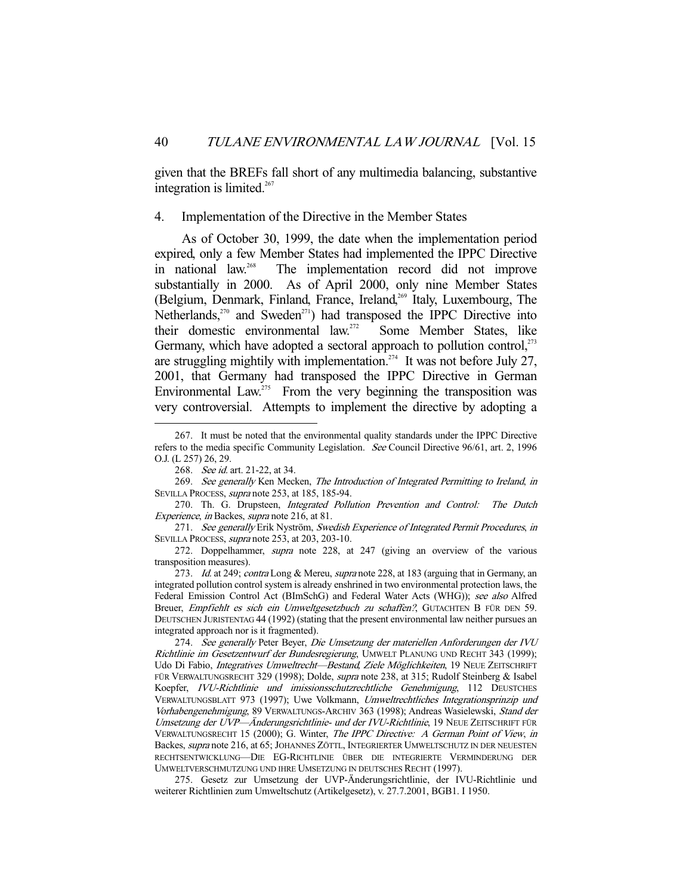given that the BREFs fall short of any multimedia balancing, substantive integration is limited.[267]

### 4. Implementation of the Directive in the Member States

As of October 30, 1999, the date when the implementation period expired, only a few Member States had implemented the IPPC Directive in national law.[268] The implementation record did not improve substantially in 2000. As of April 2000, only nine Member States (Belgium, Denmark, Finland, France, Ireland,[269] Italy, Luxembourg, The Netherlands,[270] and Sweden[271]) had transposed the IPPC Directive into their domestic environmental law.[272] Some Member States, like Germany, which have adopted a sectoral approach to pollution control,[273] are struggling mightily with implementation.[274] It was not before July 27, 2001, that Germany had transposed the IPPC Directive in German Environmental Law.[275] From the very beginning the transposition was very controversial. Attempts to implement the directive by adopting a

---

267. It must be noted that the environmental quality standards under the IPPC Directive refers to the media specific Community Legislation. *See* Council Directive 96/61, art. 2, 1996 O.J. (L 257) 26, 29.

268. *See id.* art. 21-22, at 34.

269. *See generally* Ken Mecken, *The Introduction of Integrated Permitting to Ireland*, *in* SEVILLA PROCESS, *supra* note 253, at 185, 185-94.

270. Th. G. Drupsteen, *Integrated Pollution Prevention and Control: The Dutch Experience*, *in* Backes, *supra* note 216, at 81.

271. *See generally* Erik Nyström, *Swedish Experience of Integrated Permit Procedures*, *in* SEVILLA PROCESS, *supra* note 253, at 203, 203-10.

272. Doppelhammer, *supra* note 228, at 247 (giving an overview of the various transposition measures).

273. *Id.* at 249; *contra* Long & Mereu, *supra* note 228, at 183 (arguing that in Germany, an integrated pollution control system is already enshrined in two environmental protection laws, the Federal Emission Control Act (BImSchG) and Federal Water Acts (WHG)); *see also* Alfred Breuer, *Empfiehlt es sich ein Umweltgesetzbuch zu schaffen?*, GUTACHTEN B FÜR DEN 59. DEUTSCHEN JURISTENTAG 44 (1992) (stating that the present environmental law neither pursues an integrated approach nor is it fragmented).

274. *See generally* Peter Beyer, *Die Umsetzung der materiellen Anforderungen der IVU Richtlinie im Gesetzentwurf der Bundesregierung*, UMWELT PLANUNG UND RECHT 343 (1999); Udo Di Fabio, *Integratives Umweltrecht—Bestand, Ziele Möglichkeiten*, 19 NEUE ZEITSCHRIFT FÜR VERWALTUNGSRECHT 329 (1998); Dolde, *supra* note 238, at 315; Rudolf Steinberg & Isabel Koepfer, *IVU-Richtlinie und imissionsschutzrechtliche Genehmigung*, 112 DEUSTCHES VERWALTUNGSBLATT 973 (1997); Uwe Volkmann, *Umweltrechtliches Integrationsprinzip und Vorhabengenehmigung*, 89 VERWALTUNGS-ARCHIV 363 (1998); Andreas Wasielewski, *Stand der Umsetzung der UVP—Änderungsrichtlinie- und der IVU-Richtlinie*, 19 NEUE ZEITSCHRIFT FÜR VERWALTUNGSRECHT 15 (2000); G. Winter, *The IPPC Directive: A German Point of View*, *in* Backes, *supra* note 216, at 65; JOHANNES ZÖTTL, INTEGRIERTER UMWELTSCHUTZ IN DER NEUESTEN RECHTSENTWICKLUNG—DIE EG-RICHTLINIE ÜBER DIE INTEGRIERTE VERMINDERUNG DER UMWELTVERSCHMUTZUNG UND IHRE UMSETZUNG IN DEUTSCHES RECHT (1997).

275. Gesetz zur Umsetzung der UVP-Änderungsrichtlinie, der IVU-Richtlinie und weiterer Richtlinien zum Umweltschutz (Artikelgesetz), v. 27.7.2001, BGB1. I 1950.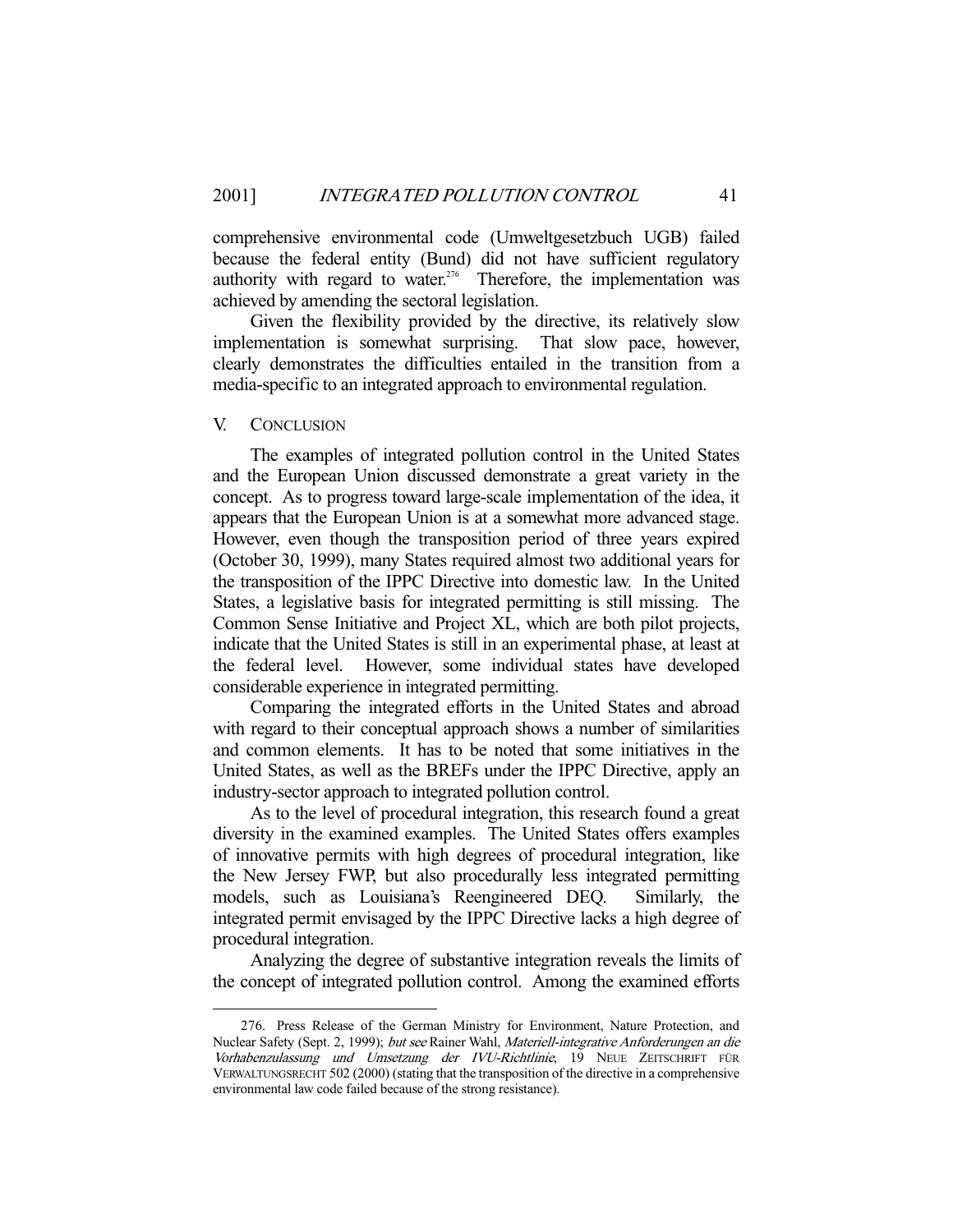comprehensive environmental code (Umweltgesetzbuch UGB) failed because the federal entity (Bund) did not have sufficient regulatory authority with regard to water.[276] Therefore, the implementation was achieved by amending the sectoral legislation.

Given the flexibility provided by the directive, its relatively slow implementation is somewhat surprising. That slow pace, however, clearly demonstrates the difficulties entailed in the transition from a media-specific to an integrated approach to environmental regulation.

## V. CONCLUSION

The examples of integrated pollution control in the United States and the European Union discussed demonstrate a great variety in the concept. As to progress toward large-scale implementation of the idea, it appears that the European Union is at a somewhat more advanced stage. However, even though the transposition period of three years expired (October 30, 1999), many States required almost two additional years for the transposition of the IPPC Directive into domestic law. In the United States, a legislative basis for integrated permitting is still missing. The Common Sense Initiative and Project XL, which are both pilot projects, indicate that the United States is still in an experimental phase, at least at the federal level. However, some individual states have developed considerable experience in integrated permitting.

Comparing the integrated efforts in the United States and abroad with regard to their conceptual approach shows a number of similarities and common elements. It has to be noted that some initiatives in the United States, as well as the BREFs under the IPPC Directive, apply an industry-sector approach to integrated pollution control.

As to the level of procedural integration, this research found a great diversity in the examined examples. The United States offers examples of innovative permits with high degrees of procedural integration, like the New Jersey FWP, but also procedurally less integrated permitting models, such as Louisiana's Reengineered DEQ. Similarly, the integrated permit envisaged by the IPPC Directive lacks a high degree of procedural integration.

Analyzing the degree of substantive integration reveals the limits of the concept of integrated pollution control. Among the examined efforts

---

276. Press Release of the German Ministry for Environment, Nature Protection, and Nuclear Safety (Sept. 2, 1999); *but see* Rainer Wahl, *Materiell-integrative Anforderungen an die Vorhabenzulassung und Umsetzung der IVU-Richtlinie*, 19 NEUE ZEITSCHRIFT FÜR VERWALTUNGSRECHT 502 (2000) (stating that the transposition of the directive in a comprehensive environmental law code failed because of the strong resistance).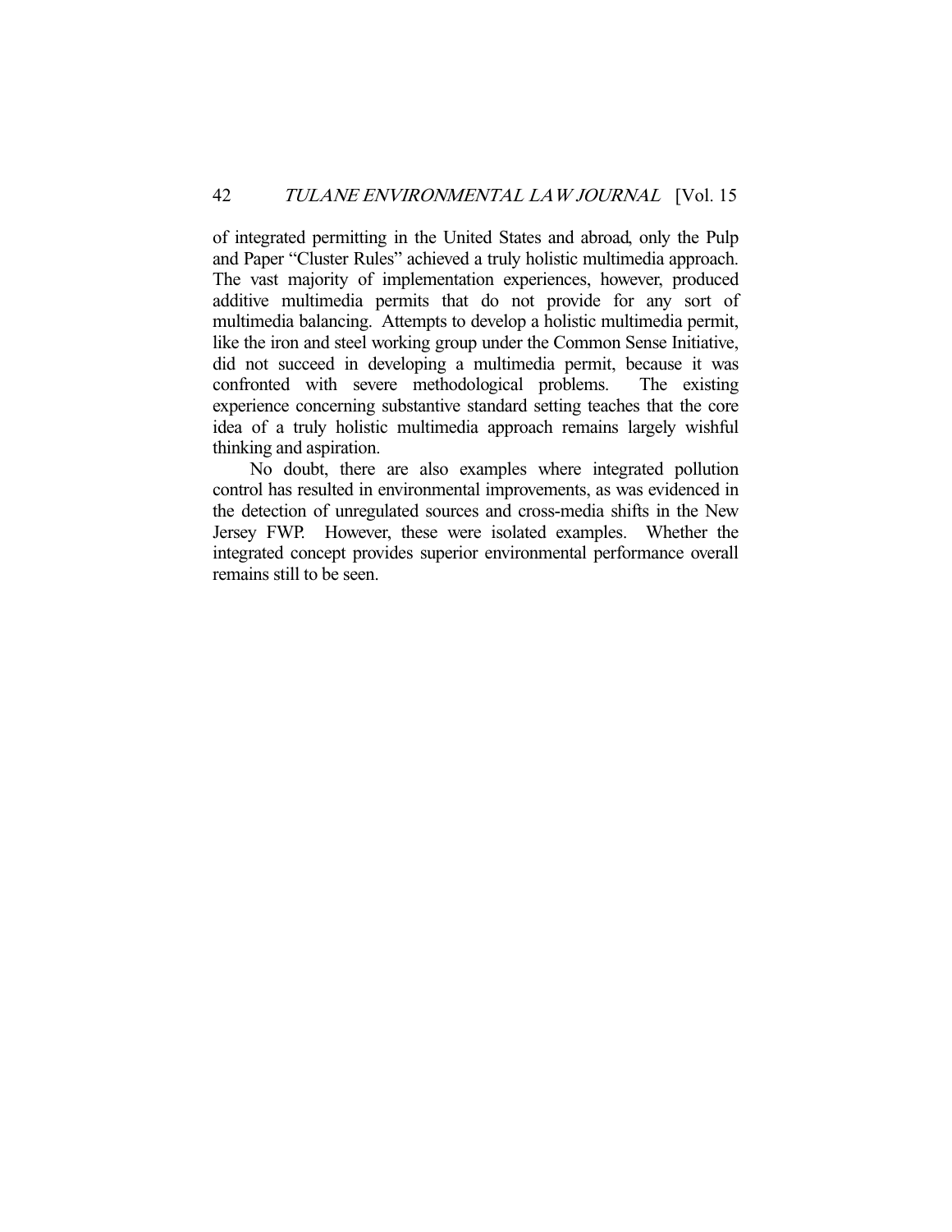of integrated permitting in the United States and abroad, only the Pulp and Paper "Cluster Rules" achieved a truly holistic multimedia approach. The vast majority of implementation experiences, however, produced additive multimedia permits that do not provide for any sort of multimedia balancing. Attempts to develop a holistic multimedia permit, like the iron and steel working group under the Common Sense Initiative, did not succeed in developing a multimedia permit, because it was confronted with severe methodological problems. The existing experience concerning substantive standard setting teaches that the core idea of a truly holistic multimedia approach remains largely wishful thinking and aspiration.

No doubt, there are also examples where integrated pollution control has resulted in environmental improvements, as was evidenced in the detection of unregulated sources and cross-media shifts in the New Jersey FWP. However, these were isolated examples. Whether the integrated concept provides superior environmental performance overall remains still to be seen.